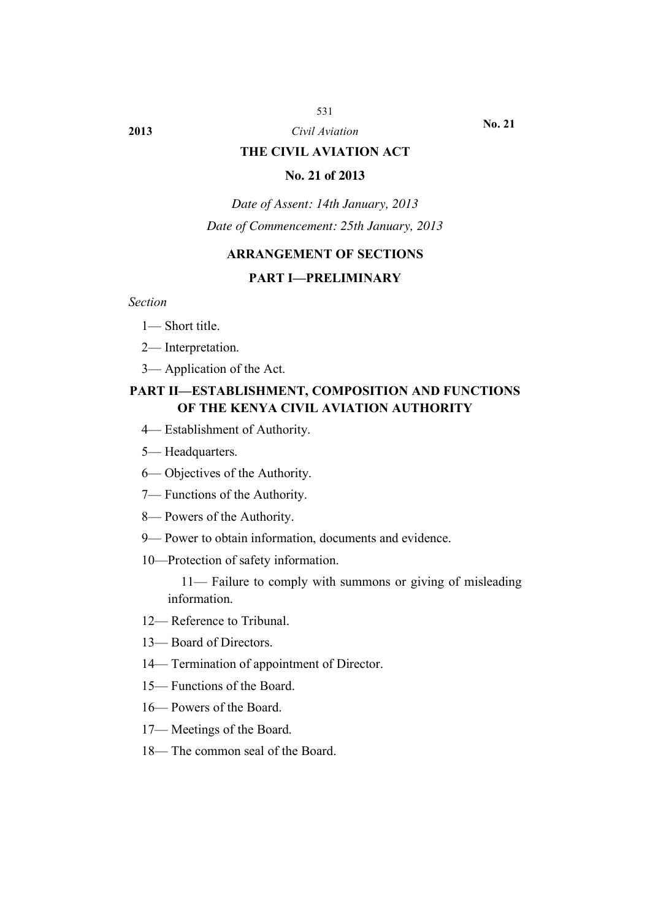# THE CIVIL AVIATION ACT

## No. 21 of 2013

*Date of Assent: 14th January, 2013*

*Date of Commencement: 25th January, 2013*

## ARRANGEMENT OF SECTIONS

### PART I—PRELIMINARY

*Section*

1— Short title.

2— Interpretation.

3— Application of the Act.

### PART II—ESTABLISHMENT, COMPOSITION AND FUNCTIONS OF THE KENYA CIVIL AVIATION AUTHORITY

4— Establishment of Authority.

5— Headquarters.

6— Objectives of the Authority.

7— Functions of the Authority.

8— Powers of the Authority.

9— Power to obtain information, documents and evidence.

10—Protection of safety information.

11— Failure to comply with summons or giving of misleading information.

12— Reference to Tribunal.

13— Board of Directors.

14— Termination of appointment of Director.

15— Functions of the Board.

16— Powers of the Board.

17— Meetings of the Board.

18— The common seal of the Board.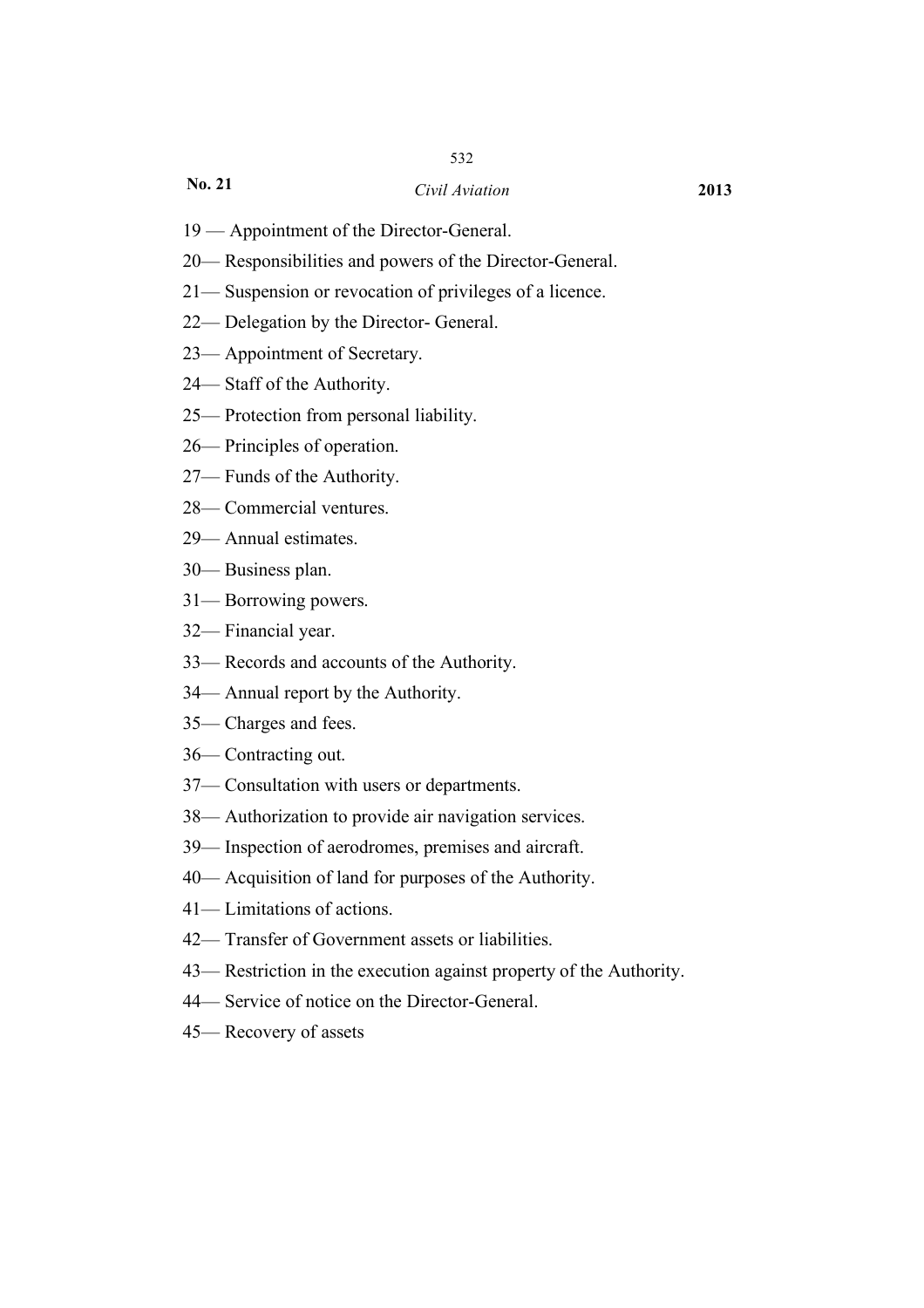19 — Appointment of the Director-General.

20— Responsibilities and powers of the Director-General.

21— Suspension or revocation of privileges of a licence.

22— Delegation by the Director- General.

23— Appointment of Secretary.

24— Staff of the Authority.

25— Protection from personal liability.

26— Principles of operation.

27— Funds of the Authority.

28— Commercial ventures.

29— Annual estimates.

30— Business plan.

31— Borrowing powers.

32— Financial year.

33— Records and accounts of the Authority.

34— Annual report by the Authority.

35— Charges and fees.

36— Contracting out.

37— Consultation with users or departments.

38— Authorization to provide air navigation services.

39— Inspection of aerodromes, premises and aircraft.

40— Acquisition of land for purposes of the Authority.

41— Limitations of actions.

42— Transfer of Government assets or liabilities.

43— Restriction in the execution against property of the Authority.

44— Service of notice on the Director-General.

45— Recovery of assets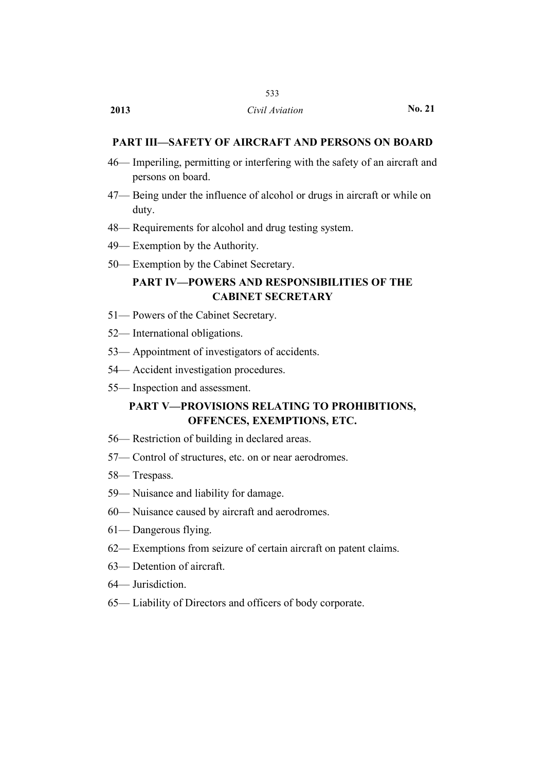## PART III—SAFETY OF AIRCRAFT AND PERSONS ON BOARD

46— Imperiling, permitting or interfering with the safety of an aircraft and persons on board.

47— Being under the influence of alcohol or drugs in aircraft or while on duty.

48— Requirements for alcohol and drug testing system.

49— Exemption by the Authority.

50— Exemption by the Cabinet Secretary.

## PART IV—POWERS AND RESPONSIBILITIES OF THE CABINET SECRETARY

51— Powers of the Cabinet Secretary.

52— International obligations.

53— Appointment of investigators of accidents.

54— Accident investigation procedures.

55— Inspection and assessment.

## PART V—PROVISIONS RELATING TO PROHIBITIONS, OFFENCES, EXEMPTIONS, ETC.

56— Restriction of building in declared areas.

57— Control of structures, etc. on or near aerodromes.

58— Trespass.

59— Nuisance and liability for damage.

60— Nuisance caused by aircraft and aerodromes.

61— Dangerous flying.

62— Exemptions from seizure of certain aircraft on patent claims.

63— Detention of aircraft.

64— Jurisdiction.

65— Liability of Directors and officers of body corporate.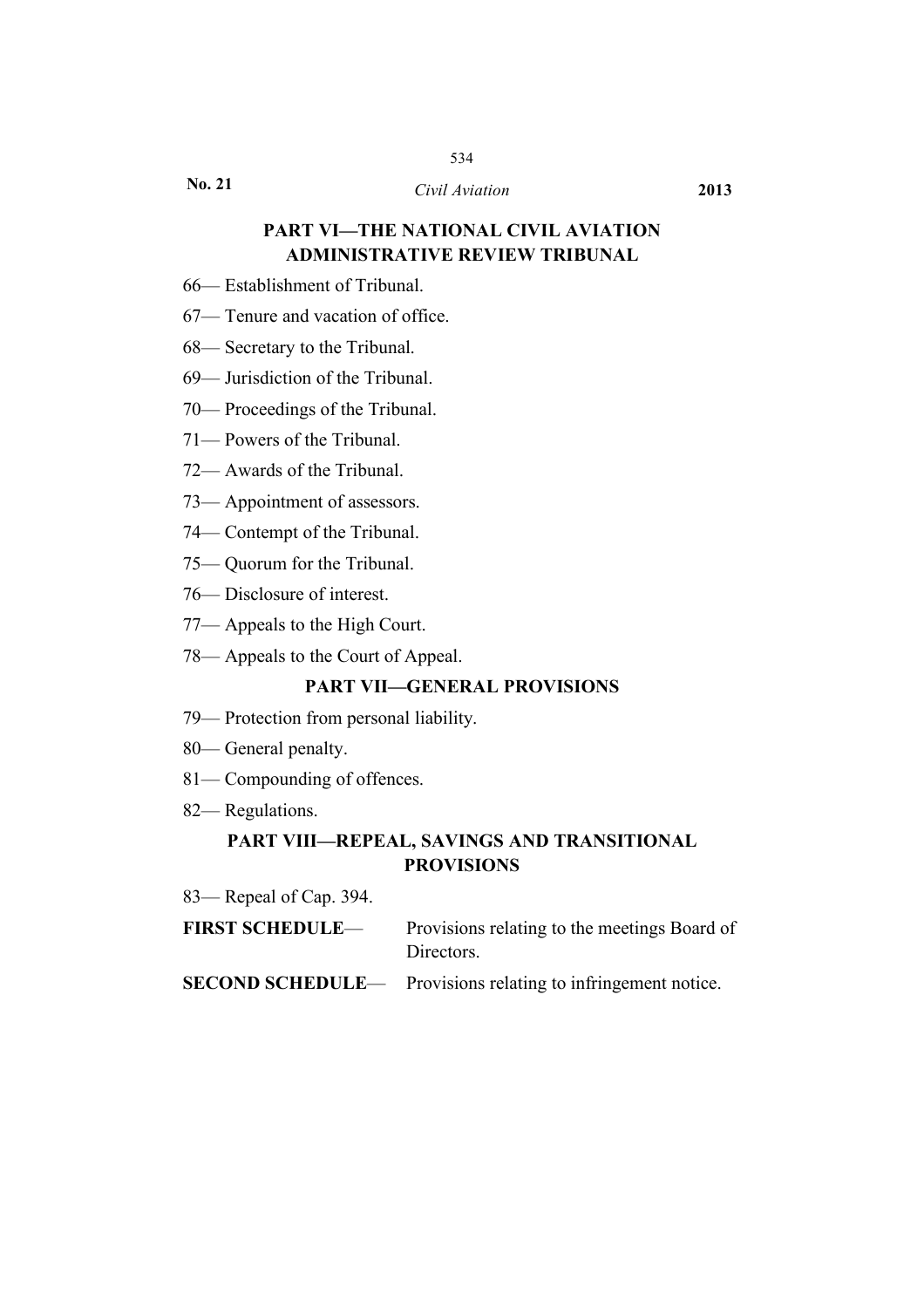## PART VI—THE NATIONAL CIVIL AVIATION ADMINISTRATIVE REVIEW TRIBUNAL

66— Establishment of Tribunal.

67— Tenure and vacation of office.

68— Secretary to the Tribunal.

69— Jurisdiction of the Tribunal.

70— Proceedings of the Tribunal.

71— Powers of the Tribunal.

72— Awards of the Tribunal.

73— Appointment of assessors.

74— Contempt of the Tribunal.

75— Quorum for the Tribunal.

76— Disclosure of interest.

77— Appeals to the High Court.

78— Appeals to the Court of Appeal.

## PART VII—GENERAL PROVISIONS

79— Protection from personal liability.

80— General penalty.

81— Compounding of offences.

82— Regulations.

## PART VIII—REPEAL, SAVINGS AND TRANSITIONAL PROVISIONS

83— Repeal of Cap. 394.

**FIRST SCHEDULE**— Provisions relating to the meetings Board of Directors.

**SECOND SCHEDULE**— Provisions relating to infringement notice.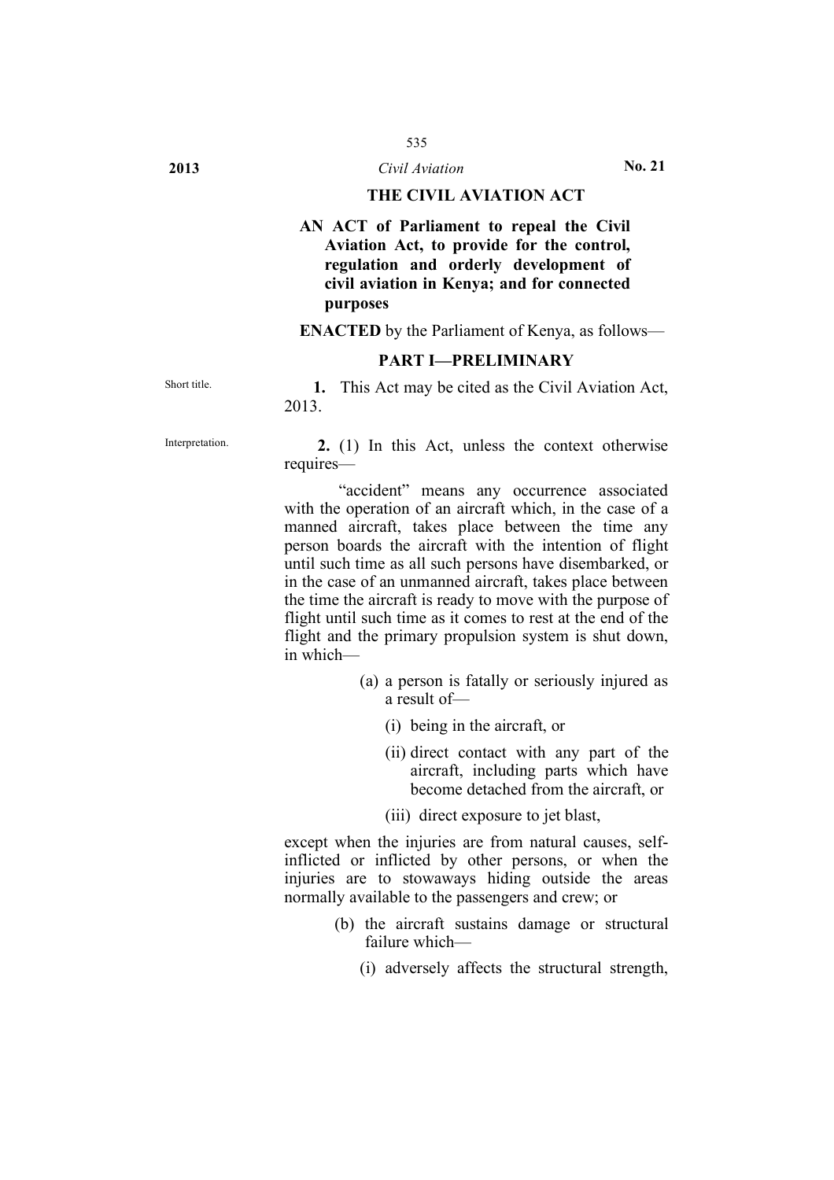# THE CIVIL AVIATION ACT

**AN ACT of Parliament to repeal the Civil Aviation Act, to provide for the control, regulation and orderly development of civil aviation in Kenya; and for connected purposes**

**ENACTED** by the Parliament of Kenya, as follows—

## PART I—PRELIMINARY

Short title.

**1.** This Act may be cited as the Civil Aviation Act, 2013.

Interpretation.

**2.** (1) In this Act, unless the context otherwise requires—

"accident" means any occurrence associated with the operation of an aircraft which, in the case of a manned aircraft, takes place between the time any person boards the aircraft with the intention of flight until such time as all such persons have disembarked, or in the case of an unmanned aircraft, takes place between the time the aircraft is ready to move with the purpose of flight until such time as it comes to rest at the end of the flight and the primary propulsion system is shut down, in which—

(a) a person is fatally or seriously injured as a result of—

(i) being in the aircraft, or

(ii) direct contact with any part of the aircraft, including parts which have become detached from the aircraft, or

(iii) direct exposure to jet blast,

except when the injuries are from natural causes, self-inflicted or inflicted by other persons, or when the injuries are to stowaways hiding outside the areas normally available to the passengers and crew; or

(b) the aircraft sustains damage or structural failure which—

(i) adversely affects the structural strength,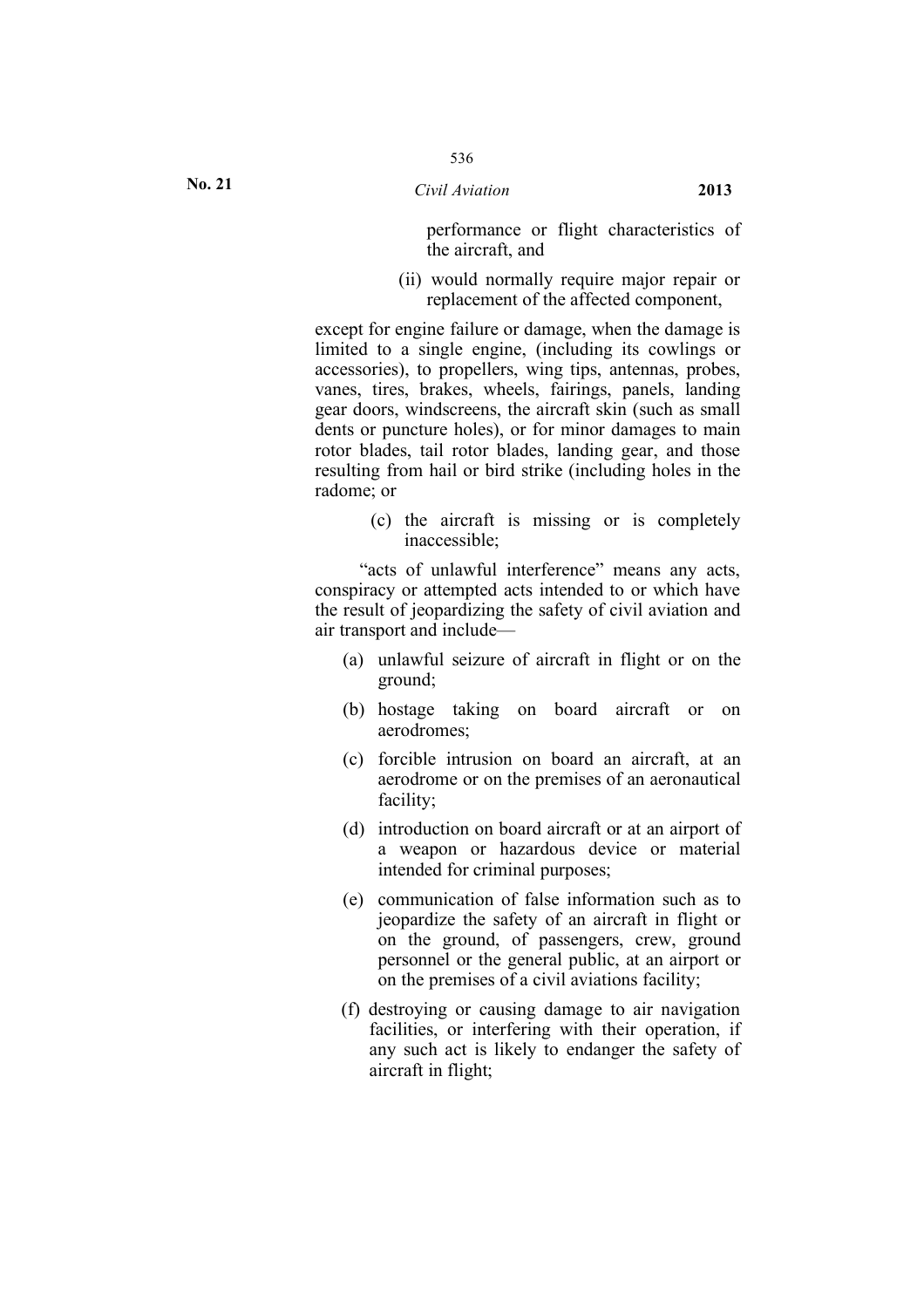performance or flight characteristics of the aircraft, and

(ii) would normally require major repair or replacement of the affected component,

except for engine failure or damage, when the damage is limited to a single engine, (including its cowlings or accessories), to propellers, wing tips, antennas, probes, vanes, tires, brakes, wheels, fairings, panels, landing gear doors, windscreens, the aircraft skin (such as small dents or puncture holes), or for minor damages to main rotor blades, tail rotor blades, landing gear, and those resulting from hail or bird strike (including holes in the radome; or

(c) the aircraft is missing or is completely inaccessible;

"acts of unlawful interference" means any acts, conspiracy or attempted acts intended to or which have the result of jeopardizing the safety of civil aviation and air transport and include—

(a) unlawful seizure of aircraft in flight or on the ground;

(b) hostage taking on board aircraft or on aerodromes;

(c) forcible intrusion on board an aircraft, at an aerodrome or on the premises of an aeronautical facility;

(d) introduction on board aircraft or at an airport of a weapon or hazardous device or material intended for criminal purposes;

(e) communication of false information such as to jeopardize the safety of an aircraft in flight or on the ground, of passengers, crew, ground personnel or the general public, at an airport or on the premises of a civil aviations facility;

(f) destroying or causing damage to air navigation facilities, or interfering with their operation, if any such act is likely to endanger the safety of aircraft in flight;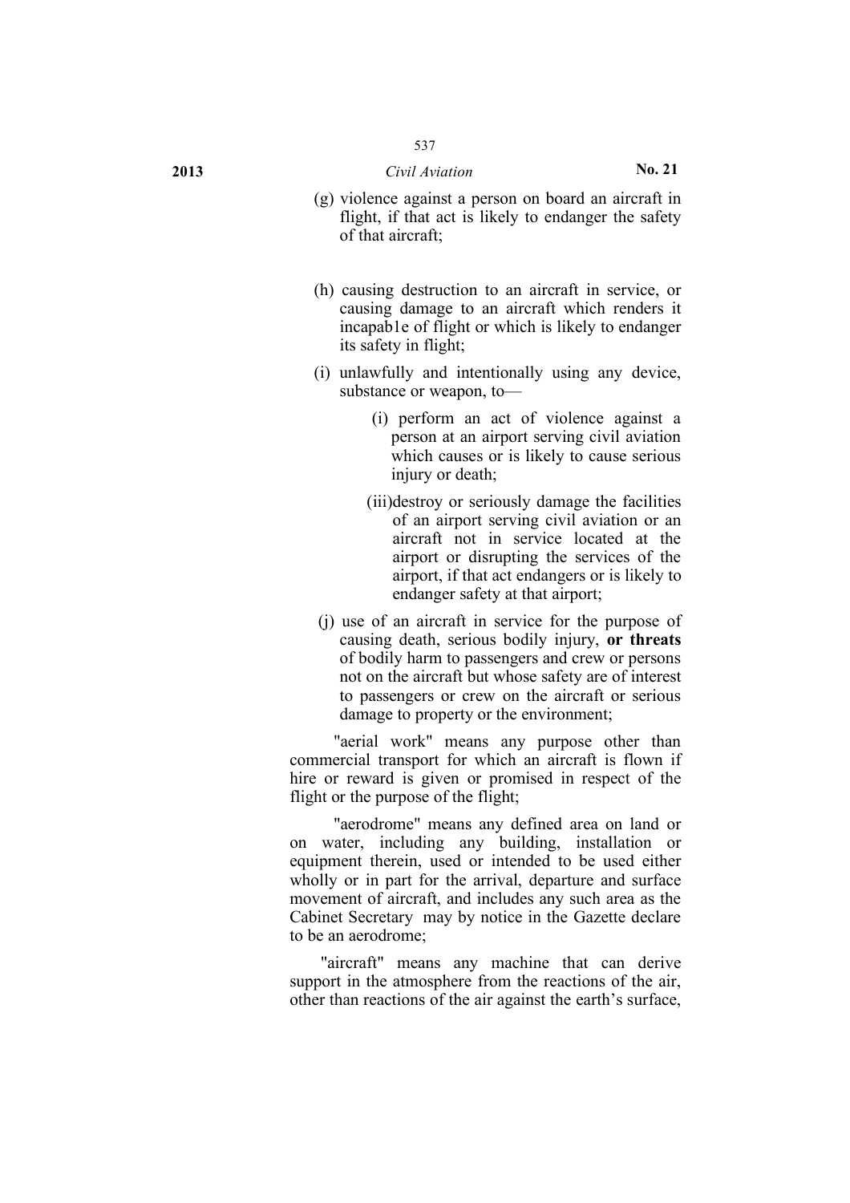(g) violence against a person on board an aircraft in flight, if that act is likely to endanger the safety of that aircraft;

(h) causing destruction to an aircraft in service, or causing damage to an aircraft which renders it incapab1e of flight or which is likely to endanger its safety in flight;

(i) unlawfully and intentionally using any device, substance or weapon, to—

(i) perform an act of violence against a person at an airport serving civil aviation which causes or is likely to cause serious injury or death;

(iii)destroy or seriously damage the facilities of an airport serving civil aviation or an aircraft not in service located at the airport or disrupting the services of the airport, if that act endangers or is likely to endanger safety at that airport;

(j) use of an aircraft in service for the purpose of causing death, serious bodily injury, **or threats** of bodily harm to passengers and crew or persons not on the aircraft but whose safety are of interest to passengers or crew on the aircraft or serious damage to property or the environment;

"aerial work" means any purpose other than commercial transport for which an aircraft is flown if hire or reward is given or promised in respect of the flight or the purpose of the flight;

"aerodrome" means any defined area on land or on water, including any building, installation or equipment therein, used or intended to be used either wholly or in part for the arrival, departure and surface movement of aircraft, and includes any such area as the Cabinet Secretary may by notice in the Gazette declare to be an aerodrome;

"aircraft" means any machine that can derive support in the atmosphere from the reactions of the air, other than reactions of the air against the earth's surface,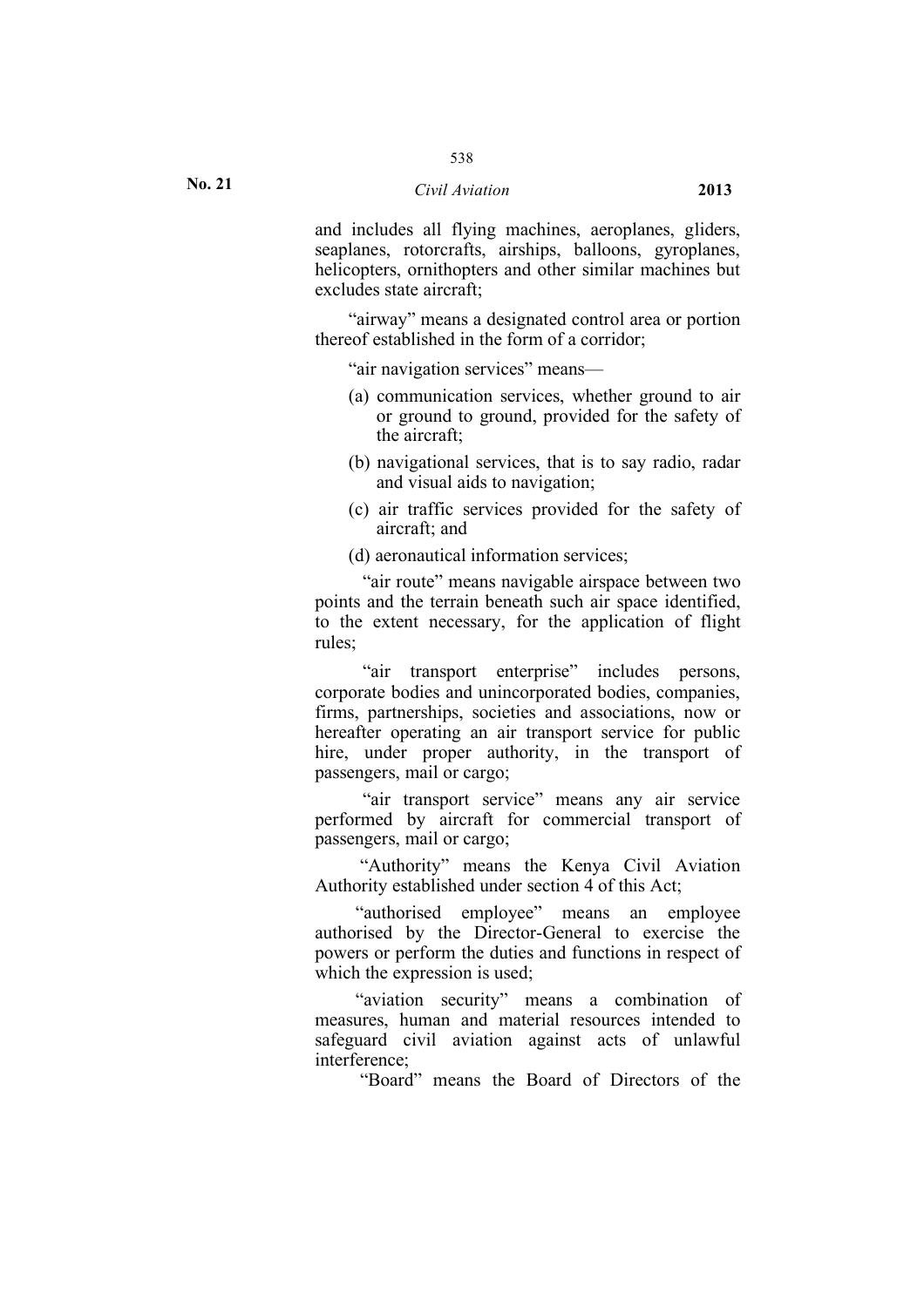and includes all flying machines, aeroplanes, gliders, seaplanes, rotorcrafts, airships, balloons, gyroplanes, helicopters, ornithopters and other similar machines but excludes state aircraft;

"airway" means a designated control area or portion thereof established in the form of a corridor;

"air navigation services" means—

(a) communication services, whether ground to air or ground to ground, provided for the safety of the aircraft;

(b) navigational services, that is to say radio, radar and visual aids to navigation;

(c) air traffic services provided for the safety of aircraft; and

(d) aeronautical information services;

"air route" means navigable airspace between two points and the terrain beneath such air space identified, to the extent necessary, for the application of flight rules;

"air transport enterprise" includes persons, corporate bodies and unincorporated bodies, companies, firms, partnerships, societies and associations, now or hereafter operating an air transport service for public hire, under proper authority, in the transport of passengers, mail or cargo;

"air transport service" means any air service performed by aircraft for commercial transport of passengers, mail or cargo;

"Authority" means the Kenya Civil Aviation Authority established under section 4 of this Act;

"authorised employee" means an employee authorised by the Director-General to exercise the powers or perform the duties and functions in respect of which the expression is used;

"aviation security" means a combination of measures, human and material resources intended to safeguard civil aviation against acts of unlawful interference;

"Board" means the Board of Directors of the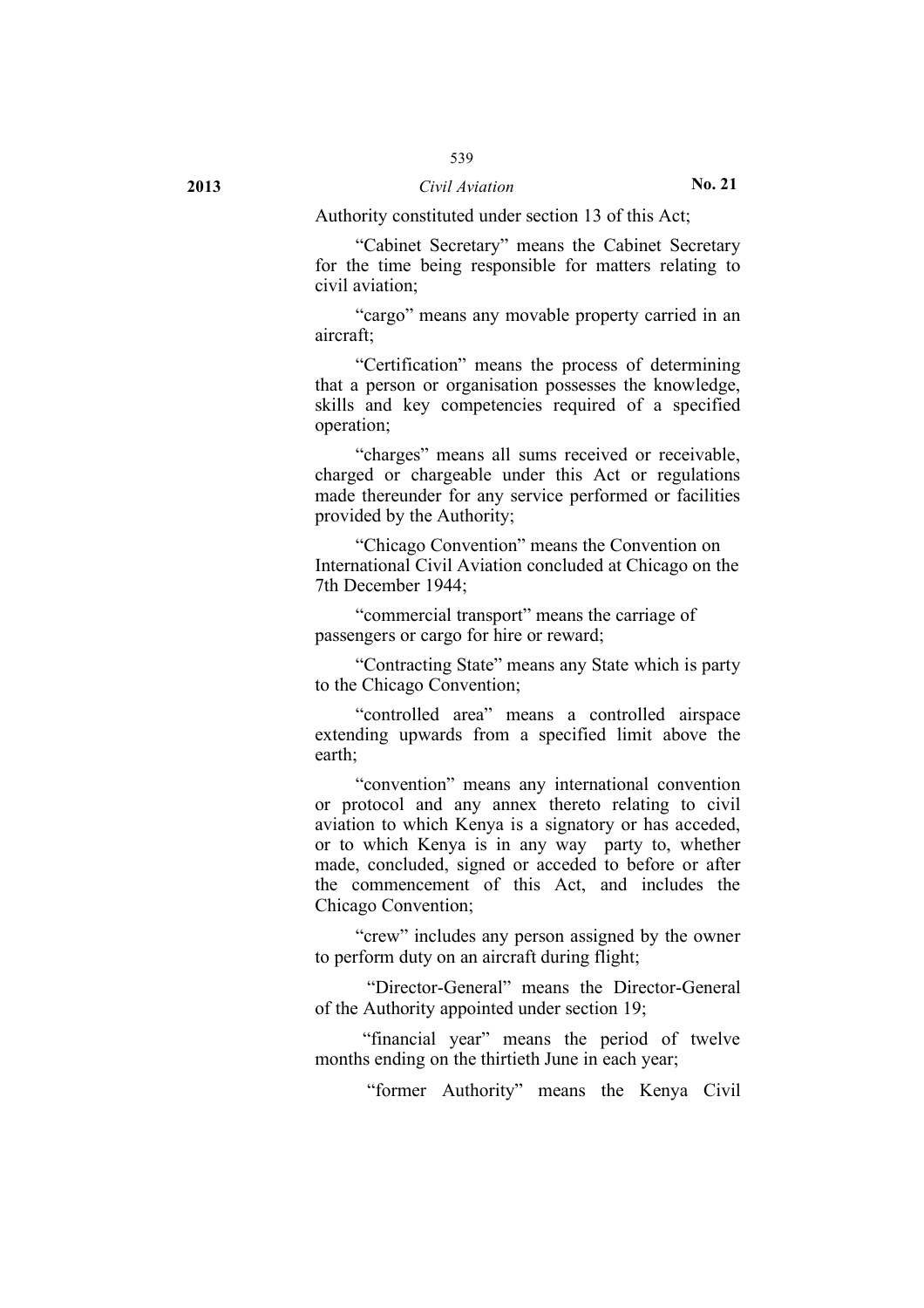Authority constituted under section 13 of this Act;

"Cabinet Secretary" means the Cabinet Secretary for the time being responsible for matters relating to civil aviation;

"cargo" means any movable property carried in an aircraft;

"Certification" means the process of determining that a person or organisation possesses the knowledge, skills and key competencies required of a specified operation;

"charges" means all sums received or receivable, charged or chargeable under this Act or regulations made thereunder for any service performed or facilities provided by the Authority;

"Chicago Convention" means the Convention on International Civil Aviation concluded at Chicago on the 7th December 1944;

"commercial transport" means the carriage of passengers or cargo for hire or reward;

"Contracting State" means any State which is party to the Chicago Convention;

"controlled area" means a controlled airspace extending upwards from a specified limit above the earth;

"convention" means any international convention or protocol and any annex thereto relating to civil aviation to which Kenya is a signatory or has acceded, or to which Kenya is in any way party to, whether made, concluded, signed or acceded to before or after the commencement of this Act, and includes the Chicago Convention;

"crew" includes any person assigned by the owner to perform duty on an aircraft during flight;

"Director-General" means the Director-General of the Authority appointed under section 19;

"financial year" means the period of twelve months ending on the thirtieth June in each year;

"former Authority" means the Kenya Civil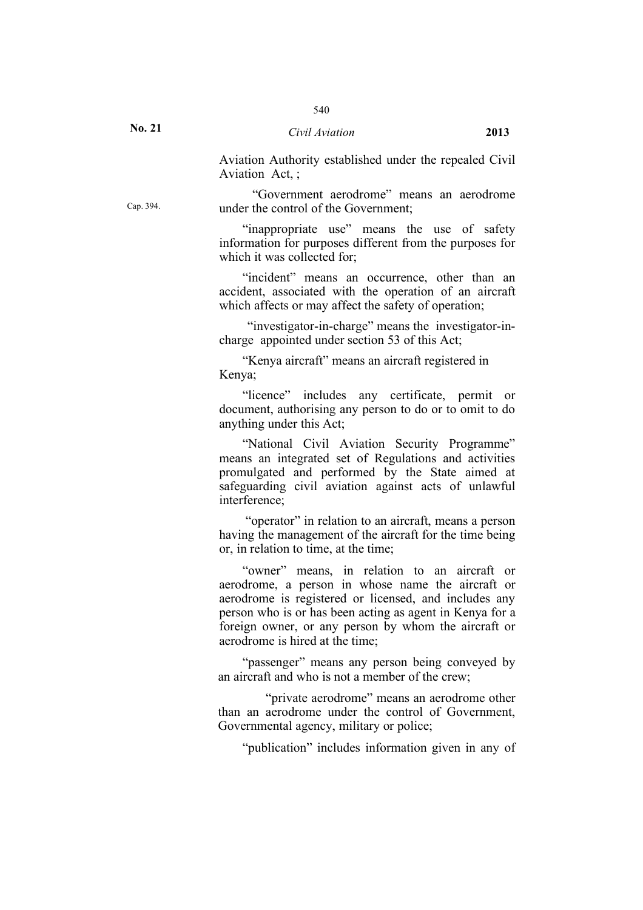Aviation Authority established under the repealed Civil Aviation Act, ;

Cap. 394.

"Government aerodrome" means an aerodrome under the control of the Government;

"inappropriate use" means the use of safety information for purposes different from the purposes for which it was collected for;

"incident" means an occurrence, other than an accident, associated with the operation of an aircraft which affects or may affect the safety of operation;

"investigator-in-charge" means the investigator-in-charge appointed under section 53 of this Act;

"Kenya aircraft" means an aircraft registered in Kenya;

"licence" includes any certificate, permit or document, authorising any person to do or to omit to do anything under this Act;

"National Civil Aviation Security Programme" means an integrated set of Regulations and activities promulgated and performed by the State aimed at safeguarding civil aviation against acts of unlawful interference;

"operator" in relation to an aircraft, means a person having the management of the aircraft for the time being or, in relation to time, at the time;

"owner" means, in relation to an aircraft or aerodrome, a person in whose name the aircraft or aerodrome is registered or licensed, and includes any person who is or has been acting as agent in Kenya for a foreign owner, or any person by whom the aircraft or aerodrome is hired at the time;

"passenger" means any person being conveyed by an aircraft and who is not a member of the crew;

"private aerodrome" means an aerodrome other than an aerodrome under the control of Government, Governmental agency, military or police;

"publication" includes information given in any of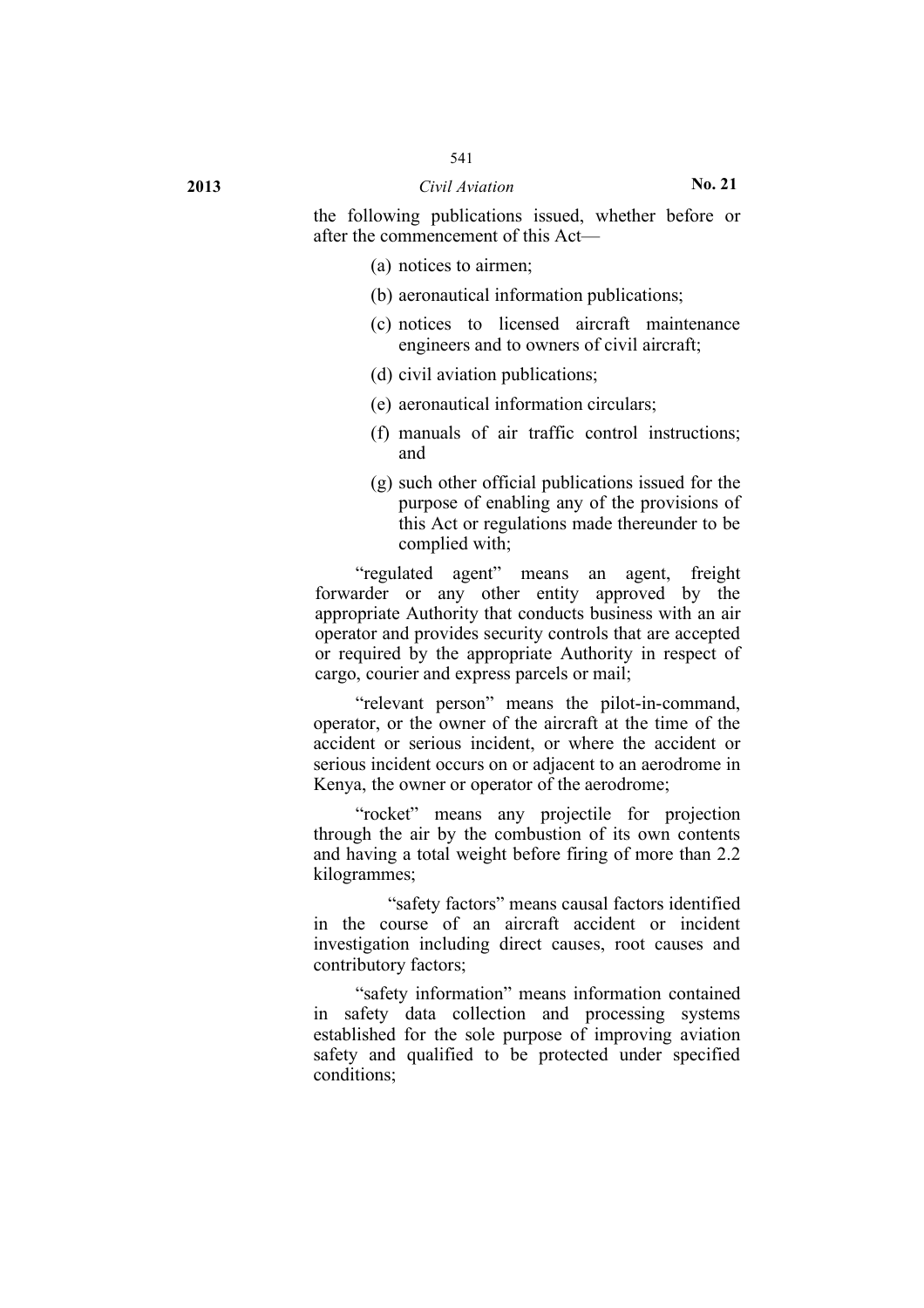the following publications issued, whether before or after the commencement of this Act—

(a) notices to airmen;

(b) aeronautical information publications;

(c) notices to licensed aircraft maintenance engineers and to owners of civil aircraft;

(d) civil aviation publications;

(e) aeronautical information circulars;

(f) manuals of air traffic control instructions; and

(g) such other official publications issued for the purpose of enabling any of the provisions of this Act or regulations made thereunder to be complied with;

"regulated agent" means an agent, freight forwarder or any other entity approved by the appropriate Authority that conducts business with an air operator and provides security controls that are accepted or required by the appropriate Authority in respect of cargo, courier and express parcels or mail;

"relevant person" means the pilot-in-command, operator, or the owner of the aircraft at the time of the accident or serious incident, or where the accident or serious incident occurs on or adjacent to an aerodrome in Kenya, the owner or operator of the aerodrome;

"rocket" means any projectile for projection through the air by the combustion of its own contents and having a total weight before firing of more than 2.2 kilogrammes;

"safety factors" means causal factors identified in the course of an aircraft accident or incident investigation including direct causes, root causes and contributory factors;

"safety information" means information contained in safety data collection and processing systems established for the sole purpose of improving aviation safety and qualified to be protected under specified conditions;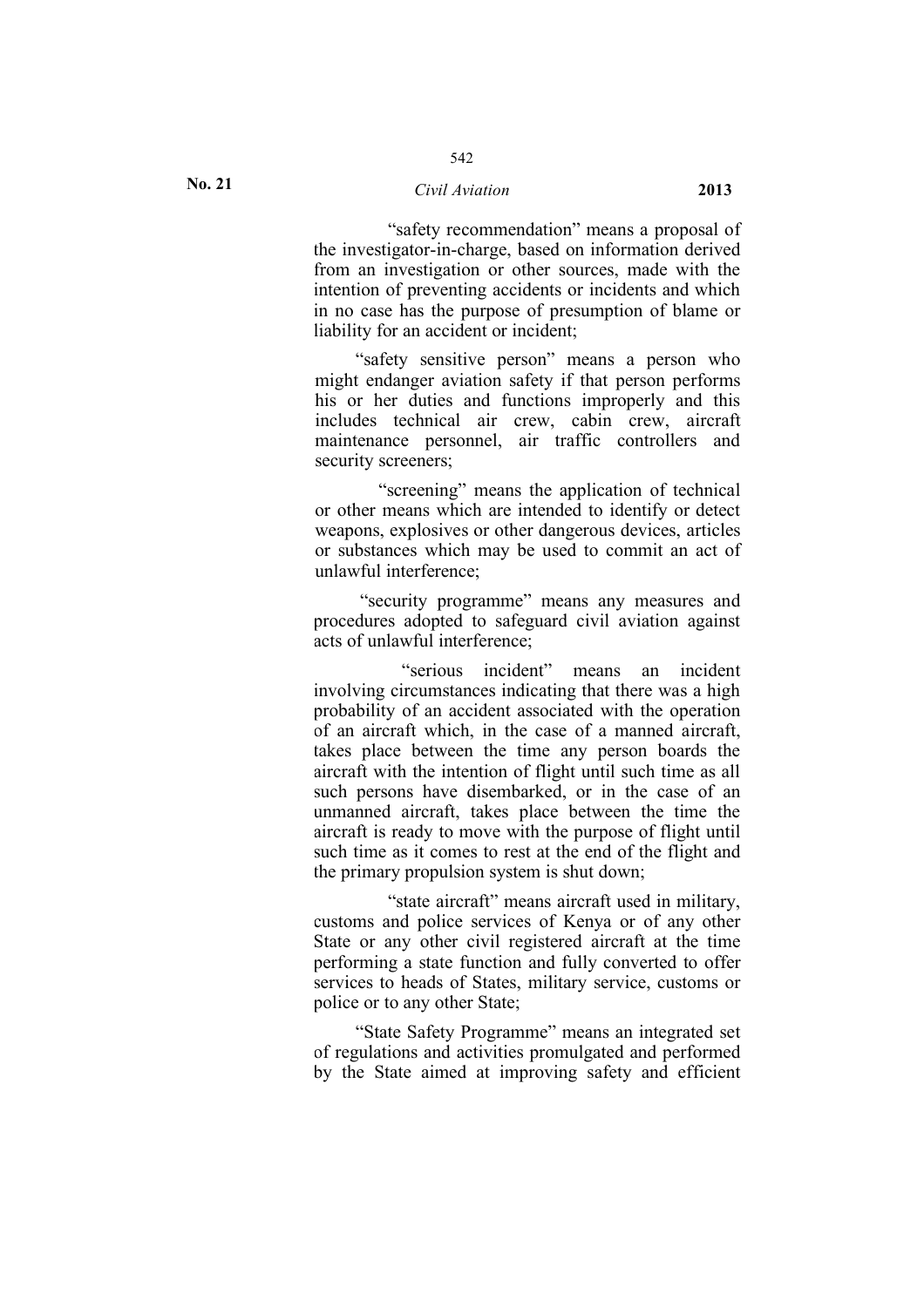"safety recommendation" means a proposal of the investigator-in-charge, based on information derived from an investigation or other sources, made with the intention of preventing accidents or incidents and which in no case has the purpose of presumption of blame or liability for an accident or incident;

"safety sensitive person" means a person who might endanger aviation safety if that person performs his or her duties and functions improperly and this includes technical air crew, cabin crew, aircraft maintenance personnel, air traffic controllers and security screeners;

"screening" means the application of technical or other means which are intended to identify or detect weapons, explosives or other dangerous devices, articles or substances which may be used to commit an act of unlawful interference;

"security programme" means any measures and procedures adopted to safeguard civil aviation against acts of unlawful interference;

"serious incident" means an incident involving circumstances indicating that there was a high probability of an accident associated with the operation of an aircraft which, in the case of a manned aircraft, takes place between the time any person boards the aircraft with the intention of flight until such time as all such persons have disembarked, or in the case of an unmanned aircraft, takes place between the time the aircraft is ready to move with the purpose of flight until such time as it comes to rest at the end of the flight and the primary propulsion system is shut down;

"state aircraft" means aircraft used in military, customs and police services of Kenya or of any other State or any other civil registered aircraft at the time performing a state function and fully converted to offer services to heads of States, military service, customs or police or to any other State;

"State Safety Programme" means an integrated set of regulations and activities promulgated and performed by the State aimed at improving safety and efficient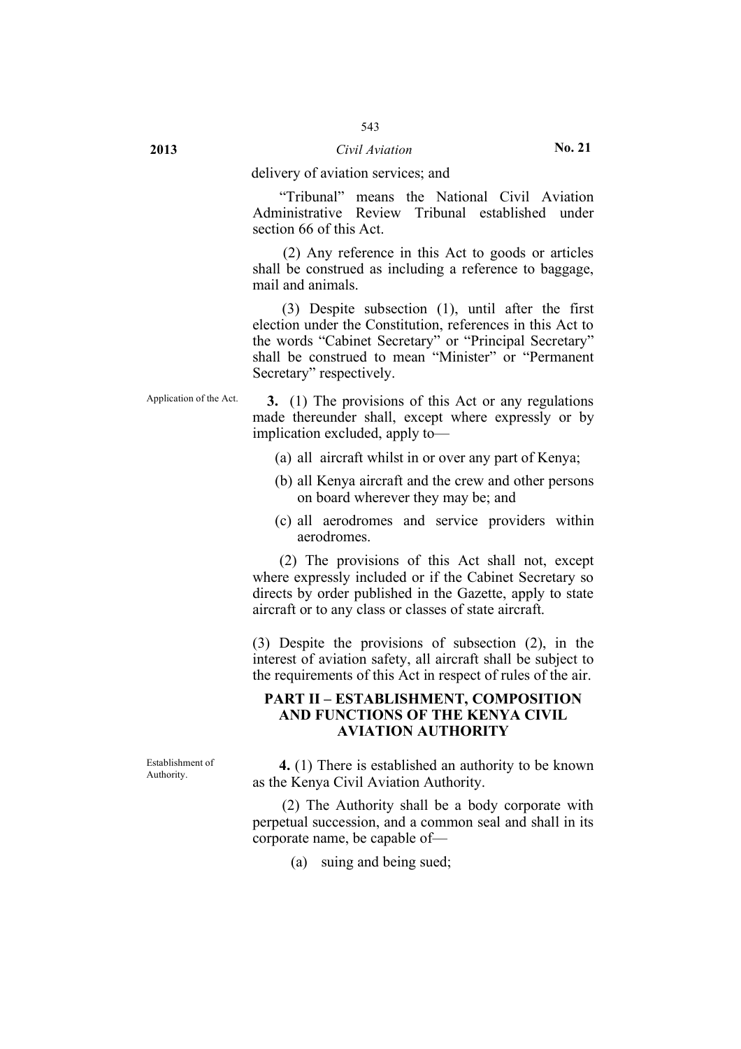delivery of aviation services; and

"Tribunal" means the National Civil Aviation Administrative Review Tribunal established under section 66 of this Act.

(2) Any reference in this Act to goods or articles shall be construed as including a reference to baggage, mail and animals.

(3) Despite subsection (1), until after the first election under the Constitution, references in this Act to the words "Cabinet Secretary" or "Principal Secretary" shall be construed to mean "Minister" or "Permanent Secretary" respectively.

Application of the Act.

**3.** (1) The provisions of this Act or any regulations made thereunder shall, except where expressly or by implication excluded, apply to—

(a) all aircraft whilst in or over any part of Kenya;

(b) all Kenya aircraft and the crew and other persons on board wherever they may be; and

(c) all aerodromes and service providers within aerodromes.

(2) The provisions of this Act shall not, except where expressly included or if the Cabinet Secretary so directs by order published in the Gazette, apply to state aircraft or to any class or classes of state aircraft.

(3) Despite the provisions of subsection (2), in the interest of aviation safety, all aircraft shall be subject to the requirements of this Act in respect of rules of the air.

## PART II – ESTABLISHMENT, COMPOSITION AND FUNCTIONS OF THE KENYA CIVIL AVIATION AUTHORITY

Establishment of Authority.

**4.** (1) There is established an authority to be known as the Kenya Civil Aviation Authority.

(2) The Authority shall be a body corporate with perpetual succession, and a common seal and shall in its corporate name, be capable of—

(a) suing and being sued;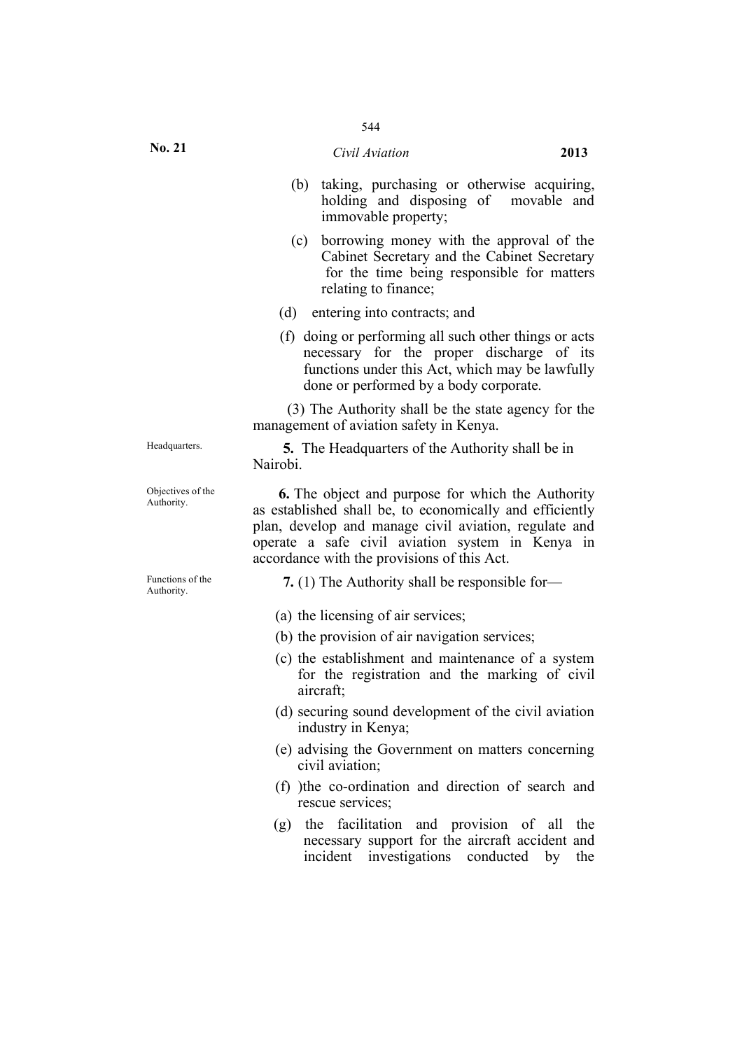(b) taking, purchasing or otherwise acquiring, holding and disposing of movable and immovable property;

(c) borrowing money with the approval of the Cabinet Secretary and the Cabinet Secretary for the time being responsible for matters relating to finance;

(d) entering into contracts; and

(f) doing or performing all such other things or acts necessary for the proper discharge of its functions under this Act, which may be lawfully done or performed by a body corporate.

(3) The Authority shall be the state agency for the management of aviation safety in Kenya.

Headquarters.

**5.** The Headquarters of the Authority shall be in Nairobi.

Objectives of the Authority.

**6.** The object and purpose for which the Authority as established shall be, to economically and efficiently plan, develop and manage civil aviation, regulate and operate a safe civil aviation system in Kenya in accordance with the provisions of this Act.

Functions of the Authority.

**7.** (1) The Authority shall be responsible for—

(a) the licensing of air services;

(b) the provision of air navigation services;

(c) the establishment and maintenance of a system for the registration and the marking of civil aircraft;

(d) securing sound development of the civil aviation industry in Kenya;

(e) advising the Government on matters concerning civil aviation;

(f) )the co-ordination and direction of search and rescue services;

(g) the facilitation and provision of all the necessary support for the aircraft accident and incident investigations conducted by the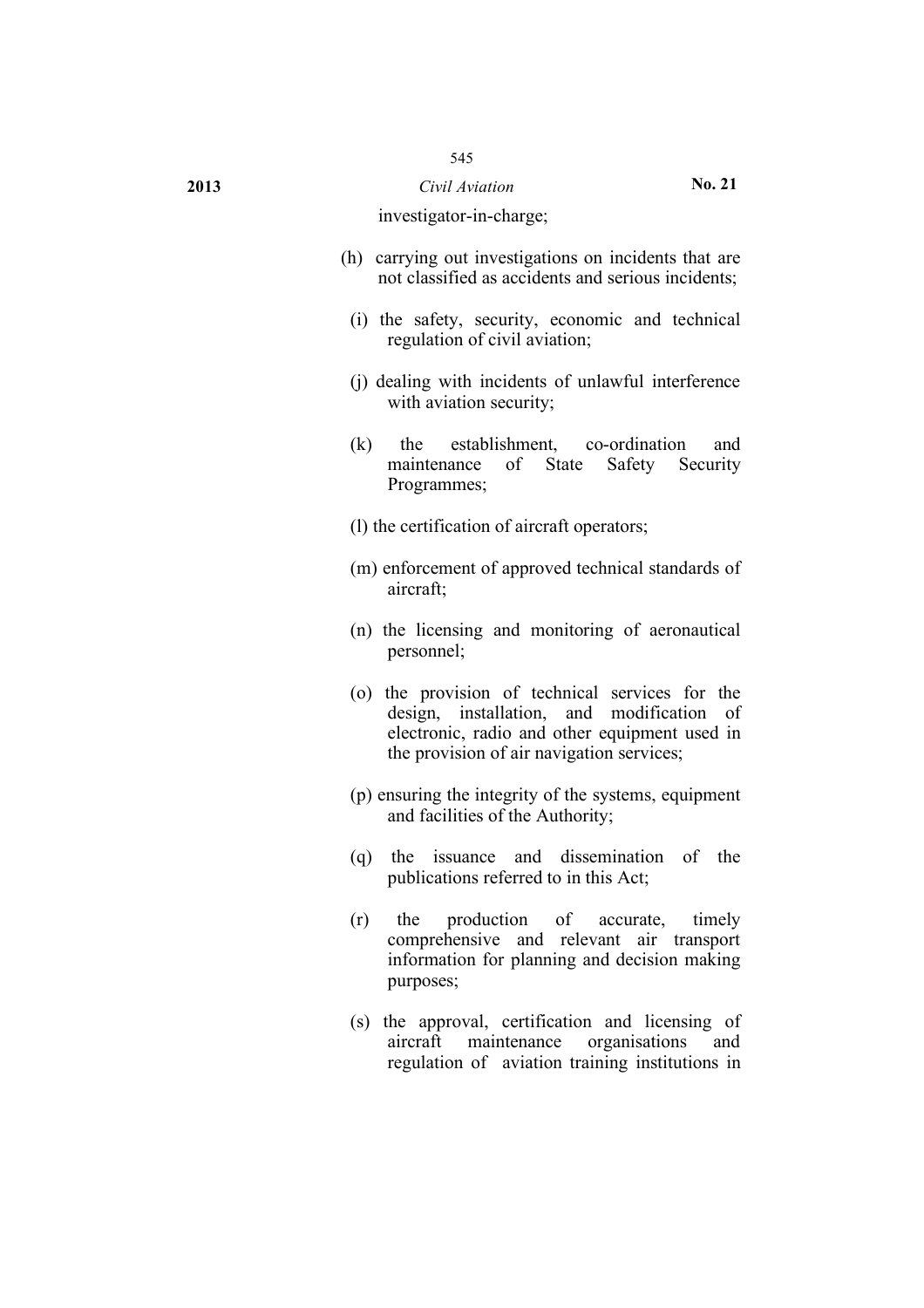investigator-in-charge;

(h) carrying out investigations on incidents that are not classified as accidents and serious incidents;

(i) the safety, security, economic and technical regulation of civil aviation;

(j) dealing with incidents of unlawful interference with aviation security;

(k) the establishment, co-ordination and maintenance of State Safety Security Programmes;

(l) the certification of aircraft operators;

(m) enforcement of approved technical standards of aircraft;

(n) the licensing and monitoring of aeronautical personnel;

(o) the provision of technical services for the design, installation, and modification of electronic, radio and other equipment used in the provision of air navigation services;

(p) ensuring the integrity of the systems, equipment and facilities of the Authority;

(q) the issuance and dissemination of the publications referred to in this Act;

(r) the production of accurate, timely comprehensive and relevant air transport information for planning and decision making purposes;

(s) the approval, certification and licensing of aircraft maintenance organisations and regulation of aviation training institutions in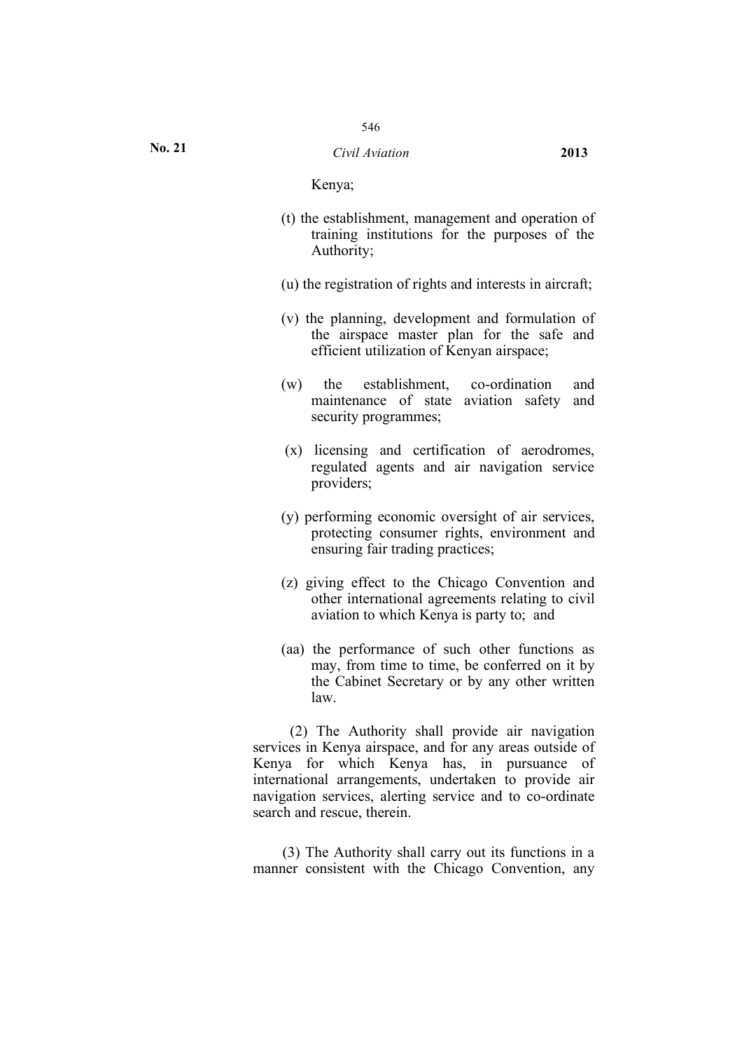Kenya;

(t) the establishment, management and operation of training institutions for the purposes of the Authority;

(u) the registration of rights and interests in aircraft;

(v) the planning, development and formulation of the airspace master plan for the safe and efficient utilization of Kenyan airspace;

(w) the establishment, co-ordination and maintenance of state aviation safety and security programmes;

(x) licensing and certification of aerodromes, regulated agents and air navigation service providers;

(y) performing economic oversight of air services, protecting consumer rights, environment and ensuring fair trading practices;

(z) giving effect to the Chicago Convention and other international agreements relating to civil aviation to which Kenya is party to; and

(aa) the performance of such other functions as may, from time to time, be conferred on it by the Cabinet Secretary or by any other written law.

(2) The Authority shall provide air navigation services in Kenya airspace, and for any areas outside of Kenya for which Kenya has, in pursuance of international arrangements, undertaken to provide air navigation services, alerting service and to co-ordinate search and rescue, therein.

(3) The Authority shall carry out its functions in a manner consistent with the Chicago Convention, any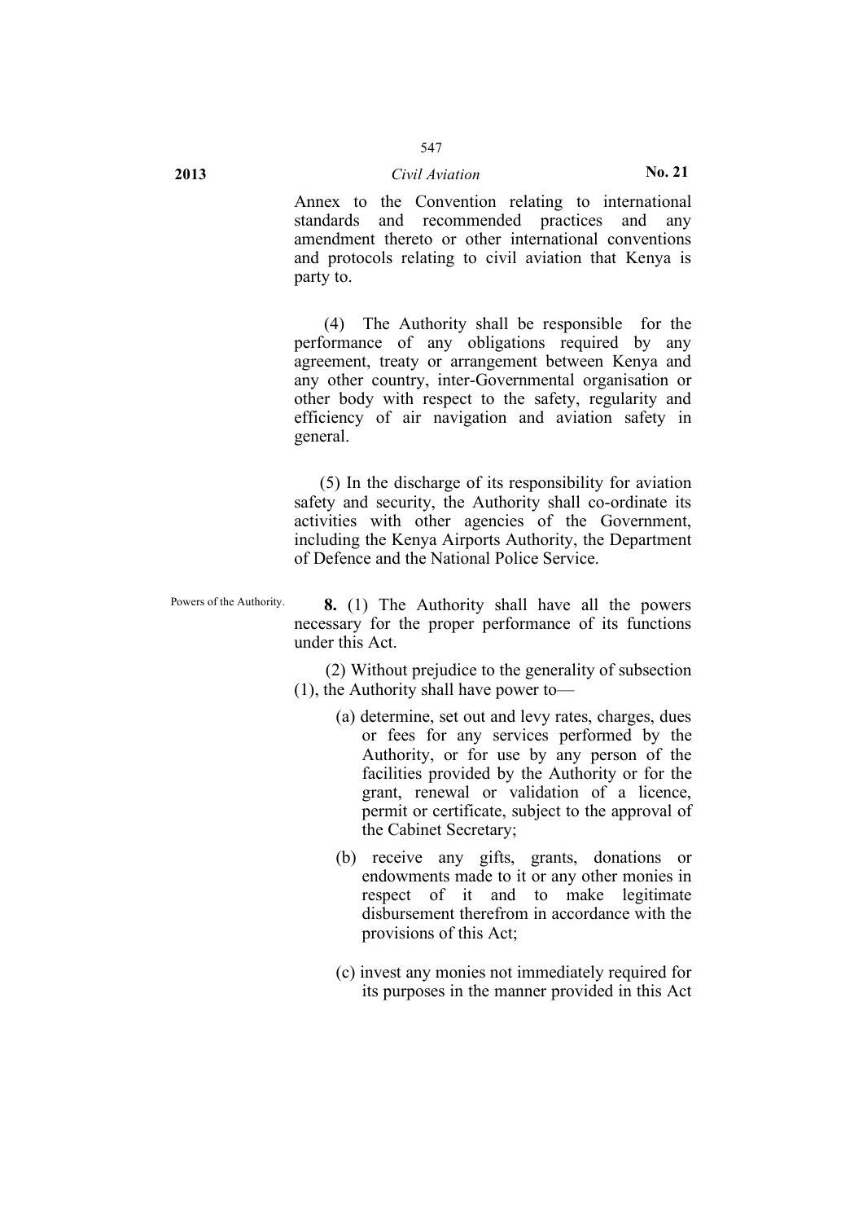Annex to the Convention relating to international standards and recommended practices and any amendment thereto or other international conventions and protocols relating to civil aviation that Kenya is party to.

(4) The Authority shall be responsible for the performance of any obligations required by any agreement, treaty or arrangement between Kenya and any other country, inter-Governmental organisation or other body with respect to the safety, regularity and efficiency of air navigation and aviation safety in general.

(5) In the discharge of its responsibility for aviation safety and security, the Authority shall co-ordinate its activities with other agencies of the Government, including the Kenya Airports Authority, the Department of Defence and the National Police Service.

Powers of the Authority.

**8.** (1) The Authority shall have all the powers necessary for the proper performance of its functions under this Act.

(2) Without prejudice to the generality of subsection (1), the Authority shall have power to—

(a) determine, set out and levy rates, charges, dues or fees for any services performed by the Authority, or for use by any person of the facilities provided by the Authority or for the grant, renewal or validation of a licence, permit or certificate, subject to the approval of the Cabinet Secretary;

(b) receive any gifts, grants, donations or endowments made to it or any other monies in respect of it and to make legitimate disbursement therefrom in accordance with the provisions of this Act;

(c) invest any monies not immediately required for its purposes in the manner provided in this Act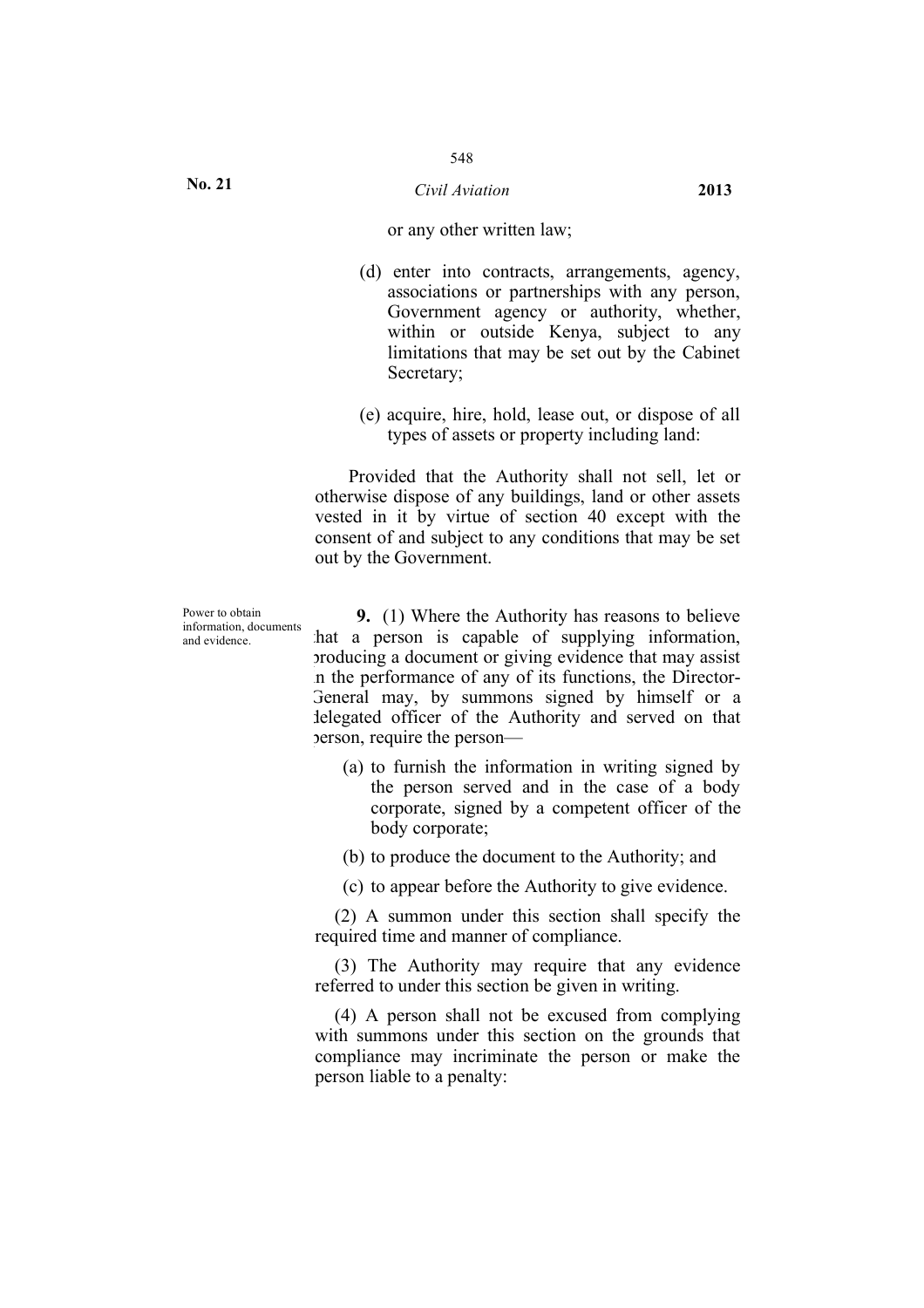or any other written law;

(d) enter into contracts, arrangements, agency, associations or partnerships with any person, Government agency or authority, whether, within or outside Kenya, subject to any limitations that may be set out by the Cabinet Secretary;

(e) acquire, hire, hold, lease out, or dispose of all types of assets or property including land:

Provided that the Authority shall not sell, let or otherwise dispose of any buildings, land or other assets vested in it by virtue of section 40 except with the consent of and subject to any conditions that may be set out by the Government.

Power to obtain information, documents and evidence.

**9.** (1) Where the Authority has reasons to believe that a person is capable of supplying information, producing a document or giving evidence that may assist in the performance of any of its functions, the Director-General may, by summons signed by himself or a delegated officer of the Authority and served on that person, require the person—

(a) to furnish the information in writing signed by the person served and in the case of a body corporate, signed by a competent officer of the body corporate;

(b) to produce the document to the Authority; and

(c) to appear before the Authority to give evidence.

(2) A summon under this section shall specify the required time and manner of compliance.

(3) The Authority may require that any evidence referred to under this section be given in writing.

(4) A person shall not be excused from complying with summons under this section on the grounds that compliance may incriminate the person or make the person liable to a penalty: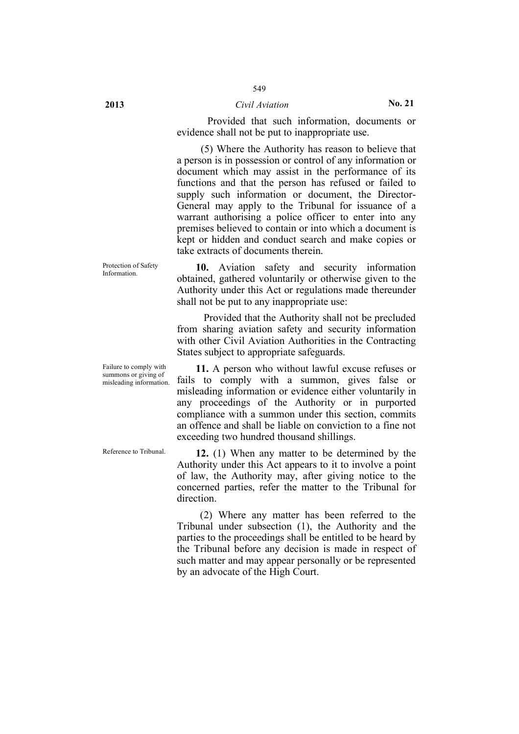Provided that such information, documents or evidence shall not be put to inappropriate use.

(5) Where the Authority has reason to believe that a person is in possession or control of any information or document which may assist in the performance of its functions and that the person has refused or failed to supply such information or document, the Director-General may apply to the Tribunal for issuance of a warrant authorising a police officer to enter into any premises believed to contain or into which a document is kept or hidden and conduct search and make copies or take extracts of documents therein.

Protection of Safety Information.

**10.** Aviation safety and security information obtained, gathered voluntarily or otherwise given to the Authority under this Act or regulations made thereunder shall not be put to any inappropriate use:

Provided that the Authority shall not be precluded from sharing aviation safety and security information with other Civil Aviation Authorities in the Contracting States subject to appropriate safeguards.

Failure to comply with summons or giving of misleading information.

**11.** A person who without lawful excuse refuses or fails to comply with a summon, gives false or misleading information or evidence either voluntarily in any proceedings of the Authority or in purported compliance with a summon under this section, commits an offence and shall be liable on conviction to a fine not exceeding two hundred thousand shillings.

Reference to Tribunal.

**12.** (1) When any matter to be determined by the Authority under this Act appears to it to involve a point of law, the Authority may, after giving notice to the concerned parties, refer the matter to the Tribunal for direction.

(2) Where any matter has been referred to the Tribunal under subsection (1), the Authority and the parties to the proceedings shall be entitled to be heard by the Tribunal before any decision is made in respect of such matter and may appear personally or be represented by an advocate of the High Court.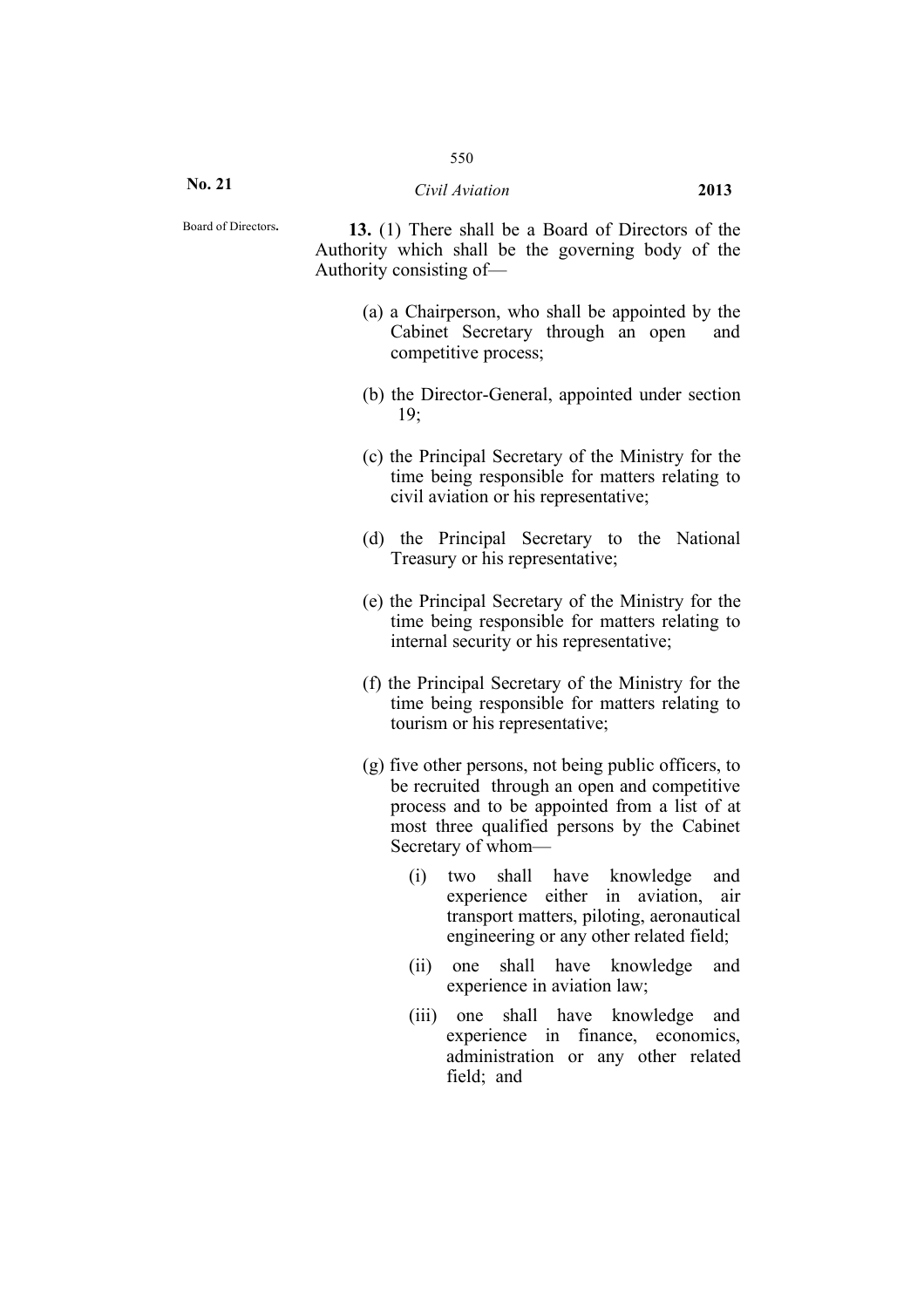Board of Directors.

**13.** (1) There shall be a Board of Directors of the Authority which shall be the governing body of the Authority consisting of—

(a) a Chairperson, who shall be appointed by the Cabinet Secretary through an open and competitive process;

(b) the Director-General, appointed under section 19;

(c) the Principal Secretary of the Ministry for the time being responsible for matters relating to civil aviation or his representative;

(d) the Principal Secretary to the National Treasury or his representative;

(e) the Principal Secretary of the Ministry for the time being responsible for matters relating to internal security or his representative;

(f) the Principal Secretary of the Ministry for the time being responsible for matters relating to tourism or his representative;

(g) five other persons, not being public officers, to be recruited through an open and competitive process and to be appointed from a list of at most three qualified persons by the Cabinet Secretary of whom—

(i) two shall have knowledge and experience either in aviation, air transport matters, piloting, aeronautical engineering or any other related field;

(ii) one shall have knowledge and experience in aviation law;

(iii) one shall have knowledge and experience in finance, economics, administration or any other related field; and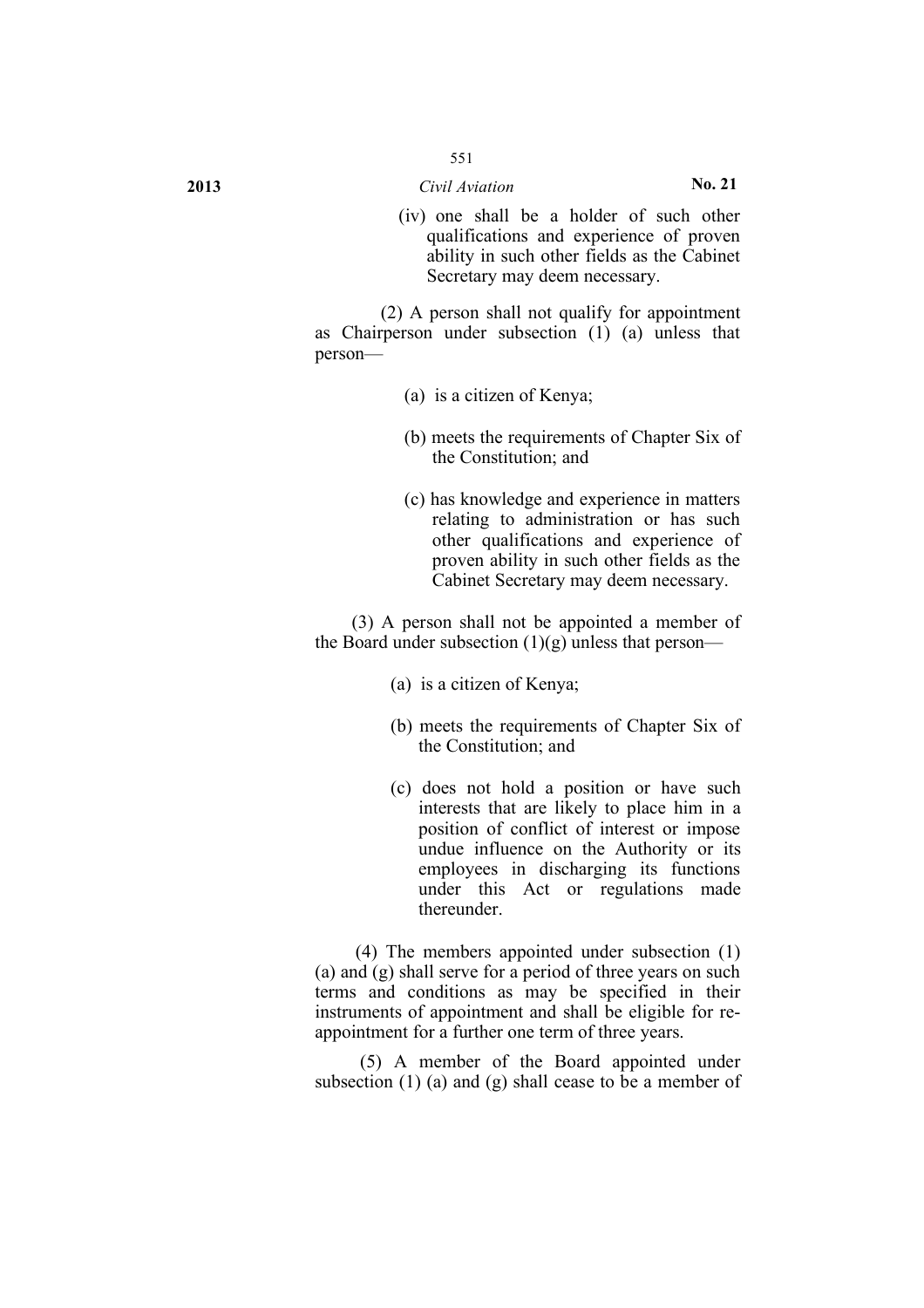(iv) one shall be a holder of such other qualifications and experience of proven ability in such other fields as the Cabinet Secretary may deem necessary.

(2) A person shall not qualify for appointment as Chairperson under subsection (1) (a) unless that person—

(a) is a citizen of Kenya;

(b) meets the requirements of Chapter Six of the Constitution; and

(c) has knowledge and experience in matters relating to administration or has such other qualifications and experience of proven ability in such other fields as the Cabinet Secretary may deem necessary.

(3) A person shall not be appointed a member of the Board under subsection (1)(g) unless that person—

(a) is a citizen of Kenya;

(b) meets the requirements of Chapter Six of the Constitution; and

(c) does not hold a position or have such interests that are likely to place him in a position of conflict of interest or impose undue influence on the Authority or its employees in discharging its functions under this Act or regulations made thereunder.

(4) The members appointed under subsection (1) (a) and (g) shall serve for a period of three years on such terms and conditions as may be specified in their instruments of appointment and shall be eligible for re-appointment for a further one term of three years.

(5) A member of the Board appointed under subsection (1) (a) and (g) shall cease to be a member of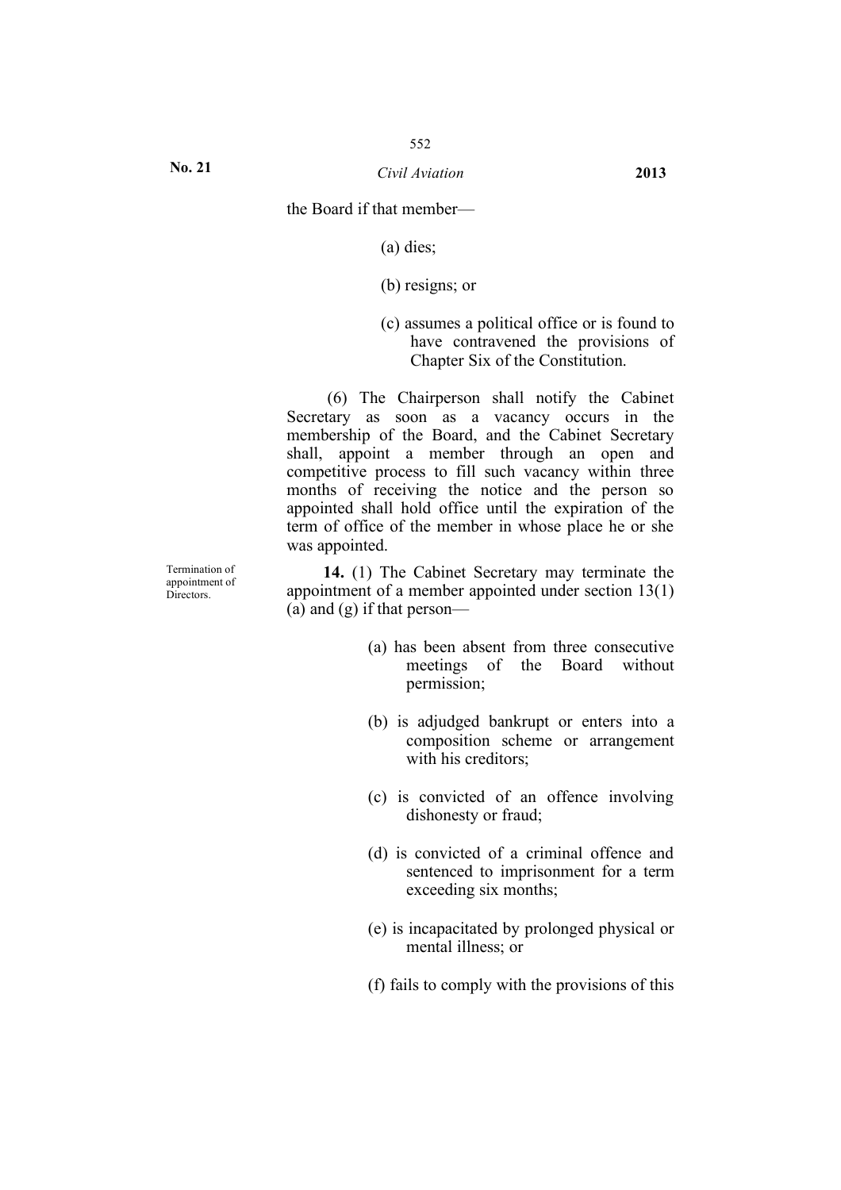the Board if that member—

(a) dies;

(b) resigns; or

(c) assumes a political office or is found to have contravened the provisions of Chapter Six of the Constitution.

(6) The Chairperson shall notify the Cabinet Secretary as soon as a vacancy occurs in the membership of the Board, and the Cabinet Secretary shall, appoint a member through an open and competitive process to fill such vacancy within three months of receiving the notice and the person so appointed shall hold office until the expiration of the term of office of the member in whose place he or she was appointed.

Termination of appointment of Directors.

**14.** (1) The Cabinet Secretary may terminate the appointment of a member appointed under section 13(1)(a) and (g) if that person—

(a) has been absent from three consecutive meetings of the Board without permission;

(b) is adjudged bankrupt or enters into a composition scheme or arrangement with his creditors;

(c) is convicted of an offence involving dishonesty or fraud;

(d) is convicted of a criminal offence and sentenced to imprisonment for a term exceeding six months;

(e) is incapacitated by prolonged physical or mental illness; or

(f) fails to comply with the provisions of this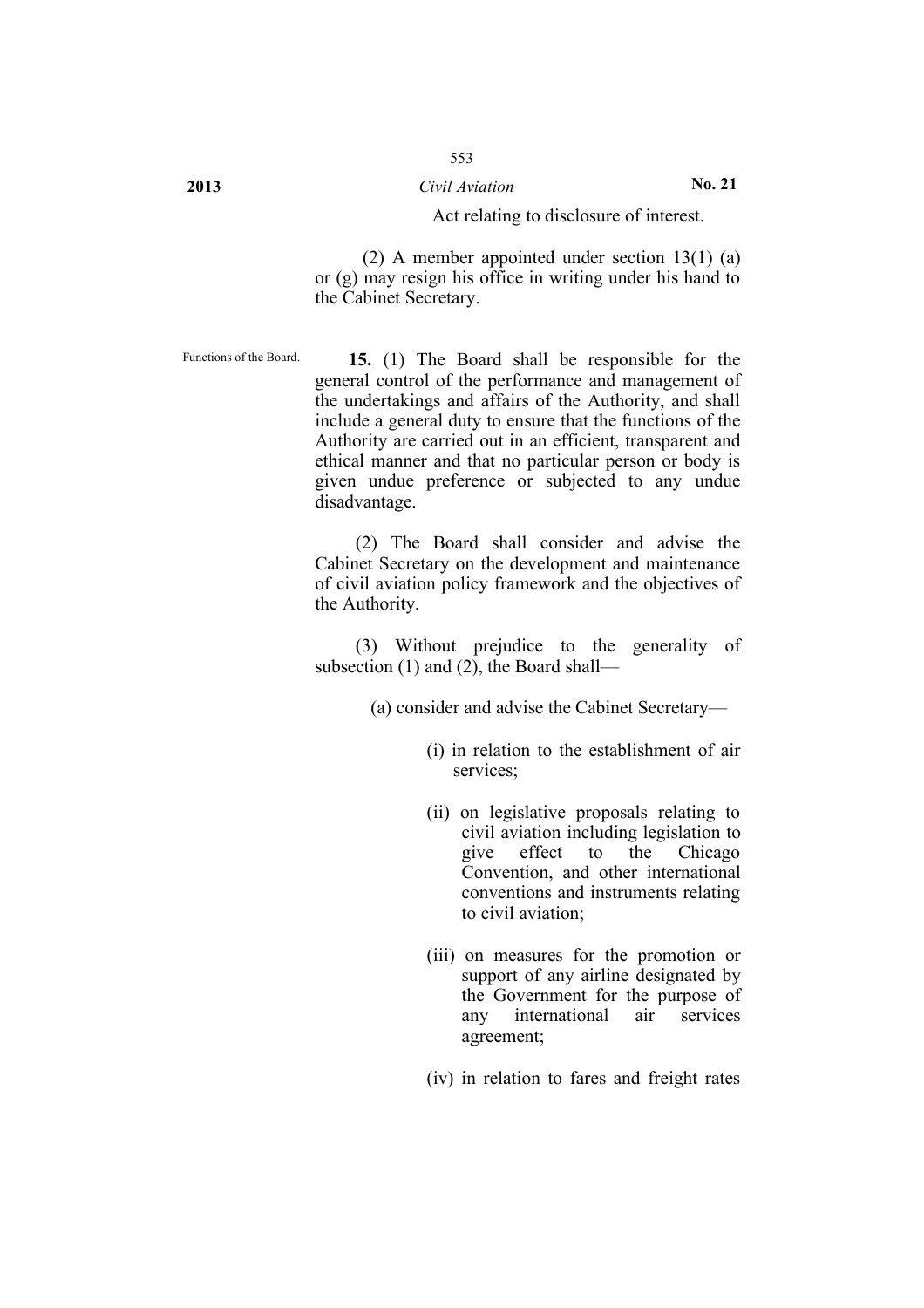Act relating to disclosure of interest.

(2) A member appointed under section 13(1) (a) or (g) may resign his office in writing under his hand to the Cabinet Secretary.

Functions of the Board.

**15.** (1) The Board shall be responsible for the general control of the performance and management of the undertakings and affairs of the Authority, and shall include a general duty to ensure that the functions of the Authority are carried out in an efficient, transparent and ethical manner and that no particular person or body is given undue preference or subjected to any undue disadvantage.

(2) The Board shall consider and advise the Cabinet Secretary on the development and maintenance of civil aviation policy framework and the objectives of the Authority.

(3) Without prejudice to the generality of subsection (1) and (2), the Board shall—

(a) consider and advise the Cabinet Secretary—

(i) in relation to the establishment of air services;

(ii) on legislative proposals relating to civil aviation including legislation to give effect to the Chicago Convention, and other international conventions and instruments relating to civil aviation;

(iii) on measures for the promotion or support of any airline designated by the Government for the purpose of any international air services agreement;

(iv) in relation to fares and freight rates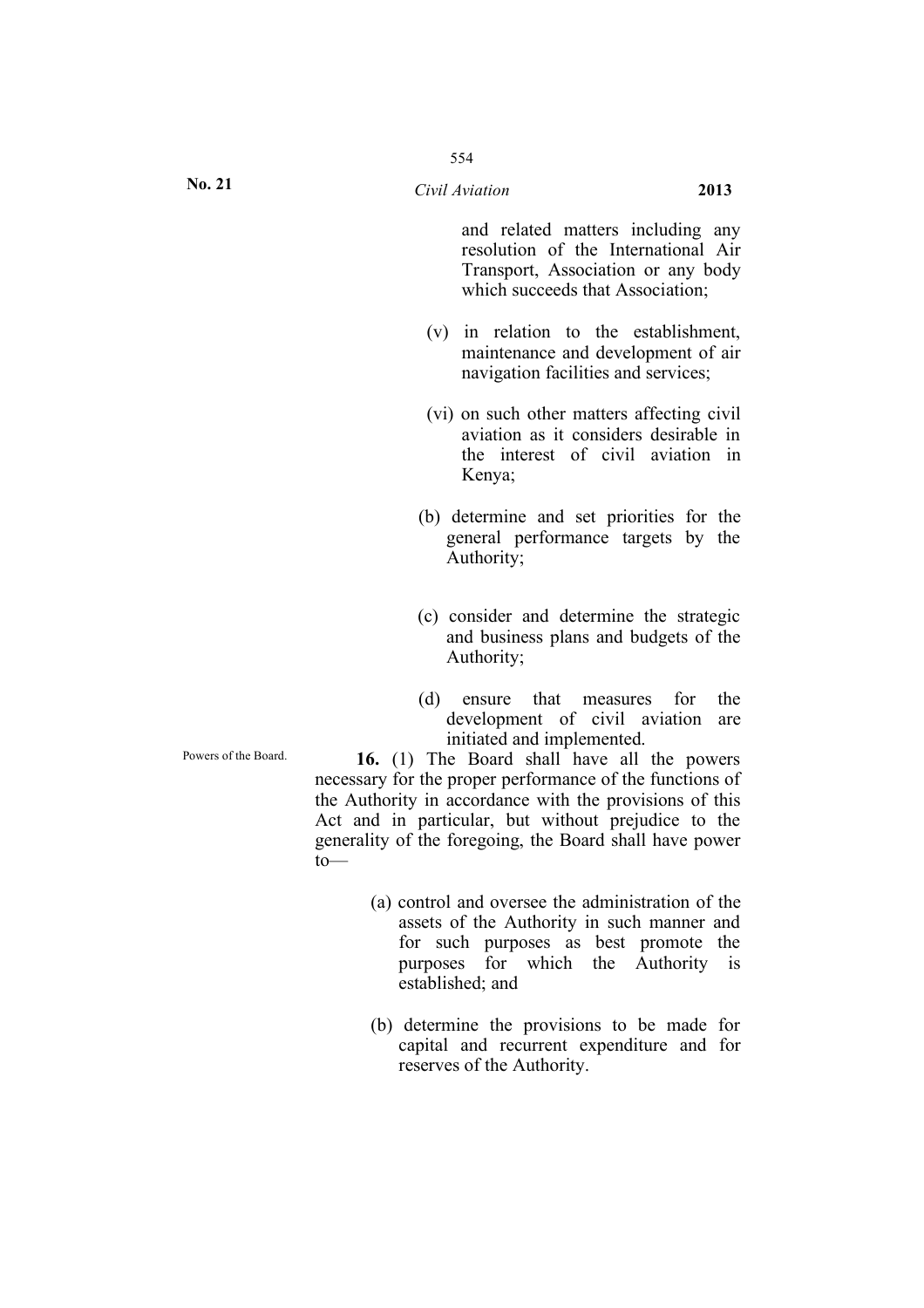and related matters including any resolution of the International Air Transport, Association or any body which succeeds that Association;

(v) in relation to the establishment, maintenance and development of air navigation facilities and services;

(vi) on such other matters affecting civil aviation as it considers desirable in the interest of civil aviation in Kenya;

(b) determine and set priorities for the general performance targets by the Authority;

(c) consider and determine the strategic and business plans and budgets of the Authority;

(d) ensure that measures for the development of civil aviation are initiated and implemented.

Powers of the Board.

**16.** (1) The Board shall have all the powers necessary for the proper performance of the functions of the Authority in accordance with the provisions of this Act and in particular, but without prejudice to the generality of the foregoing, the Board shall have power to—

(a) control and oversee the administration of the assets of the Authority in such manner and for such purposes as best promote the purposes for which the Authority is established; and

(b) determine the provisions to be made for capital and recurrent expenditure and for reserves of the Authority.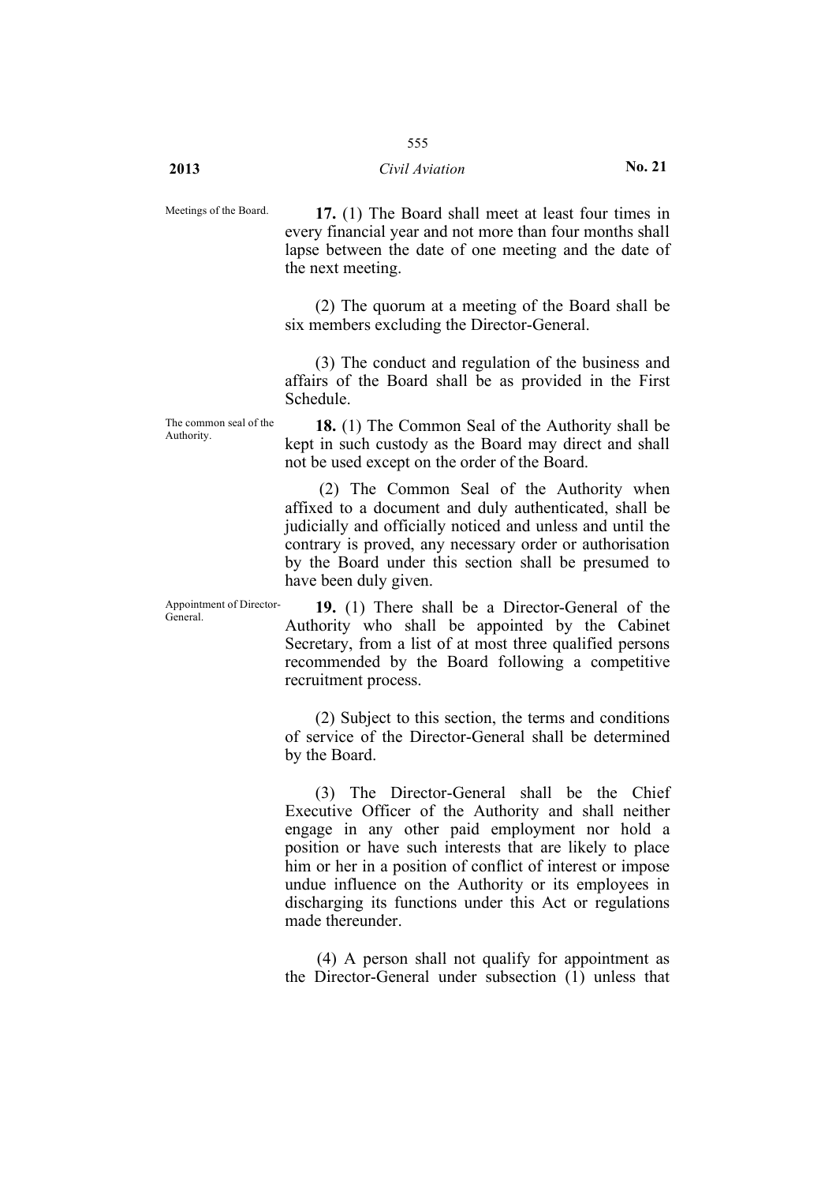Meetings of the Board.

**17.** (1) The Board shall meet at least four times in every financial year and not more than four months shall lapse between the date of one meeting and the date of the next meeting.

(2) The quorum at a meeting of the Board shall be six members excluding the Director-General.

(3) The conduct and regulation of the business and affairs of the Board shall be as provided in the First Schedule.

The common seal of the Authority.

**18.** (1) The Common Seal of the Authority shall be kept in such custody as the Board may direct and shall not be used except on the order of the Board.

(2) The Common Seal of the Authority when affixed to a document and duly authenticated, shall be judicially and officially noticed and unless and until the contrary is proved, any necessary order or authorisation by the Board under this section shall be presumed to have been duly given.

Appointment of Director-General.

**19.** (1) There shall be a Director-General of the Authority who shall be appointed by the Cabinet Secretary, from a list of at most three qualified persons recommended by the Board following a competitive recruitment process.

(2) Subject to this section, the terms and conditions of service of the Director-General shall be determined by the Board.

(3) The Director-General shall be the Chief Executive Officer of the Authority and shall neither engage in any other paid employment nor hold a position or have such interests that are likely to place him or her in a position of conflict of interest or impose undue influence on the Authority or its employees in discharging its functions under this Act or regulations made thereunder.

(4) A person shall not qualify for appointment as the Director-General under subsection (1) unless that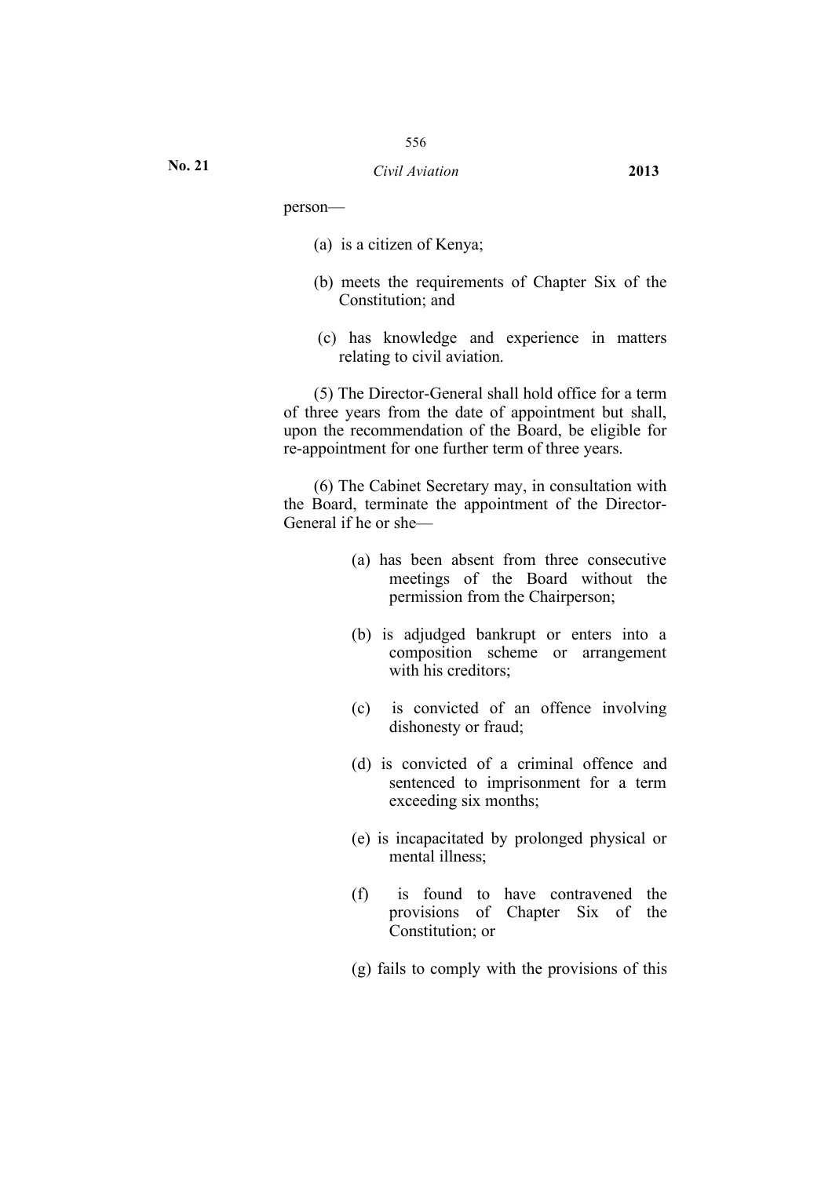person—

(a) is a citizen of Kenya;

(b) meets the requirements of Chapter Six of the Constitution; and

(c) has knowledge and experience in matters relating to civil aviation.

(5) The Director-General shall hold office for a term of three years from the date of appointment but shall, upon the recommendation of the Board, be eligible for re-appointment for one further term of three years.

(6) The Cabinet Secretary may, in consultation with the Board, terminate the appointment of the Director-General if he or she—

(a) has been absent from three consecutive meetings of the Board without the permission from the Chairperson;

(b) is adjudged bankrupt or enters into a composition scheme or arrangement with his creditors;

(c) is convicted of an offence involving dishonesty or fraud;

(d) is convicted of a criminal offence and sentenced to imprisonment for a term exceeding six months;

(e) is incapacitated by prolonged physical or mental illness;

(f) is found to have contravened the provisions of Chapter Six of the Constitution; or

(g) fails to comply with the provisions of this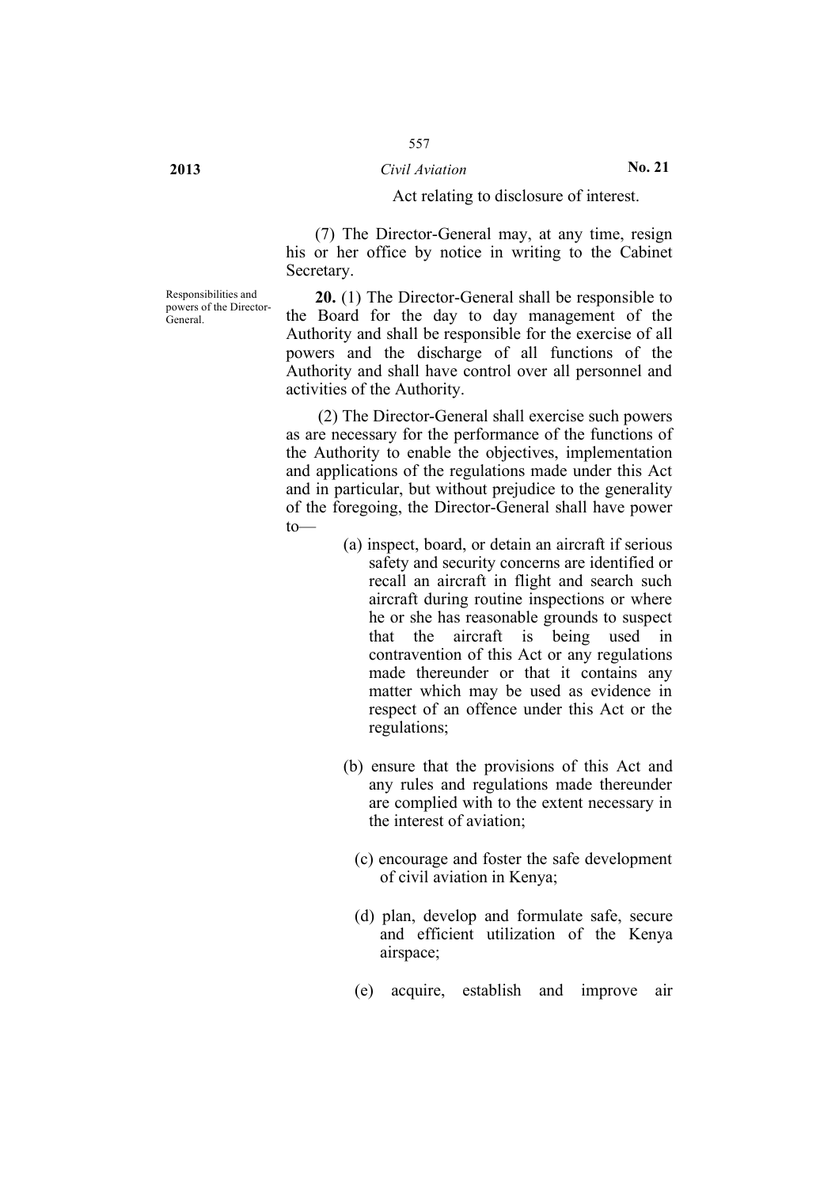Act relating to disclosure of interest.

(7) The Director-General may, at any time, resign his or her office by notice in writing to the Cabinet Secretary.

Responsibilities and powers of the Director-General.

**20.** (1) The Director-General shall be responsible to the Board for the day to day management of the Authority and shall be responsible for the exercise of all powers and the discharge of all functions of the Authority and shall have control over all personnel and activities of the Authority.

(2) The Director-General shall exercise such powers as are necessary for the performance of the functions of the Authority to enable the objectives, implementation and applications of the regulations made under this Act and in particular, but without prejudice to the generality of the foregoing, the Director-General shall have power to—

(a) inspect, board, or detain an aircraft if serious safety and security concerns are identified or recall an aircraft in flight and search such aircraft during routine inspections or where he or she has reasonable grounds to suspect that the aircraft is being used in contravention of this Act or any regulations made thereunder or that it contains any matter which may be used as evidence in respect of an offence under this Act or the regulations;

(b) ensure that the provisions of this Act and any rules and regulations made thereunder are complied with to the extent necessary in the interest of aviation;

(c) encourage and foster the safe development of civil aviation in Kenya;

(d) plan, develop and formulate safe, secure and efficient utilization of the Kenya airspace;

(e) acquire, establish and improve air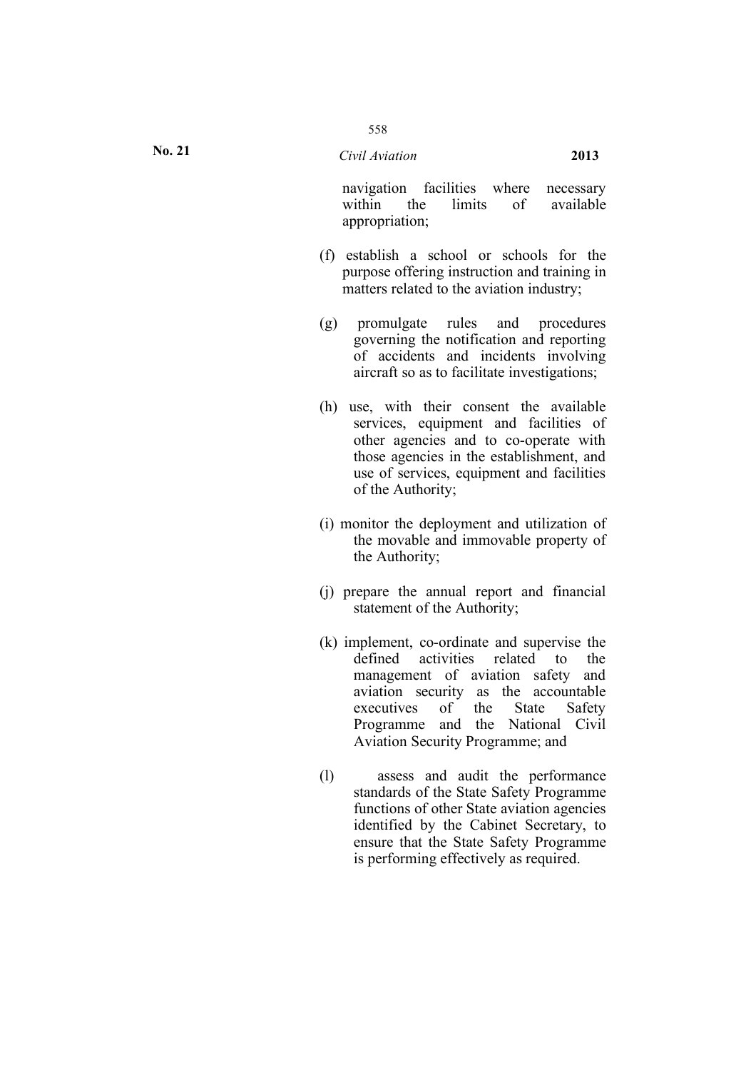navigation facilities where necessary within the limits of available appropriation;

(f) establish a school or schools for the purpose offering instruction and training in matters related to the aviation industry;

(g) promulgate rules and procedures governing the notification and reporting of accidents and incidents involving aircraft so as to facilitate investigations;

(h) use, with their consent the available services, equipment and facilities of other agencies and to co-operate with those agencies in the establishment, and use of services, equipment and facilities of the Authority;

(i) monitor the deployment and utilization of the movable and immovable property of the Authority;

(j) prepare the annual report and financial statement of the Authority;

(k) implement, co-ordinate and supervise the defined activities related to the management of aviation safety and aviation security as the accountable executives of the State Safety Programme and the National Civil Aviation Security Programme; and

(l) assess and audit the performance standards of the State Safety Programme functions of other State aviation agencies identified by the Cabinet Secretary, to ensure that the State Safety Programme is performing effectively as required.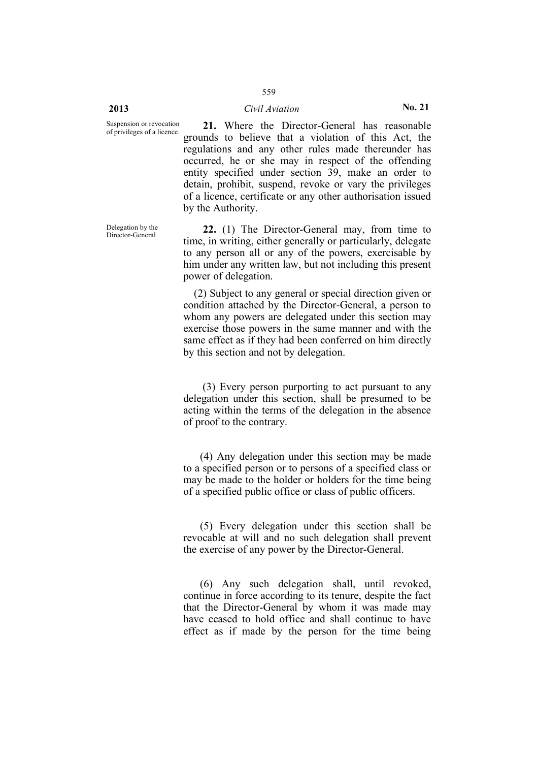Suspension or revocation of privileges of a licence.

**21.** Where the Director-General has reasonable grounds to believe that a violation of this Act, the regulations and any other rules made thereunder has occurred, he or she may in respect of the offending entity specified under section 39, make an order to detain, prohibit, suspend, revoke or vary the privileges of a licence, certificate or any other authorisation issued by the Authority.

Delegation by the Director-General

**22.** (1) The Director-General may, from time to time, in writing, either generally or particularly, delegate to any person all or any of the powers, exercisable by him under any written law, but not including this present power of delegation.

(2) Subject to any general or special direction given or condition attached by the Director-General, a person to whom any powers are delegated under this section may exercise those powers in the same manner and with the same effect as if they had been conferred on him directly by this section and not by delegation.

(3) Every person purporting to act pursuant to any delegation under this section, shall be presumed to be acting within the terms of the delegation in the absence of proof to the contrary.

(4) Any delegation under this section may be made to a specified person or to persons of a specified class or may be made to the holder or holders for the time being of a specified public office or class of public officers.

(5) Every delegation under this section shall be revocable at will and no such delegation shall prevent the exercise of any power by the Director-General.

(6) Any such delegation shall, until revoked, continue in force according to its tenure, despite the fact that the Director-General by whom it was made may have ceased to hold office and shall continue to have effect as if made by the person for the time being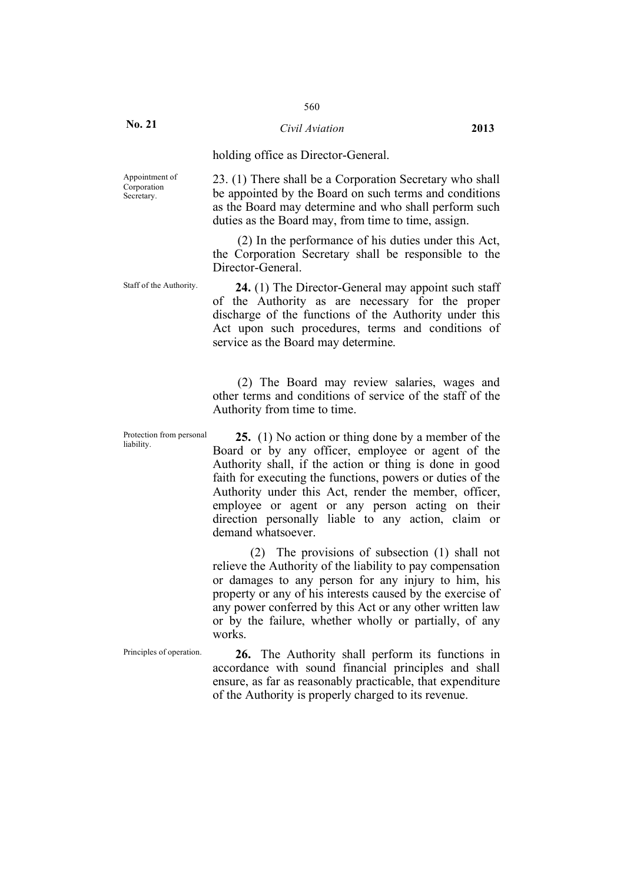holding office as Director-General.

Appointment of Corporation Secretary.

23. (1) There shall be a Corporation Secretary who shall be appointed by the Board on such terms and conditions as the Board may determine and who shall perform such duties as the Board may, from time to time, assign.

(2) In the performance of his duties under this Act, the Corporation Secretary shall be responsible to the Director-General.

Staff of the Authority.

**24.** (1) The Director-General may appoint such staff of the Authority as are necessary for the proper discharge of the functions of the Authority under this Act upon such procedures, terms and conditions of service as the Board may determine.

(2) The Board may review salaries, wages and other terms and conditions of service of the staff of the Authority from time to time.

Protection from personal liability.

**25.** (1) No action or thing done by a member of the Board or by any officer, employee or agent of the Authority shall, if the action or thing is done in good faith for executing the functions, powers or duties of the Authority under this Act, render the member, officer, employee or agent or any person acting on their direction personally liable to any action, claim or demand whatsoever.

(2) The provisions of subsection (1) shall not relieve the Authority of the liability to pay compensation or damages to any person for any injury to him, his property or any of his interests caused by the exercise of any power conferred by this Act or any other written law or by the failure, whether wholly or partially, of any works.

Principles of operation.

**26.** The Authority shall perform its functions in accordance with sound financial principles and shall ensure, as far as reasonably practicable, that expenditure of the Authority is properly charged to its revenue.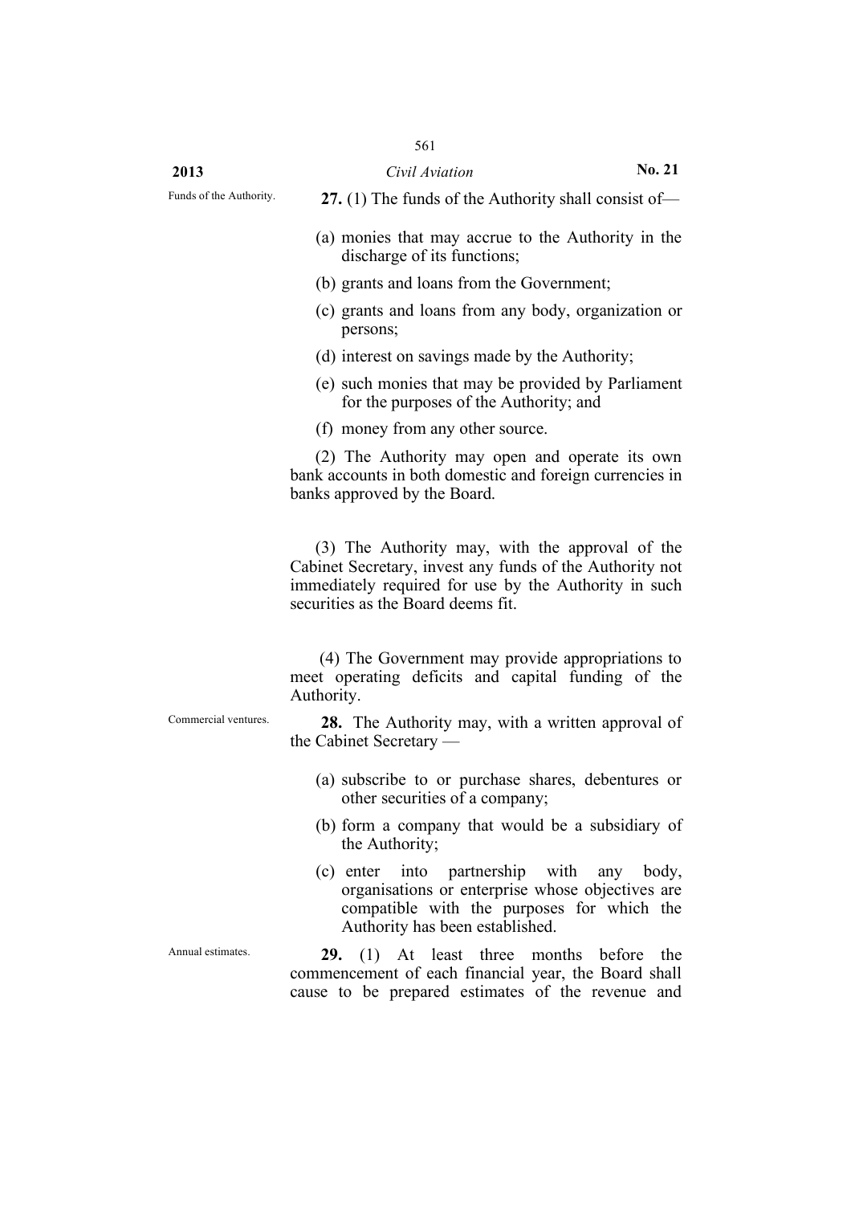Funds of the Authority.

**27.** (1) The funds of the Authority shall consist of—

(a) monies that may accrue to the Authority in the discharge of its functions;

(b) grants and loans from the Government;

(c) grants and loans from any body, organization or persons;

(d) interest on savings made by the Authority;

(e) such monies that may be provided by Parliament for the purposes of the Authority; and

(f) money from any other source.

(2) The Authority may open and operate its own bank accounts in both domestic and foreign currencies in banks approved by the Board.

(3) The Authority may, with the approval of the Cabinet Secretary, invest any funds of the Authority not immediately required for use by the Authority in such securities as the Board deems fit.

(4) The Government may provide appropriations to meet operating deficits and capital funding of the Authority.

Commercial ventures.

**28.** The Authority may, with a written approval of the Cabinet Secretary —

(a) subscribe to or purchase shares, debentures or other securities of a company;

(b) form a company that would be a subsidiary of the Authority;

(c) enter into partnership with any body, organisations or enterprise whose objectives are compatible with the purposes for which the Authority has been established.

Annual estimates.

**29.** (1) At least three months before the commencement of each financial year, the Board shall cause to be prepared estimates of the revenue and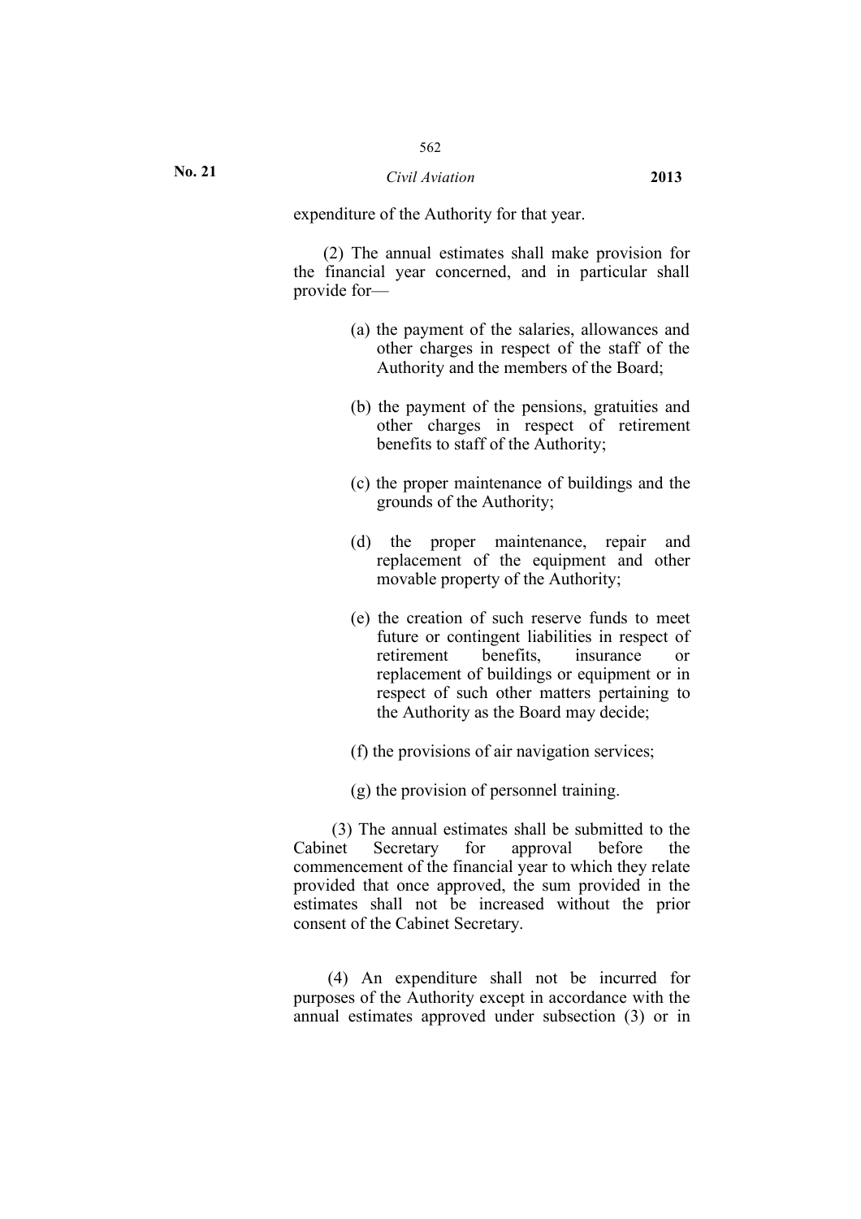expenditure of the Authority for that year.

(2) The annual estimates shall make provision for the financial year concerned, and in particular shall provide for—

(a) the payment of the salaries, allowances and other charges in respect of the staff of the Authority and the members of the Board;

(b) the payment of the pensions, gratuities and other charges in respect of retirement benefits to staff of the Authority;

(c) the proper maintenance of buildings and the grounds of the Authority;

(d) the proper maintenance, repair and replacement of the equipment and other movable property of the Authority;

(e) the creation of such reserve funds to meet future or contingent liabilities in respect of retirement benefits, insurance or replacement of buildings or equipment or in respect of such other matters pertaining to the Authority as the Board may decide;

(f) the provisions of air navigation services;

(g) the provision of personnel training.

(3) The annual estimates shall be submitted to the Cabinet Secretary for approval before the commencement of the financial year to which they relate provided that once approved, the sum provided in the estimates shall not be increased without the prior consent of the Cabinet Secretary.

(4) An expenditure shall not be incurred for purposes of the Authority except in accordance with the annual estimates approved under subsection (3) or in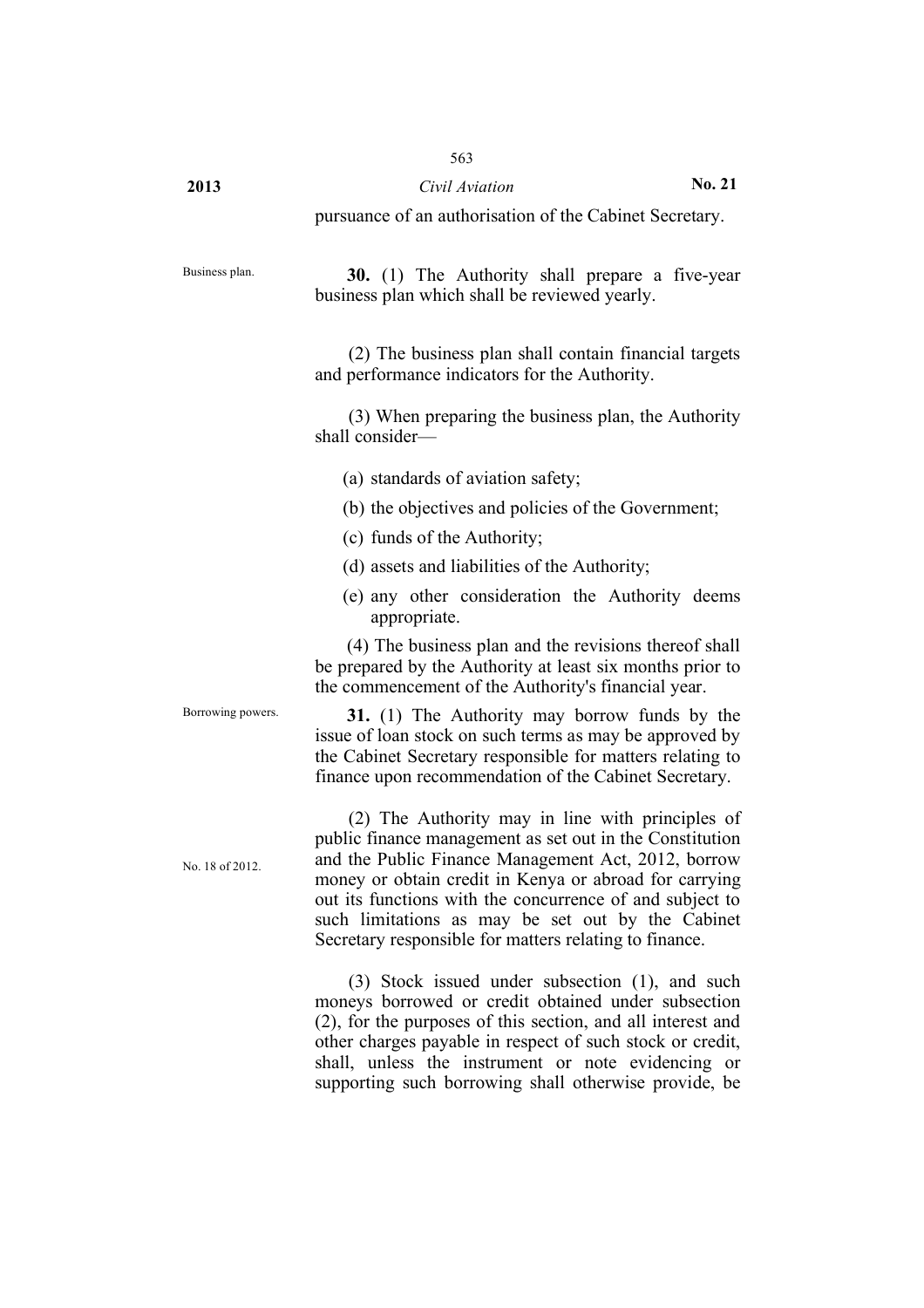pursuance of an authorisation of the Cabinet Secretary.

Business plan.

**30.** (1) The Authority shall prepare a five-year business plan which shall be reviewed yearly.

(2) The business plan shall contain financial targets and performance indicators for the Authority.

(3) When preparing the business plan, the Authority shall consider—

(a) standards of aviation safety;

(b) the objectives and policies of the Government;

(c) funds of the Authority;

(d) assets and liabilities of the Authority;

(e) any other consideration the Authority deems appropriate.

(4) The business plan and the revisions thereof shall be prepared by the Authority at least six months prior to the commencement of the Authority's financial year.

Borrowing powers.

**31.** (1) The Authority may borrow funds by the issue of loan stock on such terms as may be approved by the Cabinet Secretary responsible for matters relating to finance upon recommendation of the Cabinet Secretary.

No. 18 of 2012.

(2) The Authority may in line with principles of public finance management as set out in the Constitution and the Public Finance Management Act, 2012, borrow money or obtain credit in Kenya or abroad for carrying out its functions with the concurrence of and subject to such limitations as may be set out by the Cabinet Secretary responsible for matters relating to finance.

(3) Stock issued under subsection (1), and such moneys borrowed or credit obtained under subsection (2), for the purposes of this section, and all interest and other charges payable in respect of such stock or credit, shall, unless the instrument or note evidencing or supporting such borrowing shall otherwise provide, be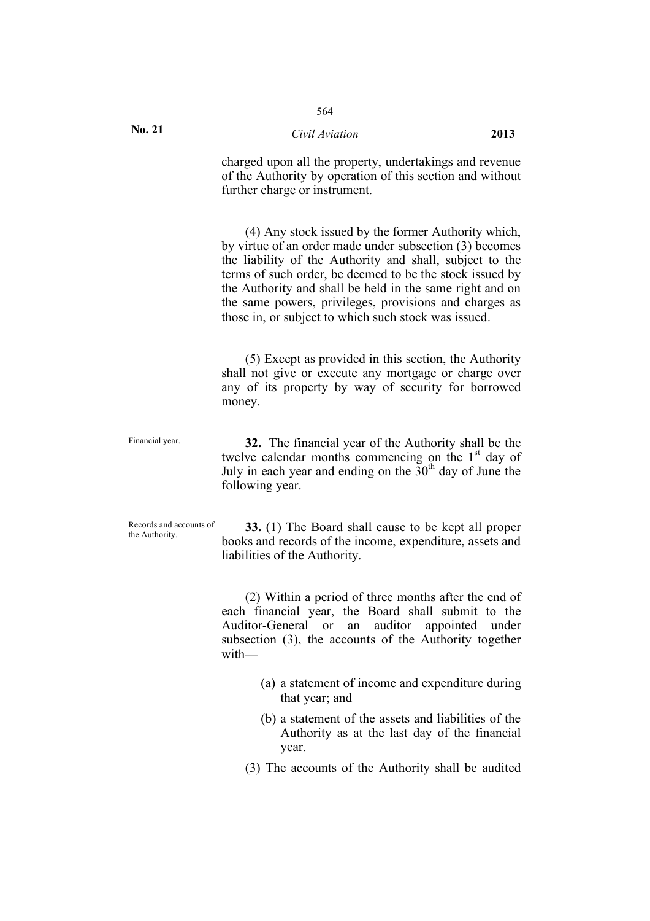charged upon all the property, undertakings and revenue of the Authority by operation of this section and without further charge or instrument.

(4) Any stock issued by the former Authority which, by virtue of an order made under subsection (3) becomes the liability of the Authority and shall, subject to the terms of such order, be deemed to be the stock issued by the Authority and shall be held in the same right and on the same powers, privileges, provisions and charges as those in, or subject to which such stock was issued.

(5) Except as provided in this section, the Authority shall not give or execute any mortgage or charge over any of its property by way of security for borrowed money.

Financial year.

**32.** The financial year of the Authority shall be the twelve calendar months commencing on the 1st day of July in each year and ending on the 30th day of June the following year.

Records and accounts of the Authority.

**33.** (1) The Board shall cause to be kept all proper books and records of the income, expenditure, assets and liabilities of the Authority.

(2) Within a period of three months after the end of each financial year, the Board shall submit to the Auditor-General or an auditor appointed under subsection (3), the accounts of the Authority together with—

(a) a statement of income and expenditure during that year; and

(b) a statement of the assets and liabilities of the Authority as at the last day of the financial year.

(3) The accounts of the Authority shall be audited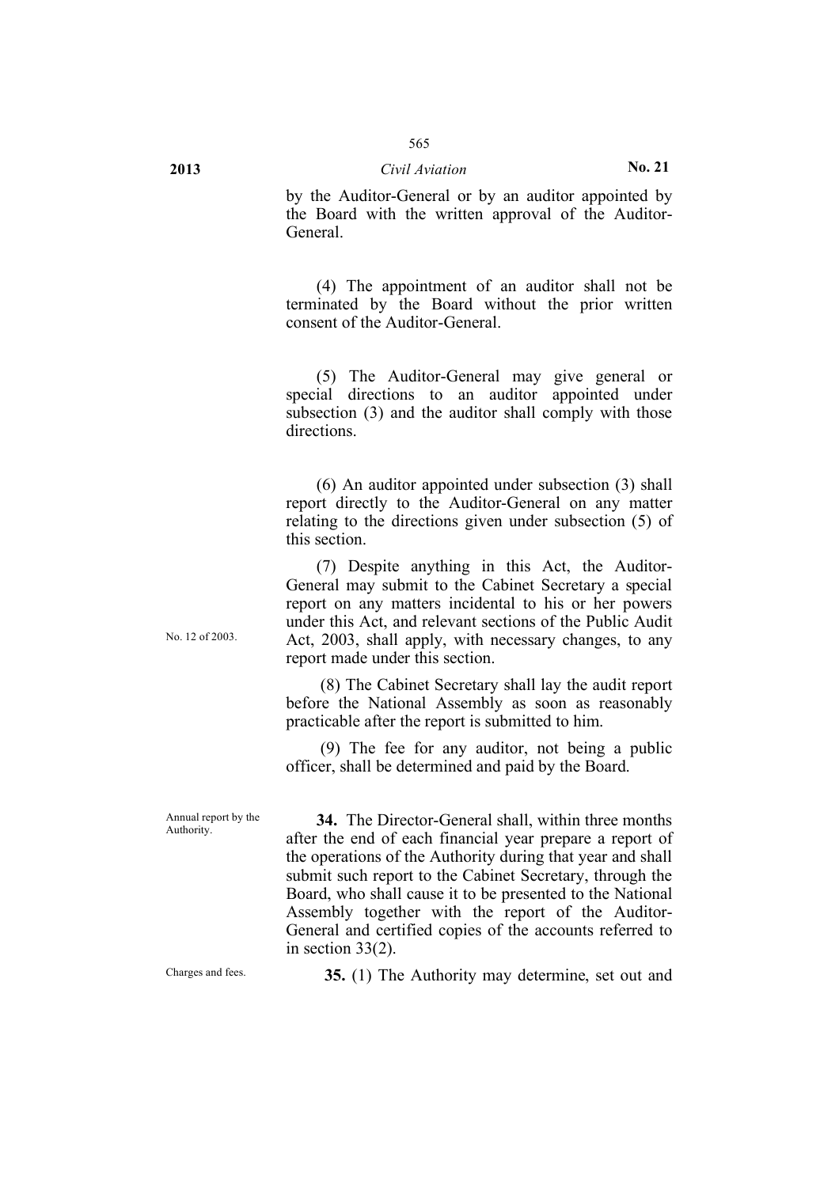by the Auditor-General or by an auditor appointed by the Board with the written approval of the Auditor-General.

(4) The appointment of an auditor shall not be terminated by the Board without the prior written consent of the Auditor-General.

(5) The Auditor-General may give general or special directions to an auditor appointed under subsection (3) and the auditor shall comply with those directions.

(6) An auditor appointed under subsection (3) shall report directly to the Auditor-General on any matter relating to the directions given under subsection (5) of this section.

(7) Despite anything in this Act, the Auditor-General may submit to the Cabinet Secretary a special report on any matters incidental to his or her powers under this Act, and relevant sections of the Public Audit Act, 2003, shall apply, with necessary changes, to any report made under this section.

No. 12 of 2003.

(8) The Cabinet Secretary shall lay the audit report before the National Assembly as soon as reasonably practicable after the report is submitted to him.

(9) The fee for any auditor, not being a public officer, shall be determined and paid by the Board.

Annual report by the Authority.

**34.** The Director-General shall, within three months after the end of each financial year prepare a report of the operations of the Authority during that year and shall submit such report to the Cabinet Secretary, through the Board, who shall cause it to be presented to the National Assembly together with the report of the Auditor-General and certified copies of the accounts referred to in section 33(2).

Charges and fees.

**35.** (1) The Authority may determine, set out and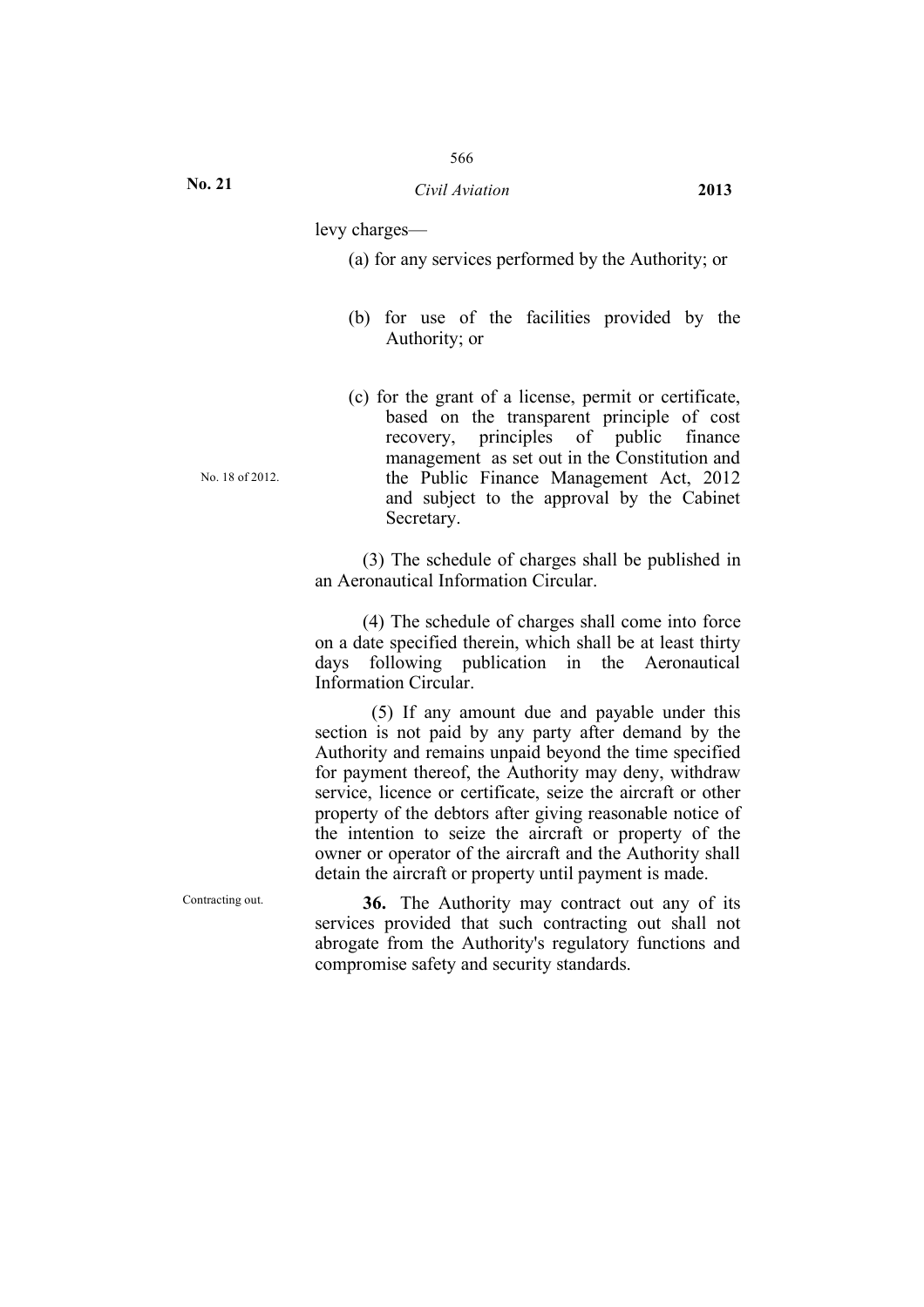levy charges—

(a) for any services performed by the Authority; or

(b) for use of the facilities provided by the Authority; or

(c) for the grant of a license, permit or certificate, based on the transparent principle of cost recovery, principles of public finance management as set out in the Constitution and the Public Finance Management Act, 2012 and subject to the approval by the Cabinet Secretary.

No. 18 of 2012.

(3) The schedule of charges shall be published in an Aeronautical Information Circular.

(4) The schedule of charges shall come into force on a date specified therein, which shall be at least thirty days following publication in the Aeronautical Information Circular.

(5) If any amount due and payable under this section is not paid by any party after demand by the Authority and remains unpaid beyond the time specified for payment thereof, the Authority may deny, withdraw service, licence or certificate, seize the aircraft or other property of the debtors after giving reasonable notice of the intention to seize the aircraft or property of the owner or operator of the aircraft and the Authority shall detain the aircraft or property until payment is made.

Contracting out.

**36.** The Authority may contract out any of its services provided that such contracting out shall not abrogate from the Authority's regulatory functions and compromise safety and security standards.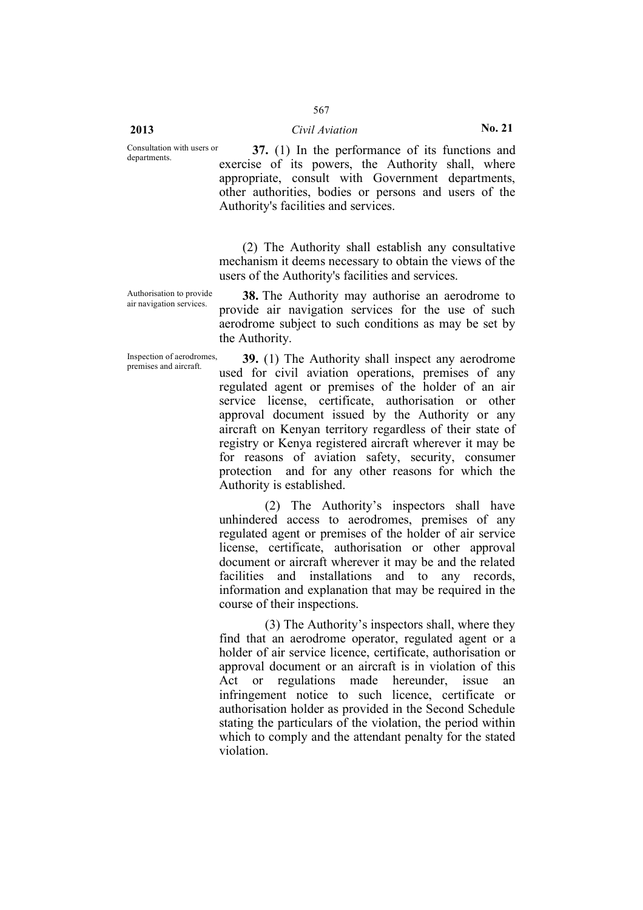Consultation with users or departments.

**37.** (1) In the performance of its functions and exercise of its powers, the Authority shall, where appropriate, consult with Government departments, other authorities, bodies or persons and users of the Authority's facilities and services.

(2) The Authority shall establish any consultative mechanism it deems necessary to obtain the views of the users of the Authority's facilities and services.

Authorisation to provide air navigation services.

**38.** The Authority may authorise an aerodrome to provide air navigation services for the use of such aerodrome subject to such conditions as may be set by the Authority.

Inspection of aerodromes, premises and aircraft.

**39.** (1) The Authority shall inspect any aerodrome used for civil aviation operations, premises of any regulated agent or premises of the holder of an air service license, certificate, authorisation or other approval document issued by the Authority or any aircraft on Kenyan territory regardless of their state of registry or Kenya registered aircraft wherever it may be for reasons of aviation safety, security, consumer protection and for any other reasons for which the Authority is established.

(2) The Authority's inspectors shall have unhindered access to aerodromes, premises of any regulated agent or premises of the holder of air service license, certificate, authorisation or other approval document or aircraft wherever it may be and the related facilities and installations and to any records, information and explanation that may be required in the course of their inspections.

(3) The Authority's inspectors shall, where they find that an aerodrome operator, regulated agent or a holder of air service licence, certificate, authorisation or approval document or an aircraft is in violation of this Act or regulations made hereunder, issue an infringement notice to such licence, certificate or authorisation holder as provided in the Second Schedule stating the particulars of the violation, the period within which to comply and the attendant penalty for the stated violation.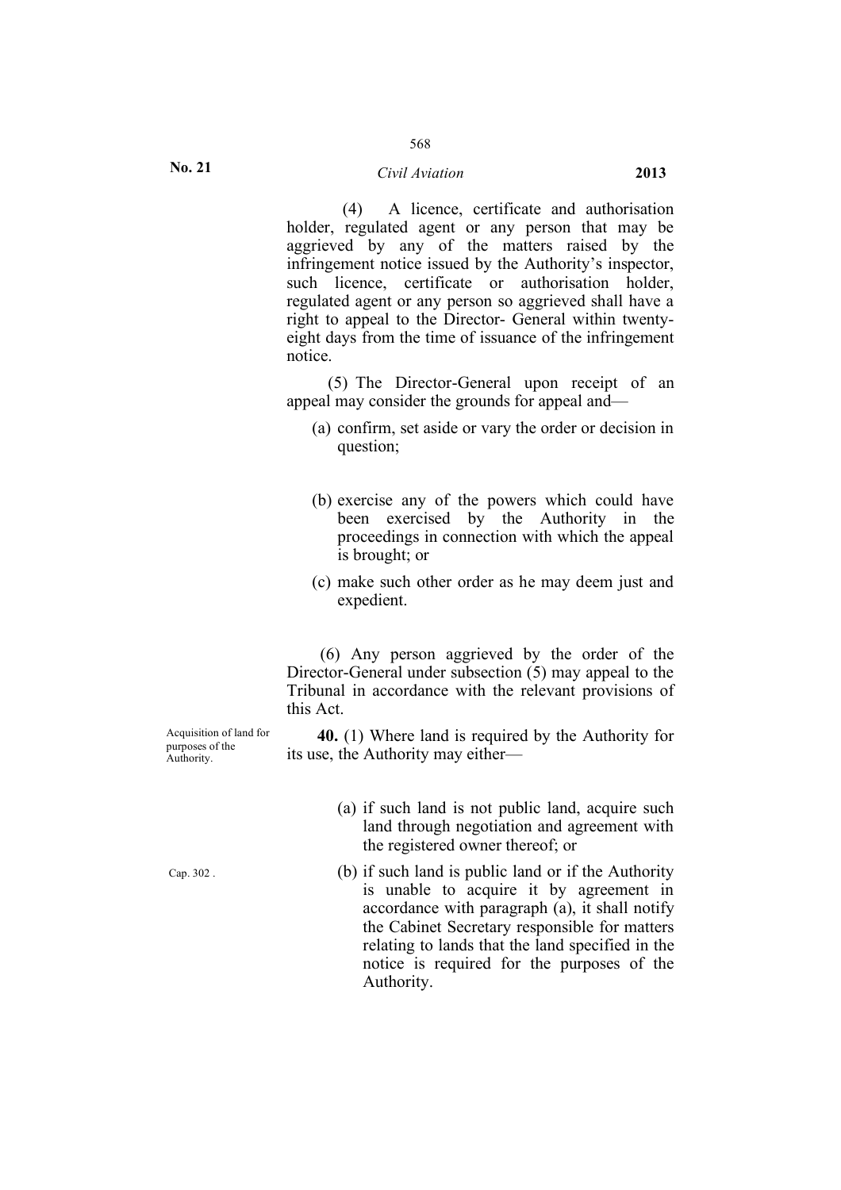(4) A licence, certificate and authorisation holder, regulated agent or any person that may be aggrieved by any of the matters raised by the infringement notice issued by the Authority's inspector, such licence, certificate or authorisation holder, regulated agent or any person so aggrieved shall have a right to appeal to the Director- General within twenty-eight days from the time of issuance of the infringement notice.

(5) The Director-General upon receipt of an appeal may consider the grounds for appeal and—

(a) confirm, set aside or vary the order or decision in question;

(b) exercise any of the powers which could have been exercised by the Authority in the proceedings in connection with which the appeal is brought; or

(c) make such other order as he may deem just and expedient.

(6) Any person aggrieved by the order of the Director-General under subsection (5) may appeal to the Tribunal in accordance with the relevant provisions of this Act.

Acquisition of land for purposes of the Authority.

**40.** (1) Where land is required by the Authority for its use, the Authority may either—

(a) if such land is not public land, acquire such land through negotiation and agreement with the registered owner thereof; or

Cap. 302 .

(b) if such land is public land or if the Authority is unable to acquire it by agreement in accordance with paragraph (a), it shall notify the Cabinet Secretary responsible for matters relating to lands that the land specified in the notice is required for the purposes of the Authority.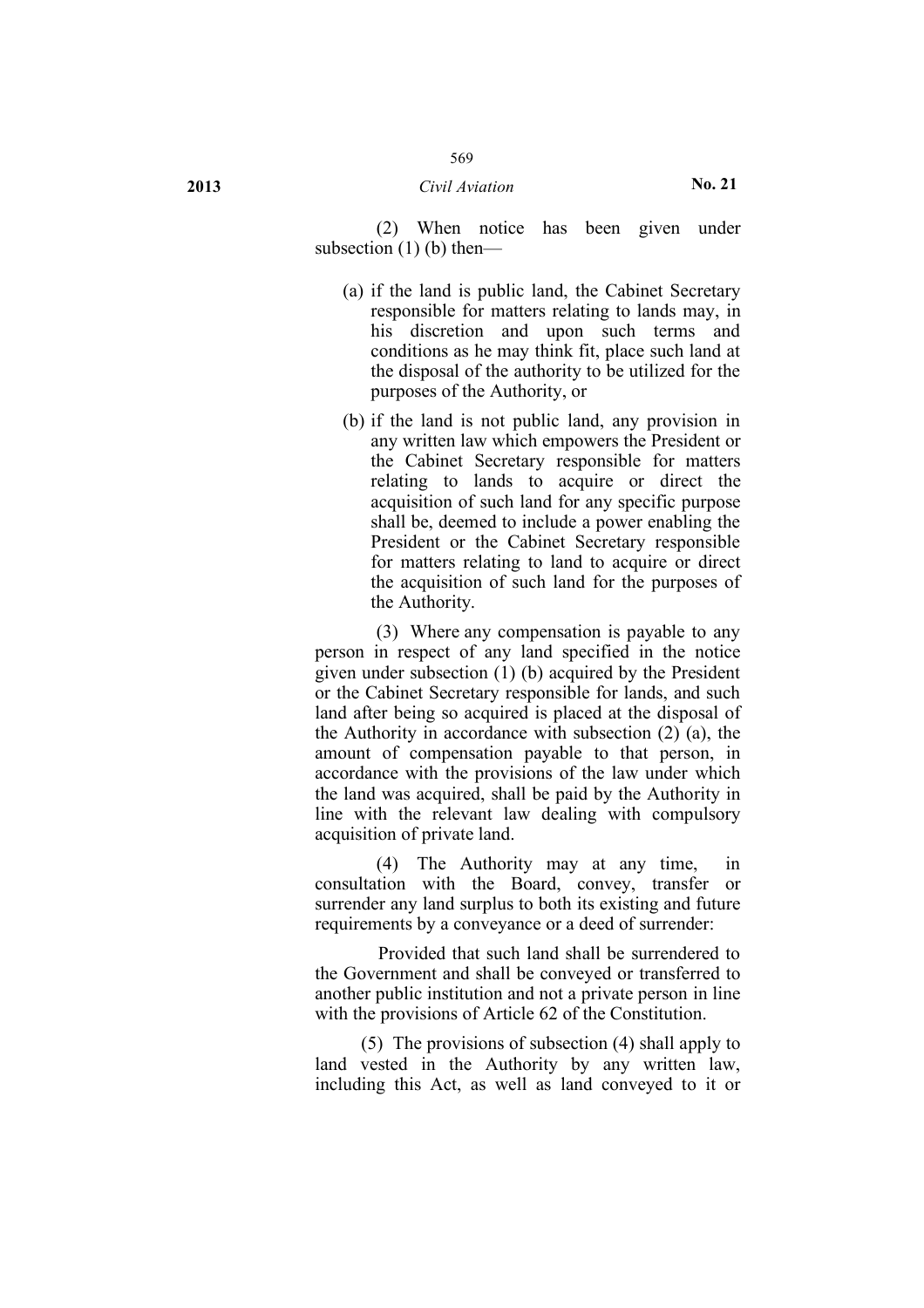(2) When notice has been given under subsection (1) (b) then—

(a) if the land is public land, the Cabinet Secretary responsible for matters relating to lands may, in his discretion and upon such terms and conditions as he may think fit, place such land at the disposal of the authority to be utilized for the purposes of the Authority, or

(b) if the land is not public land, any provision in any written law which empowers the President or the Cabinet Secretary responsible for matters relating to lands to acquire or direct the acquisition of such land for any specific purpose shall be, deemed to include a power enabling the President or the Cabinet Secretary responsible for matters relating to land to acquire or direct the acquisition of such land for the purposes of the Authority.

(3) Where any compensation is payable to any person in respect of any land specified in the notice given under subsection (1) (b) acquired by the President or the Cabinet Secretary responsible for lands, and such land after being so acquired is placed at the disposal of the Authority in accordance with subsection (2) (a), the amount of compensation payable to that person, in accordance with the provisions of the law under which the land was acquired, shall be paid by the Authority in line with the relevant law dealing with compulsory acquisition of private land.

(4) The Authority may at any time, in consultation with the Board, convey, transfer or surrender any land surplus to both its existing and future requirements by a conveyance or a deed of surrender:

Provided that such land shall be surrendered to the Government and shall be conveyed or transferred to another public institution and not a private person in line with the provisions of Article 62 of the Constitution.

(5) The provisions of subsection (4) shall apply to land vested in the Authority by any written law, including this Act, as well as land conveyed to it or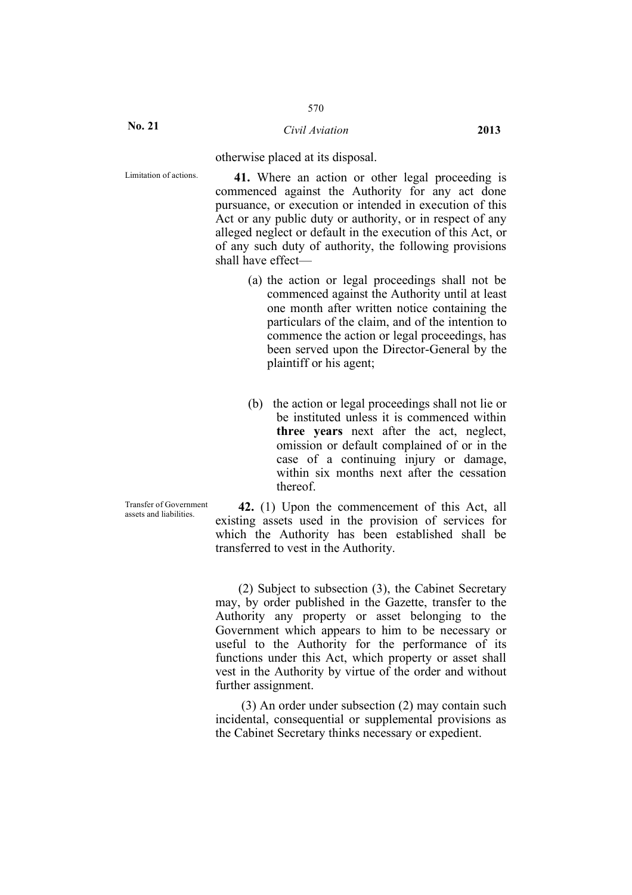otherwise placed at its disposal.

Limitation of actions.

**41.** Where an action or other legal proceeding is commenced against the Authority for any act done pursuance, or execution or intended in execution of this Act or any public duty or authority, or in respect of any alleged neglect or default in the execution of this Act, or of any such duty of authority, the following provisions shall have effect—

(a) the action or legal proceedings shall not be commenced against the Authority until at least one month after written notice containing the particulars of the claim, and of the intention to commence the action or legal proceedings, has been served upon the Director-General by the plaintiff or his agent;

(b) the action or legal proceedings shall not lie or be instituted unless it is commenced within **three years** next after the act, neglect, omission or default complained of or in the case of a continuing injury or damage, within six months next after the cessation thereof.

Transfer of Government assets and liabilities.

**42.** (1) Upon the commencement of this Act, all existing assets used in the provision of services for which the Authority has been established shall be transferred to vest in the Authority.

(2) Subject to subsection (3), the Cabinet Secretary may, by order published in the Gazette, transfer to the Authority any property or asset belonging to the Government which appears to him to be necessary or useful to the Authority for the performance of its functions under this Act, which property or asset shall vest in the Authority by virtue of the order and without further assignment.

(3) An order under subsection (2) may contain such incidental, consequential or supplemental provisions as the Cabinet Secretary thinks necessary or expedient.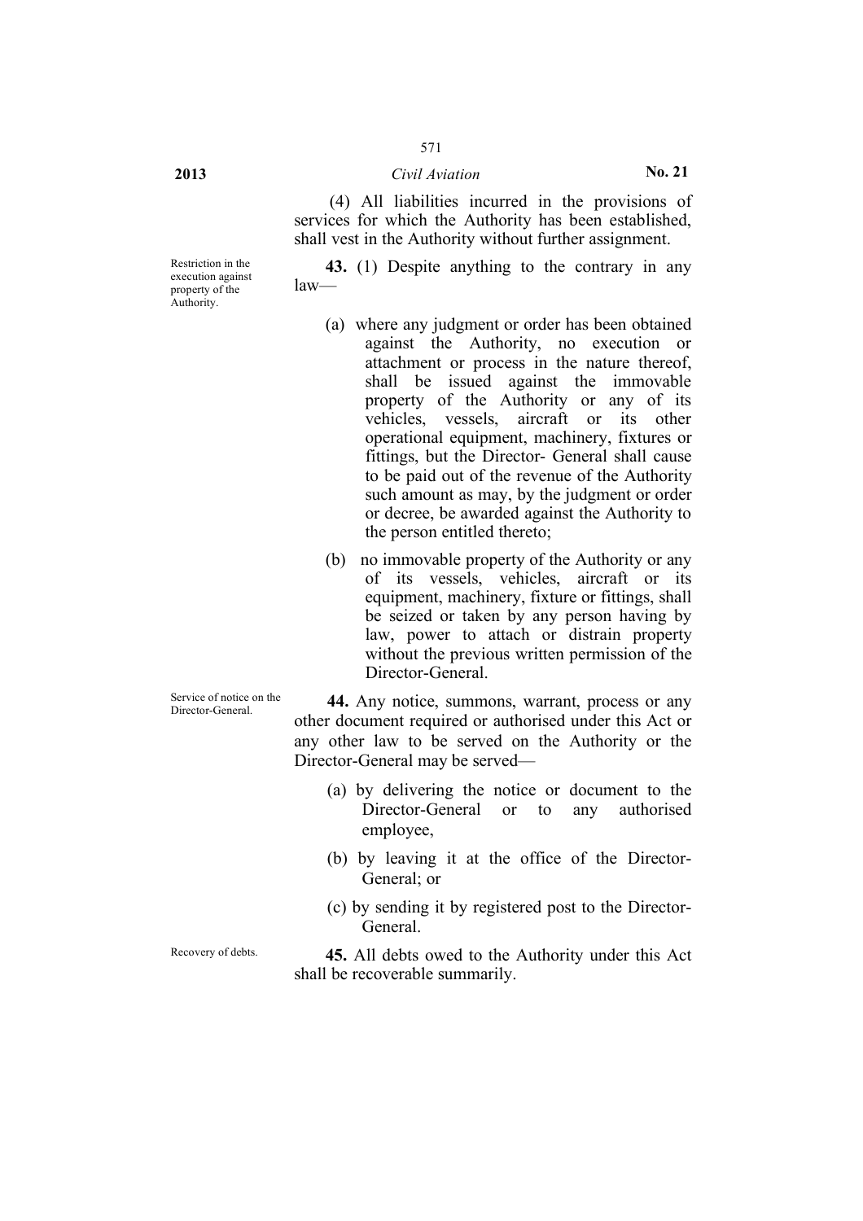(4) All liabilities incurred in the provisions of services for which the Authority has been established, shall vest in the Authority without further assignment.

Restriction in the execution against property of the Authority.

**43.** (1) Despite anything to the contrary in any law—

(a) where any judgment or order has been obtained against the Authority, no execution or attachment or process in the nature thereof, shall be issued against the immovable property of the Authority or any of its vehicles, vessels, aircraft or its other operational equipment, machinery, fixtures or fittings, but the Director- General shall cause to be paid out of the revenue of the Authority such amount as may, by the judgment or order or decree, be awarded against the Authority to the person entitled thereto;

(b) no immovable property of the Authority or any of its vessels, vehicles, aircraft or its equipment, machinery, fixture or fittings, shall be seized or taken by any person having by law, power to attach or distrain property without the previous written permission of the Director-General.

Service of notice on the Director-General.

**44.** Any notice, summons, warrant, process or any other document required or authorised under this Act or any other law to be served on the Authority or the Director-General may be served—

(a) by delivering the notice or document to the Director-General or to any authorised employee,

(b) by leaving it at the office of the Director-General; or

(c) by sending it by registered post to the Director-General.

Recovery of debts.

**45.** All debts owed to the Authority under this Act shall be recoverable summarily.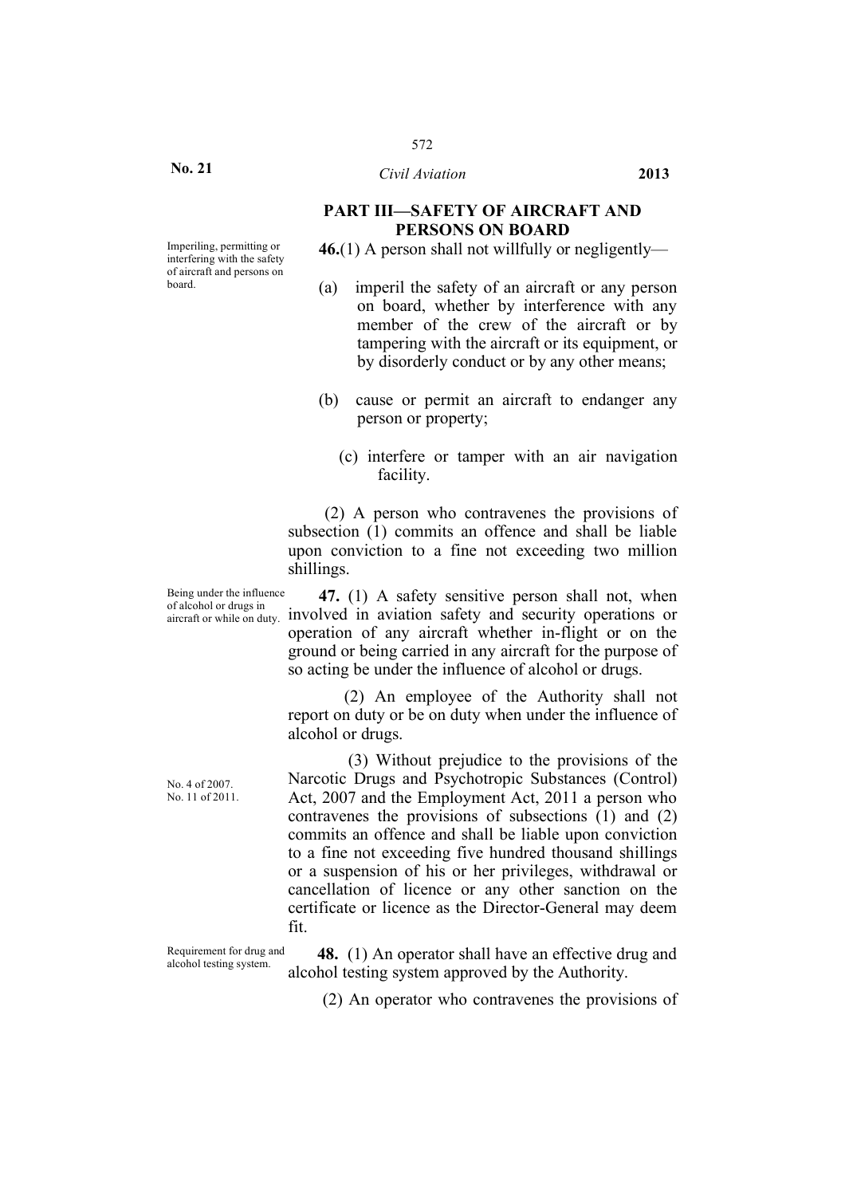## PART III—SAFETY OF AIRCRAFT AND PERSONS ON BOARD

Imperiling, permitting or interfering with the safety of aircraft and persons on board.

**46.**(1) A person shall not willfully or negligently—

(a) imperil the safety of an aircraft or any person on board, whether by interference with any member of the crew of the aircraft or by tampering with the aircraft or its equipment, or by disorderly conduct or by any other means;

(b) cause or permit an aircraft to endanger any person or property;

(c) interfere or tamper with an air navigation facility.

(2) A person who contravenes the provisions of subsection (1) commits an offence and shall be liable upon conviction to a fine not exceeding two million shillings.

Being under the influence of alcohol or drugs in aircraft or while on duty.

**47.** (1) A safety sensitive person shall not, when involved in aviation safety and security operations or operation of any aircraft whether in-flight or on the ground or being carried in any aircraft for the purpose of so acting be under the influence of alcohol or drugs.

(2) An employee of the Authority shall not report on duty or be on duty when under the influence of alcohol or drugs.

No. 4 of 2007.
No. 11 of 2011.

(3) Without prejudice to the provisions of the Narcotic Drugs and Psychotropic Substances (Control) Act, 2007 and the Employment Act, 2011 a person who contravenes the provisions of subsections (1) and (2) commits an offence and shall be liable upon conviction to a fine not exceeding five hundred thousand shillings or a suspension of his or her privileges, withdrawal or cancellation of licence or any other sanction on the certificate or licence as the Director-General may deem fit.

Requirement for drug and alcohol testing system.

**48.** (1) An operator shall have an effective drug and alcohol testing system approved by the Authority.

(2) An operator who contravenes the provisions of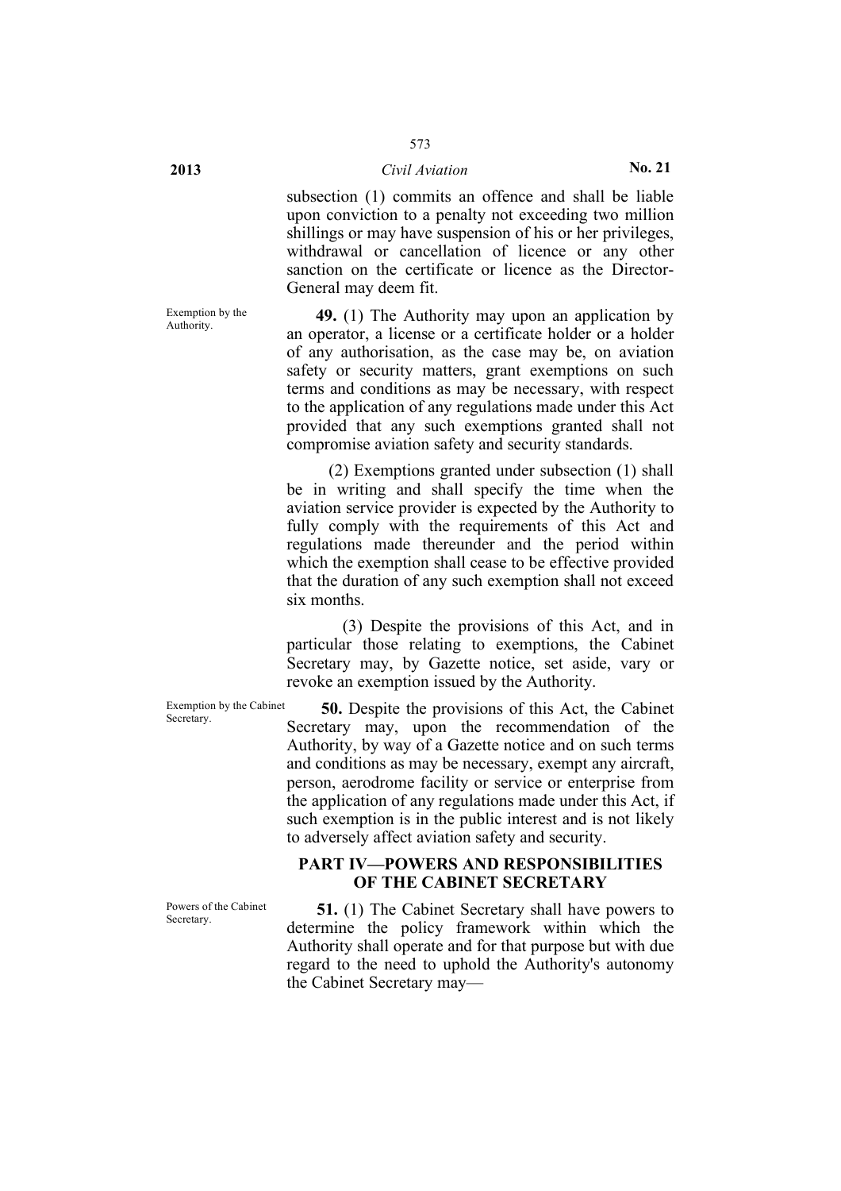subsection (1) commits an offence and shall be liable upon conviction to a penalty not exceeding two million shillings or may have suspension of his or her privileges, withdrawal or cancellation of licence or any other sanction on the certificate or licence as the Director-General may deem fit.

Exemption by the Authority.

**49.** (1) The Authority may upon an application by an operator, a license or a certificate holder or a holder of any authorisation, as the case may be, on aviation safety or security matters, grant exemptions on such terms and conditions as may be necessary, with respect to the application of any regulations made under this Act provided that any such exemptions granted shall not compromise aviation safety and security standards.

(2) Exemptions granted under subsection (1) shall be in writing and shall specify the time when the aviation service provider is expected by the Authority to fully comply with the requirements of this Act and regulations made thereunder and the period within which the exemption shall cease to be effective provided that the duration of any such exemption shall not exceed six months.

(3) Despite the provisions of this Act, and in particular those relating to exemptions, the Cabinet Secretary may, by Gazette notice, set aside, vary or revoke an exemption issued by the Authority.

Exemption by the Cabinet Secretary.

**50.** Despite the provisions of this Act, the Cabinet Secretary may, upon the recommendation of the Authority, by way of a Gazette notice and on such terms and conditions as may be necessary, exempt any aircraft, person, aerodrome facility or service or enterprise from the application of any regulations made under this Act, if such exemption is in the public interest and is not likely to adversely affect aviation safety and security.

## PART IV—POWERS AND RESPONSIBILITIES OF THE CABINET SECRETARY

Powers of the Cabinet Secretary.

**51.** (1) The Cabinet Secretary shall have powers to determine the policy framework within which the Authority shall operate and for that purpose but with due regard to the need to uphold the Authority's autonomy the Cabinet Secretary may—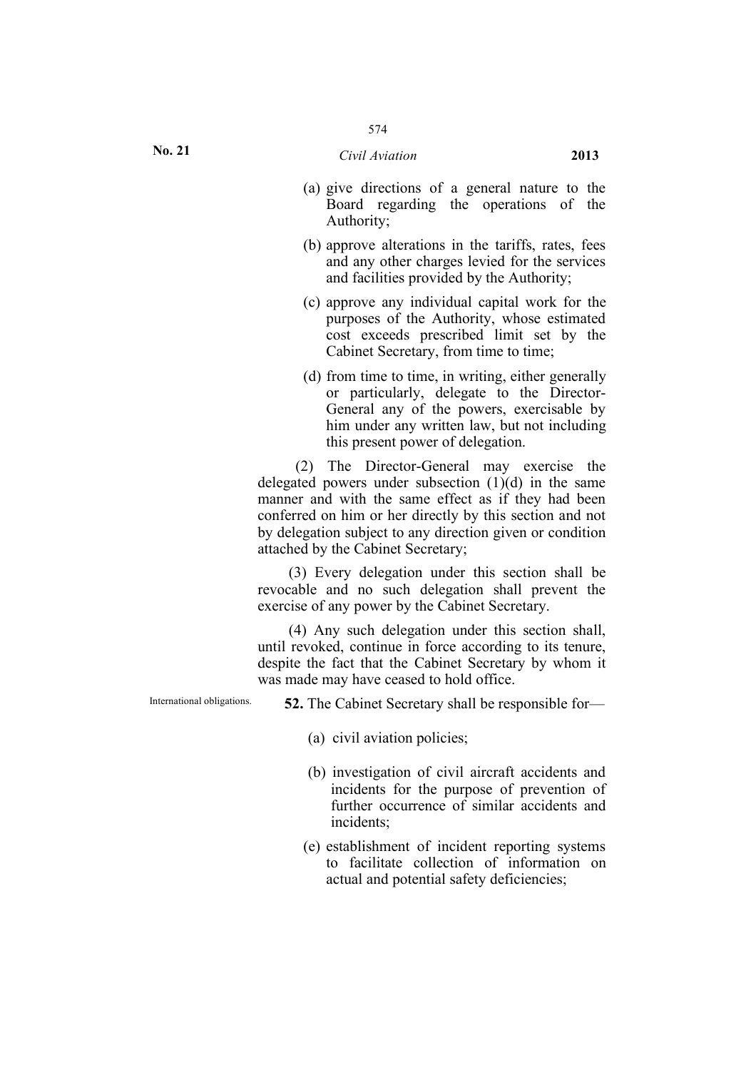(a) give directions of a general nature to the Board regarding the operations of the Authority;

(b) approve alterations in the tariffs, rates, fees and any other charges levied for the services and facilities provided by the Authority;

(c) approve any individual capital work for the purposes of the Authority, whose estimated cost exceeds prescribed limit set by the Cabinet Secretary, from time to time;

(d) from time to time, in writing, either generally or particularly, delegate to the Director-General any of the powers, exercisable by him under any written law, but not including this present power of delegation.

(2) The Director-General may exercise the delegated powers under subsection (1)(d) in the same manner and with the same effect as if they had been conferred on him or her directly by this section and not by delegation subject to any direction given or condition attached by the Cabinet Secretary;

(3) Every delegation under this section shall be revocable and no such delegation shall prevent the exercise of any power by the Cabinet Secretary.

(4) Any such delegation under this section shall, until revoked, continue in force according to its tenure, despite the fact that the Cabinet Secretary by whom it was made may have ceased to hold office.

International obligations.

**52.** The Cabinet Secretary shall be responsible for—

(a) civil aviation policies;

(b) investigation of civil aircraft accidents and incidents for the purpose of prevention of further occurrence of similar accidents and incidents;

(e) establishment of incident reporting systems to facilitate collection of information on actual and potential safety deficiencies;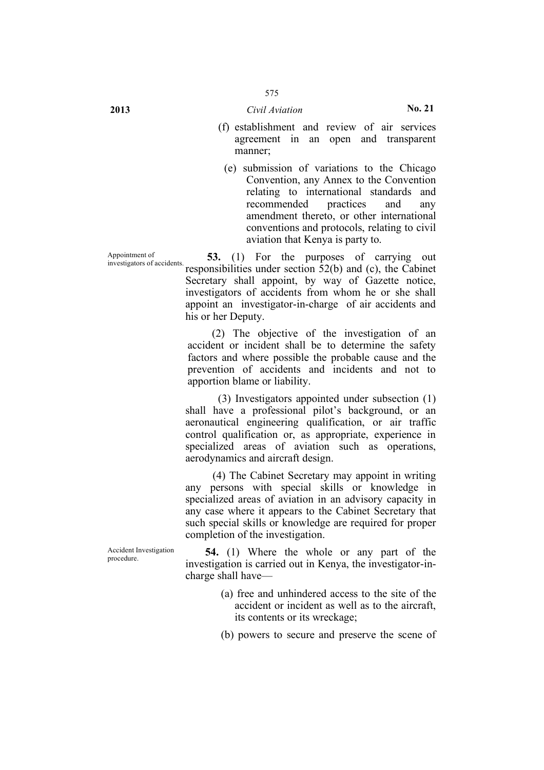(f) establishment and review of air services agreement in an open and transparent manner;

(e) submission of variations to the Chicago Convention, any Annex to the Convention relating to international standards and recommended practices and any amendment thereto, or other international conventions and protocols, relating to civil aviation that Kenya is party to.

Appointment of investigators of accidents.

**53.** (1) For the purposes of carrying out responsibilities under section 52(b) and (c), the Cabinet Secretary shall appoint, by way of Gazette notice, investigators of accidents from whom he or she shall appoint an investigator-in-charge of air accidents and his or her Deputy.

(2) The objective of the investigation of an accident or incident shall be to determine the safety factors and where possible the probable cause and the prevention of accidents and incidents and not to apportion blame or liability.

(3) Investigators appointed under subsection (1) shall have a professional pilot's background, or an aeronautical engineering qualification, or air traffic control qualification or, as appropriate, experience in specialized areas of aviation such as operations, aerodynamics and aircraft design.

(4) The Cabinet Secretary may appoint in writing any persons with special skills or knowledge in specialized areas of aviation in an advisory capacity in any case where it appears to the Cabinet Secretary that such special skills or knowledge are required for proper completion of the investigation.

Accident Investigation procedure.

**54.** (1) Where the whole or any part of the investigation is carried out in Kenya, the investigator-in-charge shall have—

(a) free and unhindered access to the site of the accident or incident as well as to the aircraft, its contents or its wreckage;

(b) powers to secure and preserve the scene of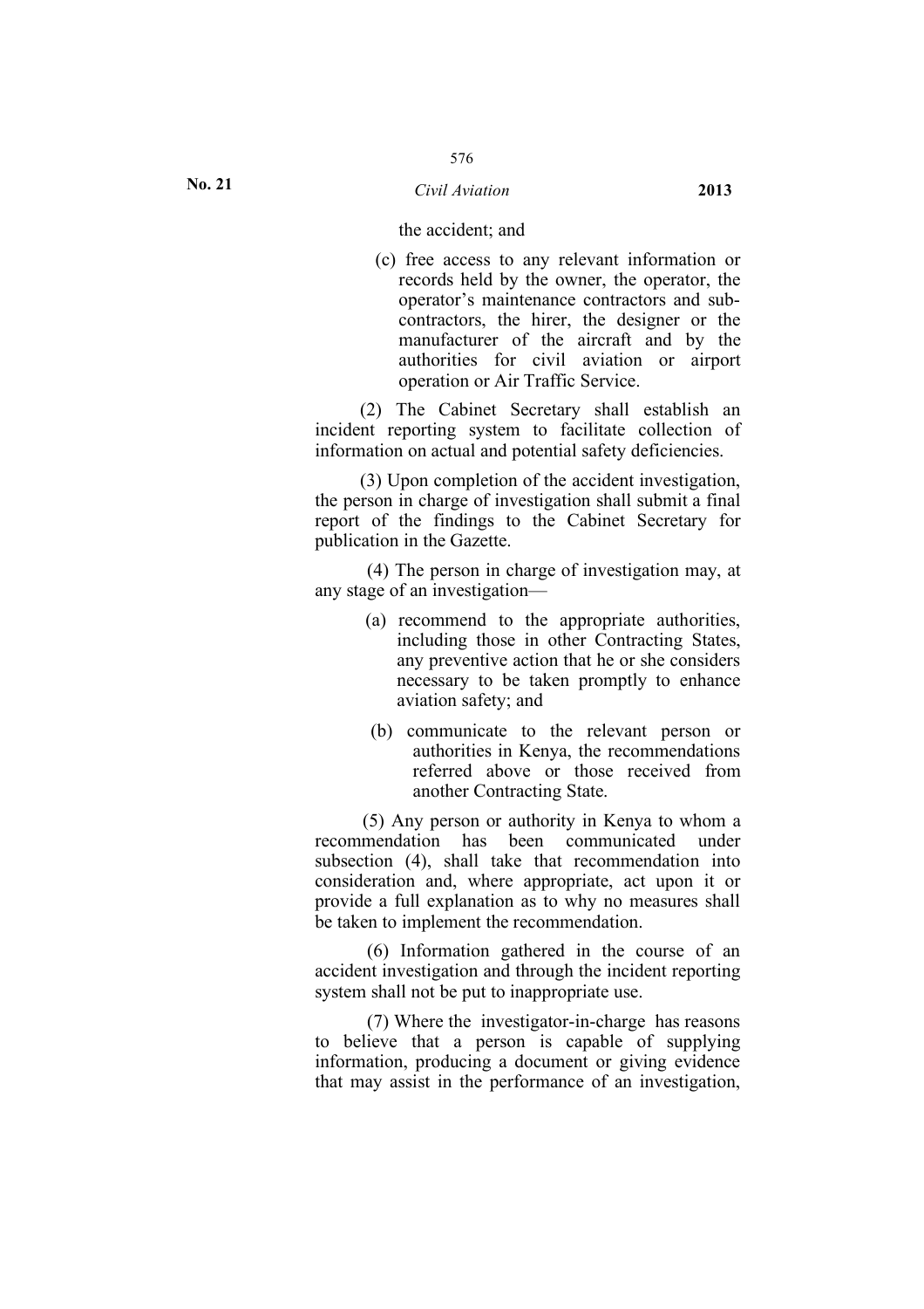the accident; and

(c) free access to any relevant information or records held by the owner, the operator, the operator's maintenance contractors and sub-contractors, the hirer, the designer or the manufacturer of the aircraft and by the authorities for civil aviation or airport operation or Air Traffic Service.

(2) The Cabinet Secretary shall establish an incident reporting system to facilitate collection of information on actual and potential safety deficiencies.

(3) Upon completion of the accident investigation, the person in charge of investigation shall submit a final report of the findings to the Cabinet Secretary for publication in the Gazette.

(4) The person in charge of investigation may, at any stage of an investigation—

(a) recommend to the appropriate authorities, including those in other Contracting States, any preventive action that he or she considers necessary to be taken promptly to enhance aviation safety; and

(b) communicate to the relevant person or authorities in Kenya, the recommendations referred above or those received from another Contracting State.

(5) Any person or authority in Kenya to whom a recommendation has been communicated under subsection (4), shall take that recommendation into consideration and, where appropriate, act upon it or provide a full explanation as to why no measures shall be taken to implement the recommendation.

(6) Information gathered in the course of an accident investigation and through the incident reporting system shall not be put to inappropriate use.

(7) Where the investigator-in-charge has reasons to believe that a person is capable of supplying information, producing a document or giving evidence that may assist in the performance of an investigation,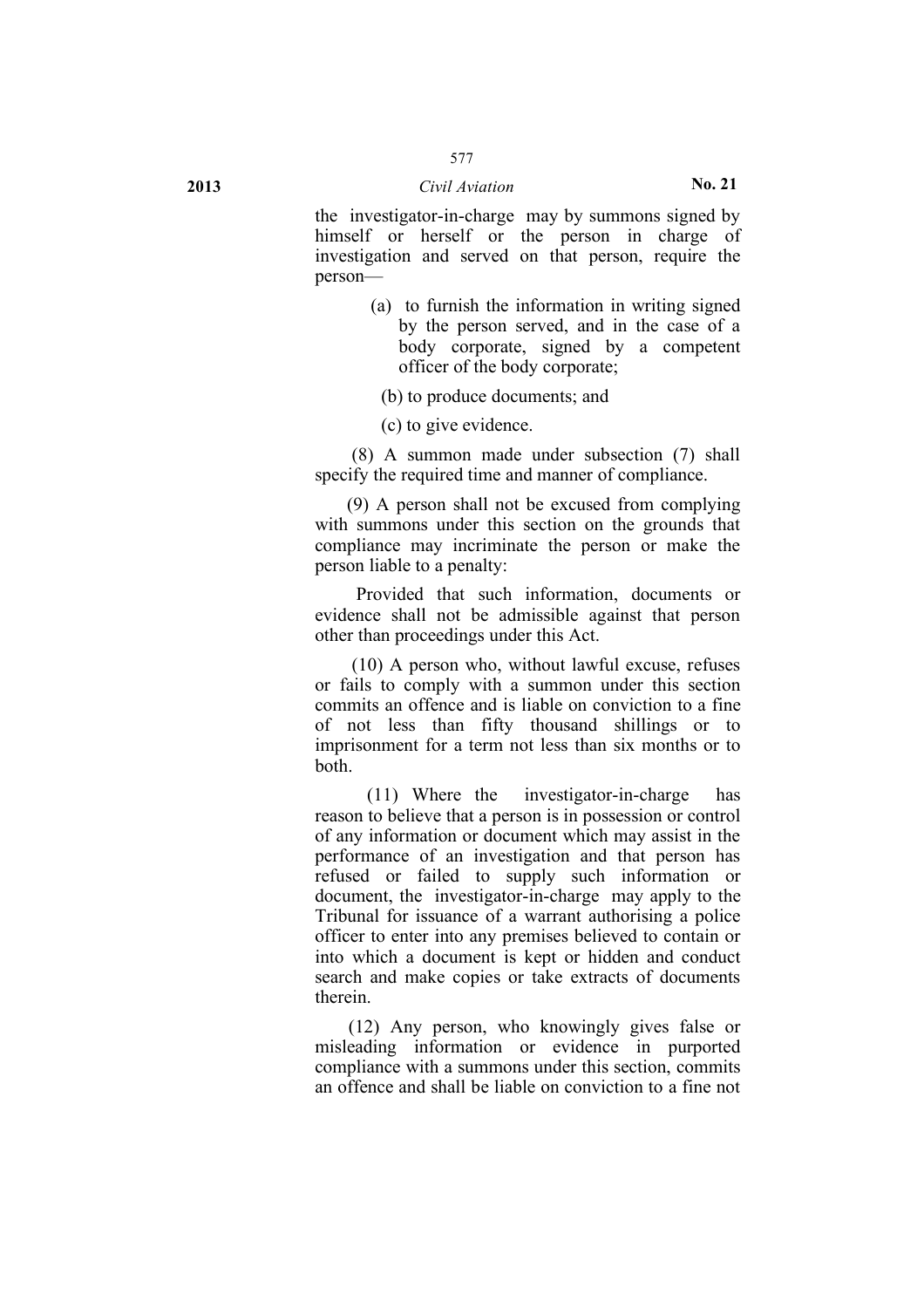the investigator-in-charge may by summons signed by himself or herself or the person in charge of investigation and served on that person, require the person—

(a) to furnish the information in writing signed by the person served, and in the case of a body corporate, signed by a competent officer of the body corporate;

(b) to produce documents; and

(c) to give evidence.

(8) A summon made under subsection (7) shall specify the required time and manner of compliance.

(9) A person shall not be excused from complying with summons under this section on the grounds that compliance may incriminate the person or make the person liable to a penalty:

Provided that such information, documents or evidence shall not be admissible against that person other than proceedings under this Act.

(10) A person who, without lawful excuse, refuses or fails to comply with a summon under this section commits an offence and is liable on conviction to a fine of not less than fifty thousand shillings or to imprisonment for a term not less than six months or to both.

(11) Where the investigator-in-charge has reason to believe that a person is in possession or control of any information or document which may assist in the performance of an investigation and that person has refused or failed to supply such information or document, the investigator-in-charge may apply to the Tribunal for issuance of a warrant authorising a police officer to enter into any premises believed to contain or into which a document is kept or hidden and conduct search and make copies or take extracts of documents therein.

(12) Any person, who knowingly gives false or misleading information or evidence in purported compliance with a summons under this section, commits an offence and shall be liable on conviction to a fine not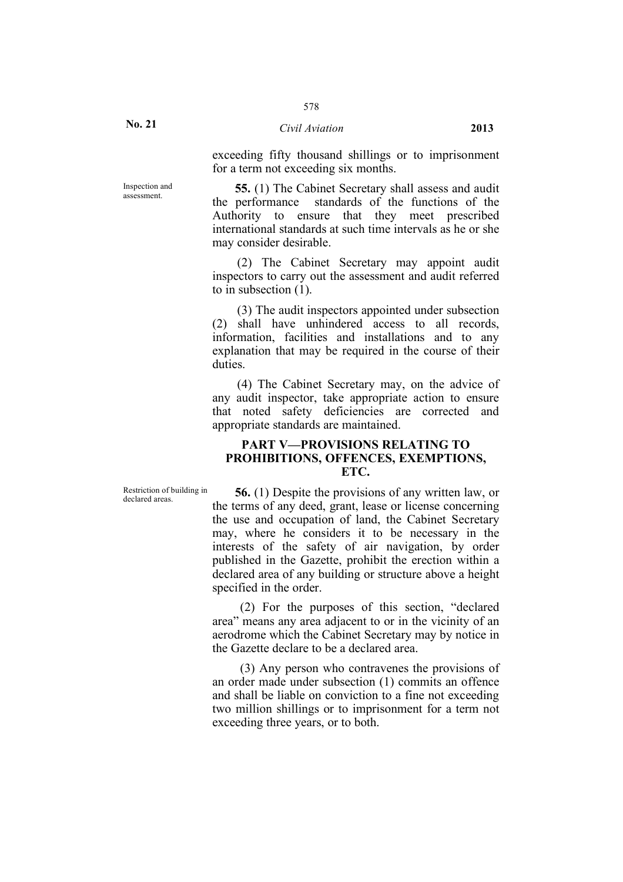exceeding fifty thousand shillings or to imprisonment for a term not exceeding six months.

Inspection and assessment.

**55.** (1) The Cabinet Secretary shall assess and audit the performance standards of the functions of the Authority to ensure that they meet prescribed international standards at such time intervals as he or she may consider desirable.

(2) The Cabinet Secretary may appoint audit inspectors to carry out the assessment and audit referred to in subsection (1).

(3) The audit inspectors appointed under subsection (2) shall have unhindered access to all records, information, facilities and installations and to any explanation that may be required in the course of their duties.

(4) The Cabinet Secretary may, on the advice of any audit inspector, take appropriate action to ensure that noted safety deficiencies are corrected and appropriate standards are maintained.

## PART V—PROVISIONS RELATING TO PROHIBITIONS, OFFENCES, EXEMPTIONS, ETC.

Restriction of building in declared areas.

**56.** (1) Despite the provisions of any written law, or the terms of any deed, grant, lease or license concerning the use and occupation of land, the Cabinet Secretary may, where he considers it to be necessary in the interests of the safety of air navigation, by order published in the Gazette, prohibit the erection within a declared area of any building or structure above a height specified in the order.

(2) For the purposes of this section, "declared area" means any area adjacent to or in the vicinity of an aerodrome which the Cabinet Secretary may by notice in the Gazette declare to be a declared area.

(3) Any person who contravenes the provisions of an order made under subsection (1) commits an offence and shall be liable on conviction to a fine not exceeding two million shillings or to imprisonment for a term not exceeding three years, or to both.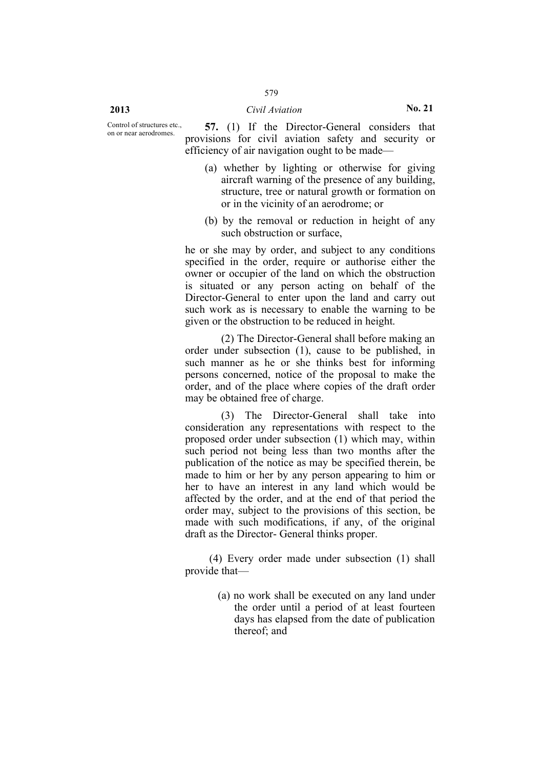Control of structures etc., on or near aerodromes.

**57.** (1) If the Director-General considers that provisions for civil aviation safety and security or efficiency of air navigation ought to be made—

(a) whether by lighting or otherwise for giving aircraft warning of the presence of any building, structure, tree or natural growth or formation on or in the vicinity of an aerodrome; or

(b) by the removal or reduction in height of any such obstruction or surface,

he or she may by order, and subject to any conditions specified in the order, require or authorise either the owner or occupier of the land on which the obstruction is situated or any person acting on behalf of the Director-General to enter upon the land and carry out such work as is necessary to enable the warning to be given or the obstruction to be reduced in height.

(2) The Director-General shall before making an order under subsection (1), cause to be published, in such manner as he or she thinks best for informing persons concerned, notice of the proposal to make the order, and of the place where copies of the draft order may be obtained free of charge.

(3) The Director-General shall take into consideration any representations with respect to the proposed order under subsection (1) which may, within such period not being less than two months after the publication of the notice as may be specified therein, be made to him or her by any person appearing to him or her to have an interest in any land which would be affected by the order, and at the end of that period the order may, subject to the provisions of this section, be made with such modifications, if any, of the original draft as the Director- General thinks proper.

(4) Every order made under subsection (1) shall provide that—

(a) no work shall be executed on any land under the order until a period of at least fourteen days has elapsed from the date of publication thereof; and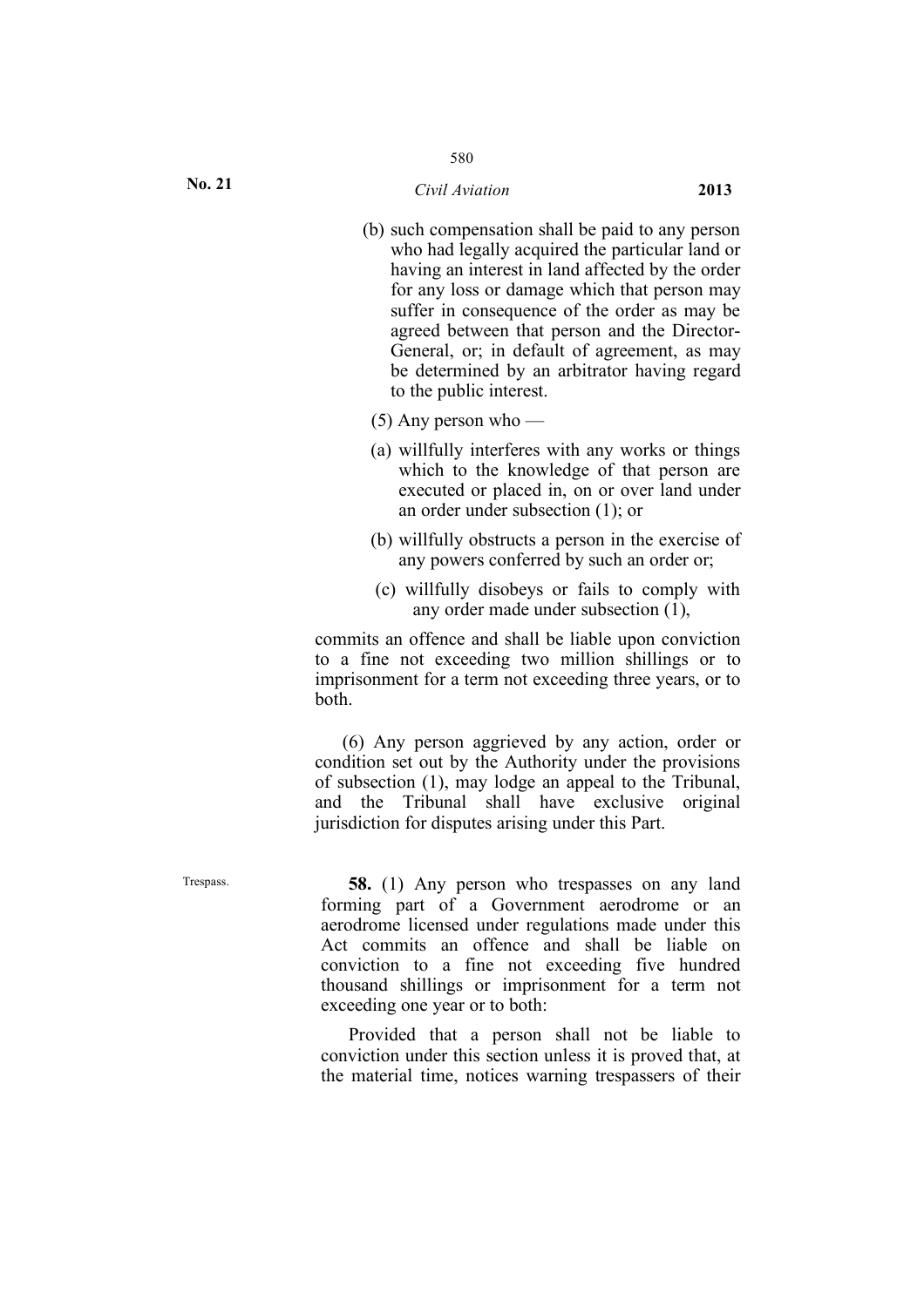(b) such compensation shall be paid to any person who had legally acquired the particular land or having an interest in land affected by the order for any loss or damage which that person may suffer in consequence of the order as may be agreed between that person and the Director-General, or; in default of agreement, as may be determined by an arbitrator having regard to the public interest.

(5) Any person who —

(a) willfully interferes with any works or things which to the knowledge of that person are executed or placed in, on or over land under an order under subsection (1); or

(b) willfully obstructs a person in the exercise of any powers conferred by such an order or;

(c) willfully disobeys or fails to comply with any order made under subsection (1),

commits an offence and shall be liable upon conviction to a fine not exceeding two million shillings or to imprisonment for a term not exceeding three years, or to both.

(6) Any person aggrieved by any action, order or condition set out by the Authority under the provisions of subsection (1), may lodge an appeal to the Tribunal, and the Tribunal shall have exclusive original jurisdiction for disputes arising under this Part.

Trespass.

**58.** (1) Any person who trespasses on any land forming part of a Government aerodrome or an aerodrome licensed under regulations made under this Act commits an offence and shall be liable on conviction to a fine not exceeding five hundred thousand shillings or imprisonment for a term not exceeding one year or to both:

Provided that a person shall not be liable to conviction under this section unless it is proved that, at the material time, notices warning trespassers of their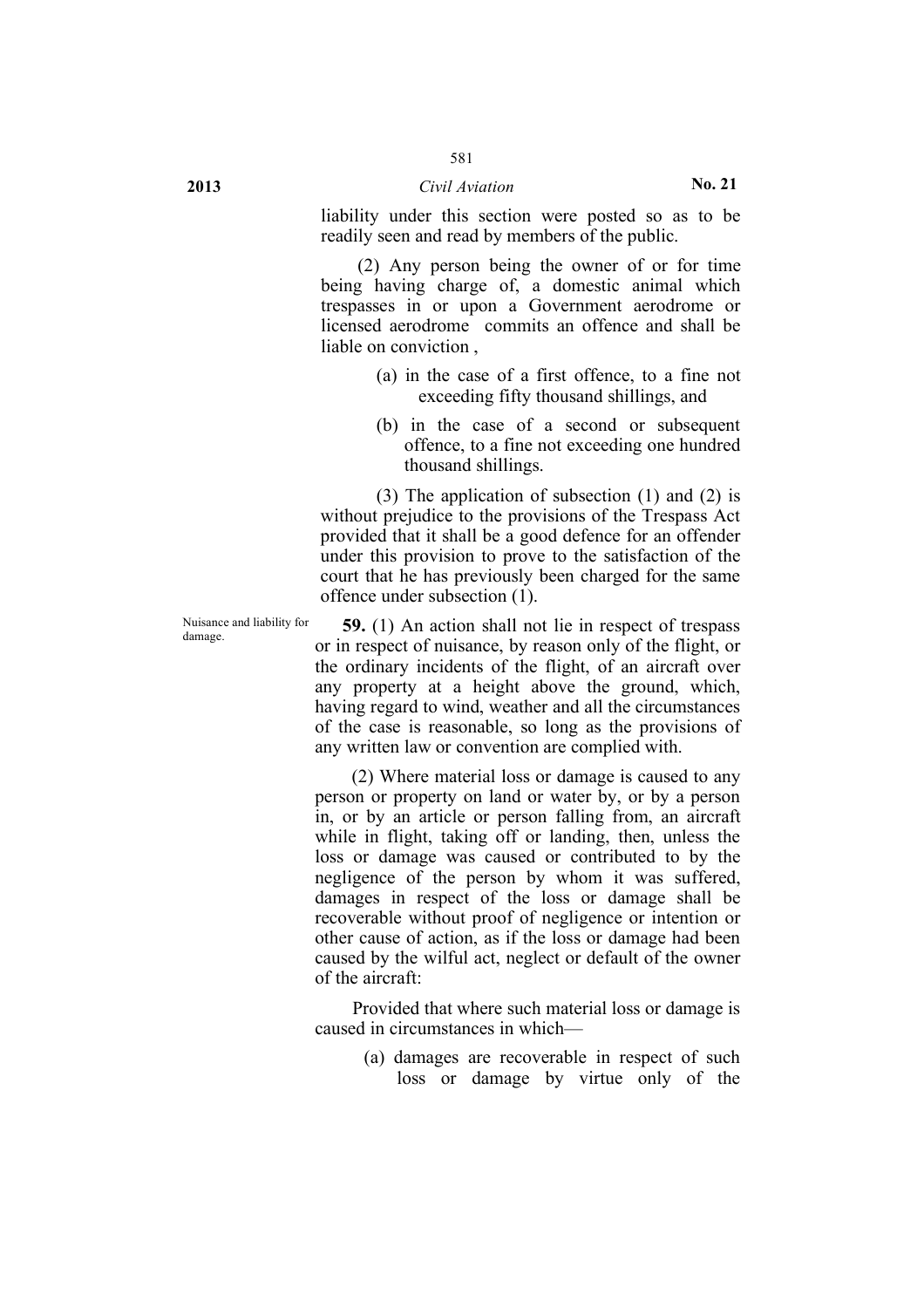liability under this section were posted so as to be readily seen and read by members of the public.

(2) Any person being the owner of or for time being having charge of, a domestic animal which trespasses in or upon a Government aerodrome or licensed aerodrome commits an offence and shall be liable on conviction ,

(a) in the case of a first offence, to a fine not exceeding fifty thousand shillings, and

(b) in the case of a second or subsequent offence, to a fine not exceeding one hundred thousand shillings.

(3) The application of subsection (1) and (2) is without prejudice to the provisions of the Trespass Act provided that it shall be a good defence for an offender under this provision to prove to the satisfaction of the court that he has previously been charged for the same offence under subsection (1).

Nuisance and liability for damage.

**59.** (1) An action shall not lie in respect of trespass or in respect of nuisance, by reason only of the flight, or the ordinary incidents of the flight, of an aircraft over any property at a height above the ground, which, having regard to wind, weather and all the circumstances of the case is reasonable, so long as the provisions of any written law or convention are complied with.

(2) Where material loss or damage is caused to any person or property on land or water by, or by a person in, or by an article or person falling from, an aircraft while in flight, taking off or landing, then, unless the loss or damage was caused or contributed to by the negligence of the person by whom it was suffered, damages in respect of the loss or damage shall be recoverable without proof of negligence or intention or other cause of action, as if the loss or damage had been caused by the wilful act, neglect or default of the owner of the aircraft:

Provided that where such material loss or damage is caused in circumstances in which—

(a) damages are recoverable in respect of such loss or damage by virtue only of the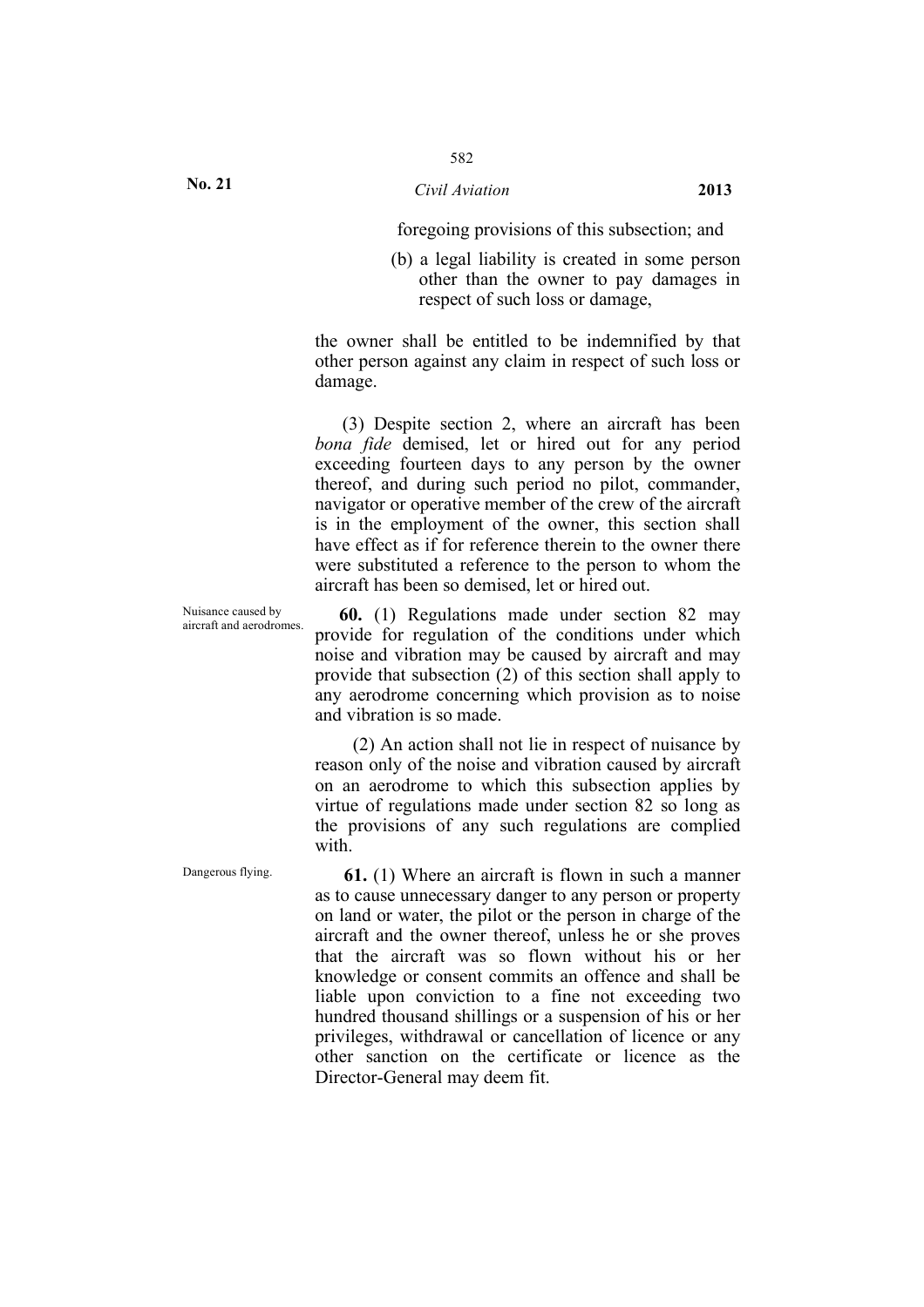foregoing provisions of this subsection; and

(b) a legal liability is created in some person other than the owner to pay damages in respect of such loss or damage,

the owner shall be entitled to be indemnified by that other person against any claim in respect of such loss or damage.

(3) Despite section 2, where an aircraft has been *bona fide* demised, let or hired out for any period exceeding fourteen days to any person by the owner thereof, and during such period no pilot, commander, navigator or operative member of the crew of the aircraft is in the employment of the owner, this section shall have effect as if for reference therein to the owner there were substituted a reference to the person to whom the aircraft has been so demised, let or hired out.

Nuisance caused by aircraft and aerodromes.

**60.** (1) Regulations made under section 82 may provide for regulation of the conditions under which noise and vibration may be caused by aircraft and may provide that subsection (2) of this section shall apply to any aerodrome concerning which provision as to noise and vibration is so made.

(2) An action shall not lie in respect of nuisance by reason only of the noise and vibration caused by aircraft on an aerodrome to which this subsection applies by virtue of regulations made under section 82 so long as the provisions of any such regulations are complied with.

Dangerous flying.

**61.** (1) Where an aircraft is flown in such a manner as to cause unnecessary danger to any person or property on land or water, the pilot or the person in charge of the aircraft and the owner thereof, unless he or she proves that the aircraft was so flown without his or her knowledge or consent commits an offence and shall be liable upon conviction to a fine not exceeding two hundred thousand shillings or a suspension of his or her privileges, withdrawal or cancellation of licence or any other sanction on the certificate or licence as the Director-General may deem fit.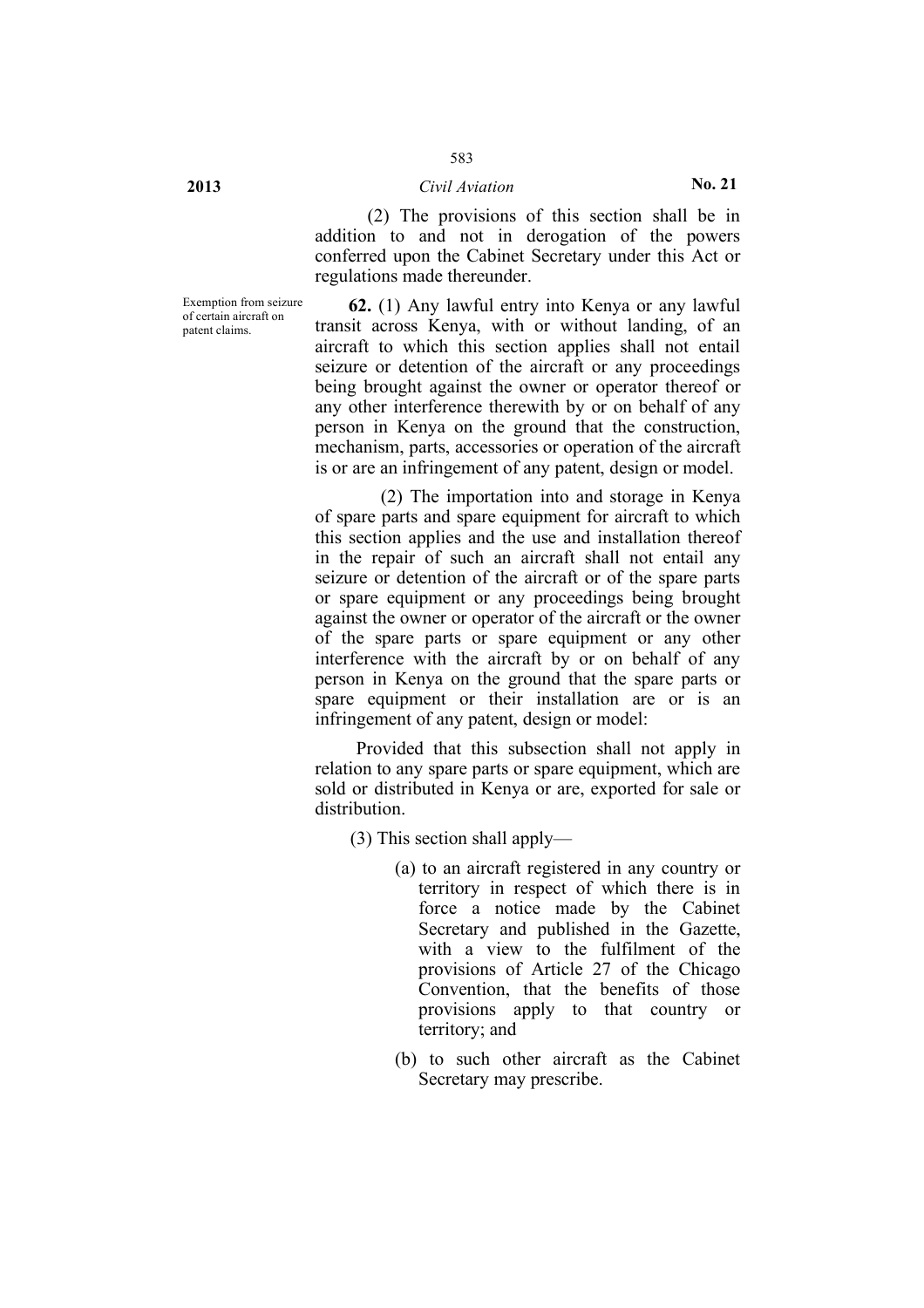(2) The provisions of this section shall be in addition to and not in derogation of the powers conferred upon the Cabinet Secretary under this Act or regulations made thereunder.

Exemption from seizure of certain aircraft on patent claims.

**62.** (1) Any lawful entry into Kenya or any lawful transit across Kenya, with or without landing, of an aircraft to which this section applies shall not entail seizure or detention of the aircraft or any proceedings being brought against the owner or operator thereof or any other interference therewith by or on behalf of any person in Kenya on the ground that the construction, mechanism, parts, accessories or operation of the aircraft is or are an infringement of any patent, design or model.

(2) The importation into and storage in Kenya of spare parts and spare equipment for aircraft to which this section applies and the use and installation thereof in the repair of such an aircraft shall not entail any seizure or detention of the aircraft or of the spare parts or spare equipment or any proceedings being brought against the owner or operator of the aircraft or the owner of the spare parts or spare equipment or any other interference with the aircraft by or on behalf of any person in Kenya on the ground that the spare parts or spare equipment or their installation are or is an infringement of any patent, design or model:

Provided that this subsection shall not apply in relation to any spare parts or spare equipment, which are sold or distributed in Kenya or are, exported for sale or distribution.

(3) This section shall apply—

(a) to an aircraft registered in any country or territory in respect of which there is in force a notice made by the Cabinet Secretary and published in the Gazette, with a view to the fulfilment of the provisions of Article 27 of the Chicago Convention, that the benefits of those provisions apply to that country or territory; and

(b) to such other aircraft as the Cabinet Secretary may prescribe.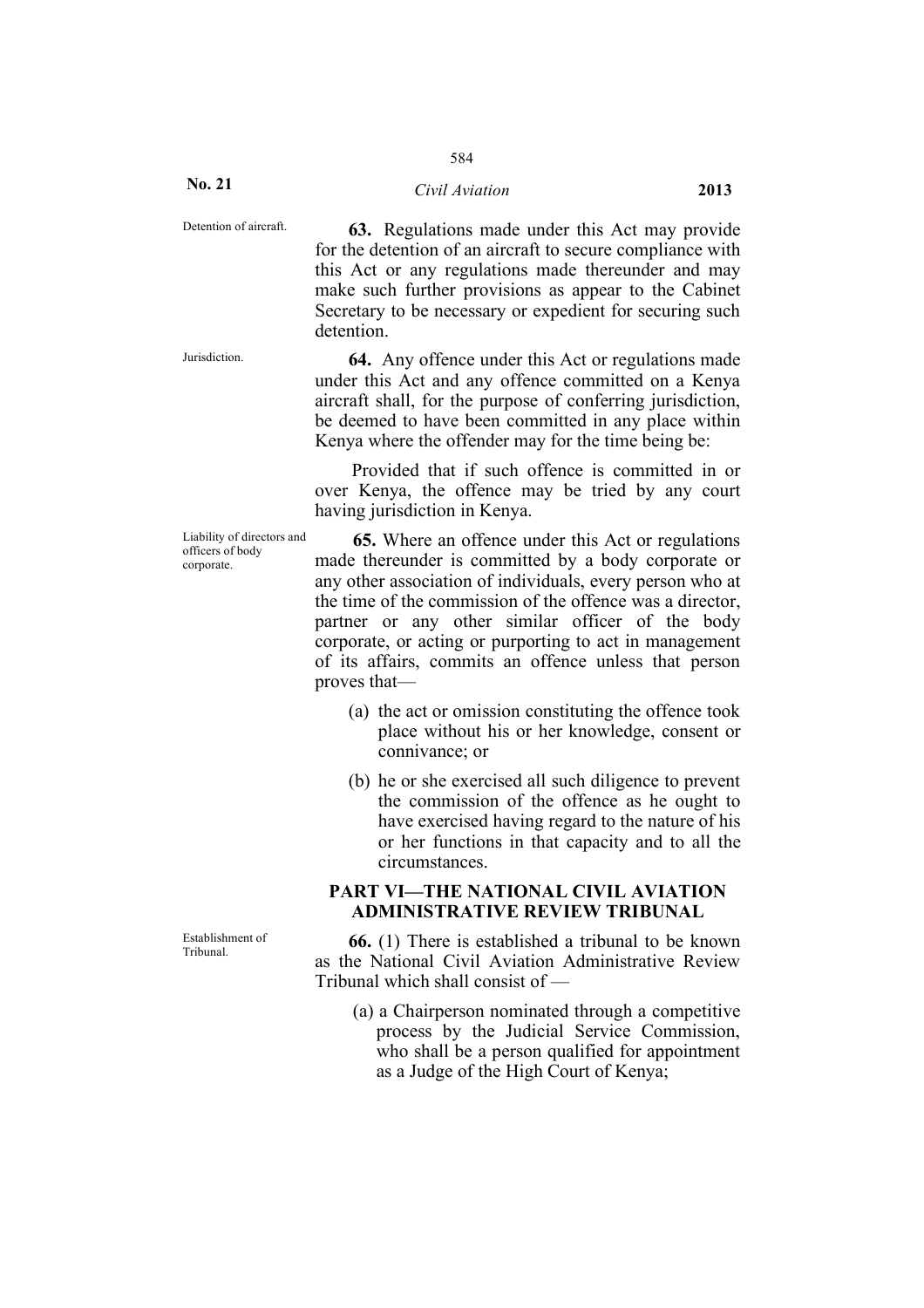Detention of aircraft.

**63.** Regulations made under this Act may provide for the detention of an aircraft to secure compliance with this Act or any regulations made thereunder and may make such further provisions as appear to the Cabinet Secretary to be necessary or expedient for securing such detention.

Jurisdiction.

**64.** Any offence under this Act or regulations made under this Act and any offence committed on a Kenya aircraft shall, for the purpose of conferring jurisdiction, be deemed to have been committed in any place within Kenya where the offender may for the time being be:

Provided that if such offence is committed in or over Kenya, the offence may be tried by any court having jurisdiction in Kenya.

Liability of directors and officers of body corporate.

**65.** Where an offence under this Act or regulations made thereunder is committed by a body corporate or any other association of individuals, every person who at the time of the commission of the offence was a director, partner or any other similar officer of the body corporate, or acting or purporting to act in management of its affairs, commits an offence unless that person proves that—

(a) the act or omission constituting the offence took place without his or her knowledge, consent or connivance; or

(b) he or she exercised all such diligence to prevent the commission of the offence as he ought to have exercised having regard to the nature of his or her functions in that capacity and to all the circumstances.

## PART VI—THE NATIONAL CIVIL AVIATION ADMINISTRATIVE REVIEW TRIBUNAL

Establishment of Tribunal.

**66.** (1) There is established a tribunal to be known as the National Civil Aviation Administrative Review Tribunal which shall consist of —

(a) a Chairperson nominated through a competitive process by the Judicial Service Commission, who shall be a person qualified for appointment as a Judge of the High Court of Kenya;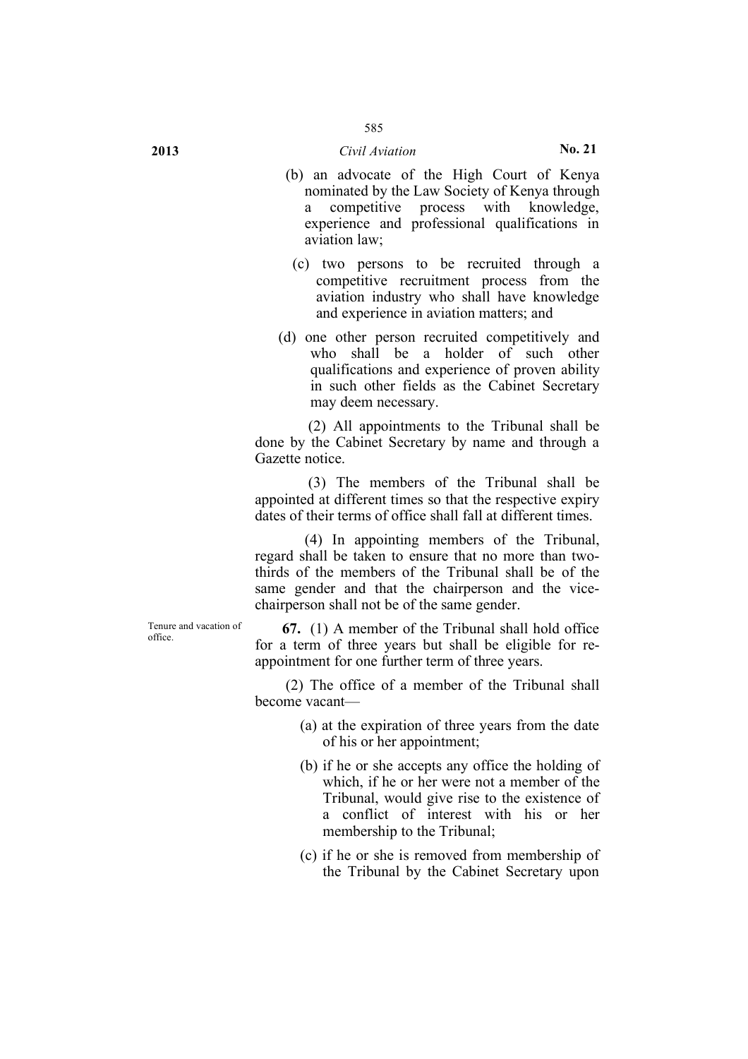(b) an advocate of the High Court of Kenya nominated by the Law Society of Kenya through a competitive process with knowledge, experience and professional qualifications in aviation law;

(c) two persons to be recruited through a competitive recruitment process from the aviation industry who shall have knowledge and experience in aviation matters; and

(d) one other person recruited competitively and who shall be a holder of such other qualifications and experience of proven ability in such other fields as the Cabinet Secretary may deem necessary.

(2) All appointments to the Tribunal shall be done by the Cabinet Secretary by name and through a Gazette notice.

(3) The members of the Tribunal shall be appointed at different times so that the respective expiry dates of their terms of office shall fall at different times.

(4) In appointing members of the Tribunal, regard shall be taken to ensure that no more than two-thirds of the members of the Tribunal shall be of the same gender and that the chairperson and the vice-chairperson shall not be of the same gender.

Tenure and vacation of office.

**67.** (1) A member of the Tribunal shall hold office for a term of three years but shall be eligible for re-appointment for one further term of three years.

(2) The office of a member of the Tribunal shall become vacant—

(a) at the expiration of three years from the date of his or her appointment;

(b) if he or she accepts any office the holding of which, if he or her were not a member of the Tribunal, would give rise to the existence of a conflict of interest with his or her membership to the Tribunal;

(c) if he or she is removed from membership of the Tribunal by the Cabinet Secretary upon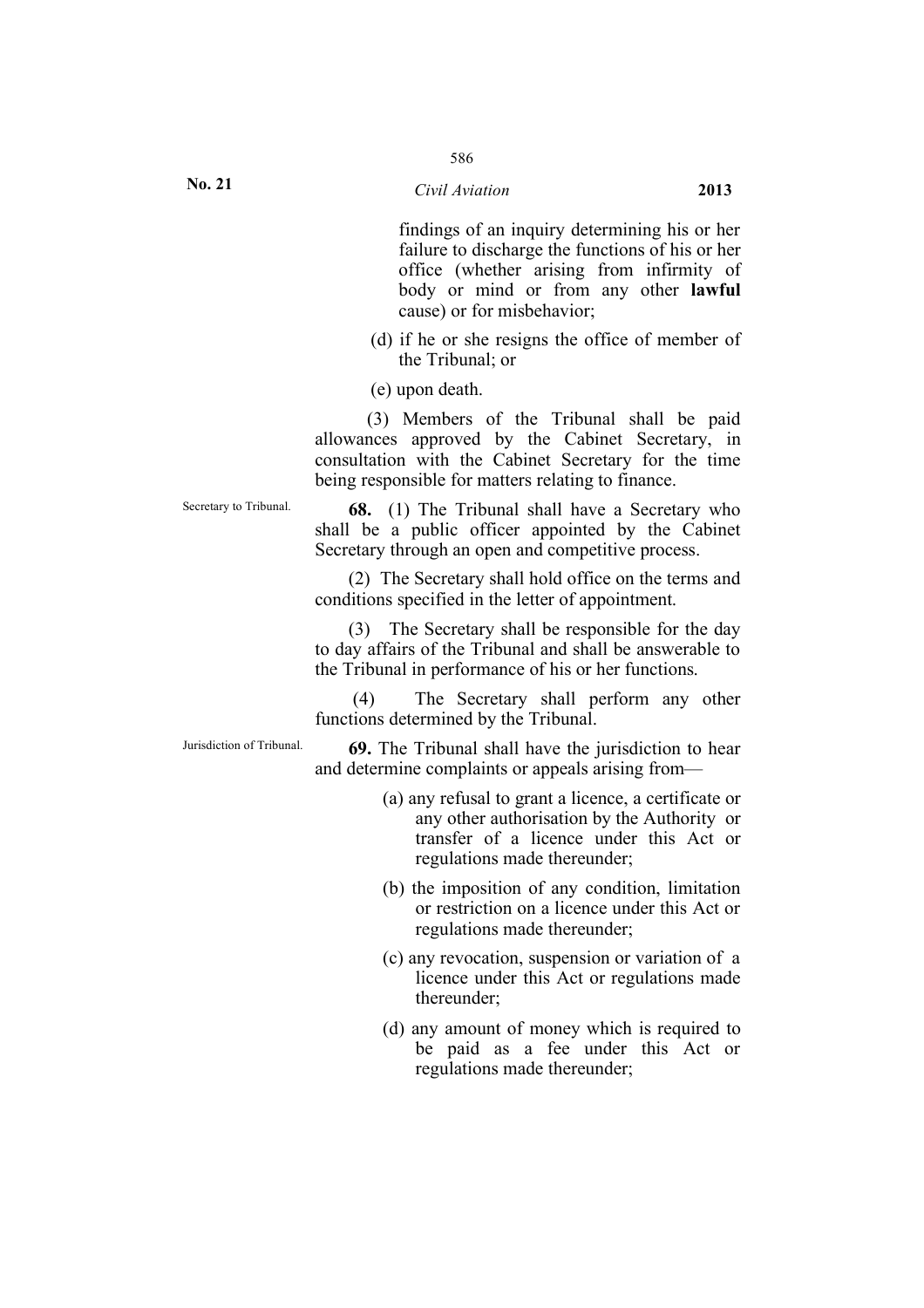findings of an inquiry determining his or her failure to discharge the functions of his or her office (whether arising from infirmity of body or mind or from any other **lawful** cause) or for misbehavior;

(d) if he or she resigns the office of member of the Tribunal; or

(e) upon death.

(3) Members of the Tribunal shall be paid allowances approved by the Cabinet Secretary, in consultation with the Cabinet Secretary for the time being responsible for matters relating to finance.

Secretary to Tribunal.

**68.** (1) The Tribunal shall have a Secretary who shall be a public officer appointed by the Cabinet Secretary through an open and competitive process.

(2) The Secretary shall hold office on the terms and conditions specified in the letter of appointment.

(3) The Secretary shall be responsible for the day to day affairs of the Tribunal and shall be answerable to the Tribunal in performance of his or her functions.

(4) The Secretary shall perform any other functions determined by the Tribunal.

Jurisdiction of Tribunal.

**69.** The Tribunal shall have the jurisdiction to hear and determine complaints or appeals arising from—

(a) any refusal to grant a licence, a certificate or any other authorisation by the Authority or transfer of a licence under this Act or regulations made thereunder;

(b) the imposition of any condition, limitation or restriction on a licence under this Act or regulations made thereunder;

(c) any revocation, suspension or variation of a licence under this Act or regulations made thereunder;

(d) any amount of money which is required to be paid as a fee under this Act or regulations made thereunder;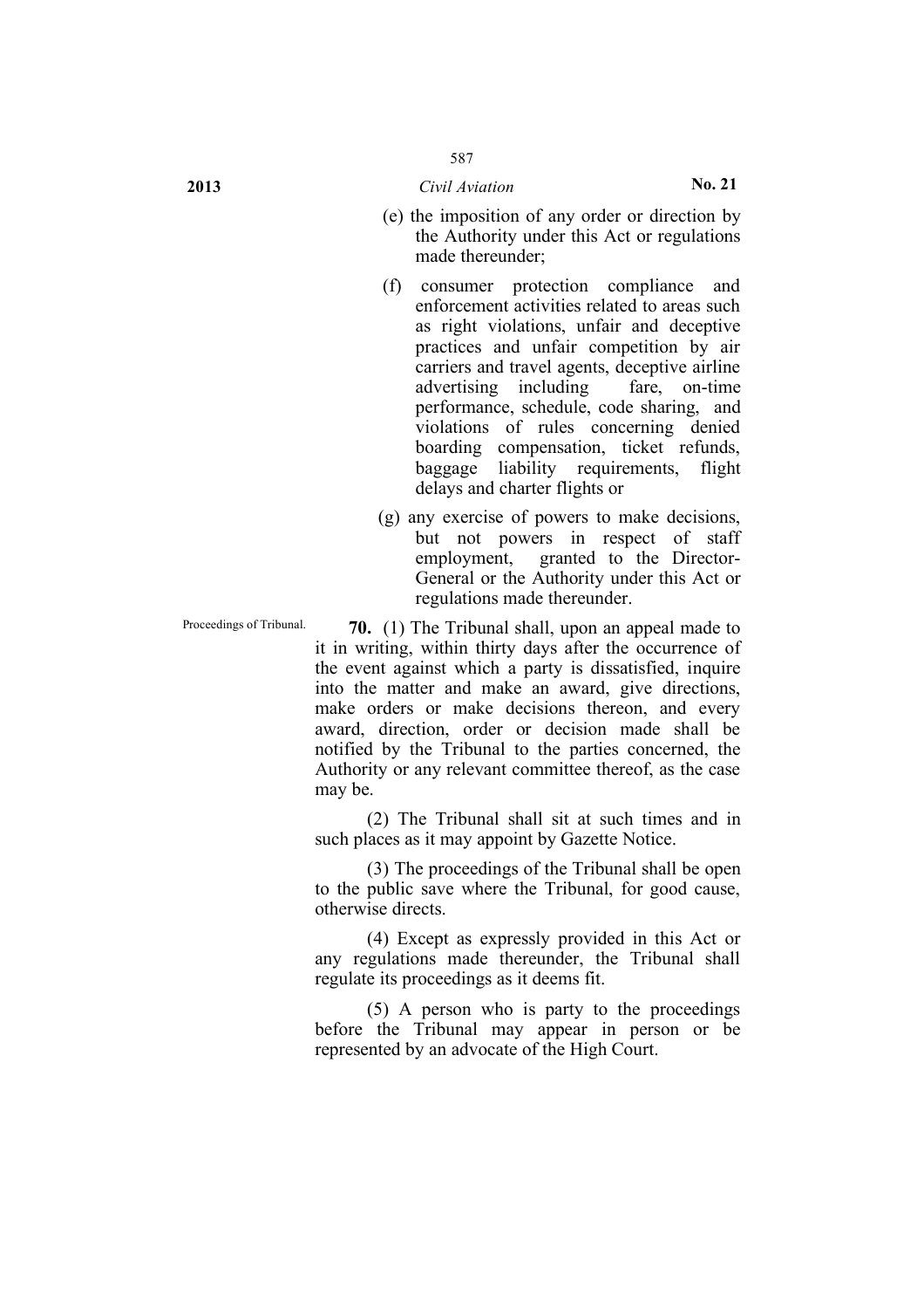(e) the imposition of any order or direction by the Authority under this Act or regulations made thereunder;

(f) consumer protection compliance and enforcement activities related to areas such as right violations, unfair and deceptive practices and unfair competition by air carriers and travel agents, deceptive airline advertising including fare, on-time performance, schedule, code sharing, and violations of rules concerning denied boarding compensation, ticket refunds, baggage liability requirements, flight delays and charter flights or

(g) any exercise of powers to make decisions, but not powers in respect of staff employment, granted to the Director-General or the Authority under this Act or regulations made thereunder.

Proceedings of Tribunal.

**70.** (1) The Tribunal shall, upon an appeal made to it in writing, within thirty days after the occurrence of the event against which a party is dissatisfied, inquire into the matter and make an award, give directions, make orders or make decisions thereon, and every award, direction, order or decision made shall be notified by the Tribunal to the parties concerned, the Authority or any relevant committee thereof, as the case may be.

(2) The Tribunal shall sit at such times and in such places as it may appoint by Gazette Notice.

(3) The proceedings of the Tribunal shall be open to the public save where the Tribunal, for good cause, otherwise directs.

(4) Except as expressly provided in this Act or any regulations made thereunder, the Tribunal shall regulate its proceedings as it deems fit.

(5) A person who is party to the proceedings before the Tribunal may appear in person or be represented by an advocate of the High Court.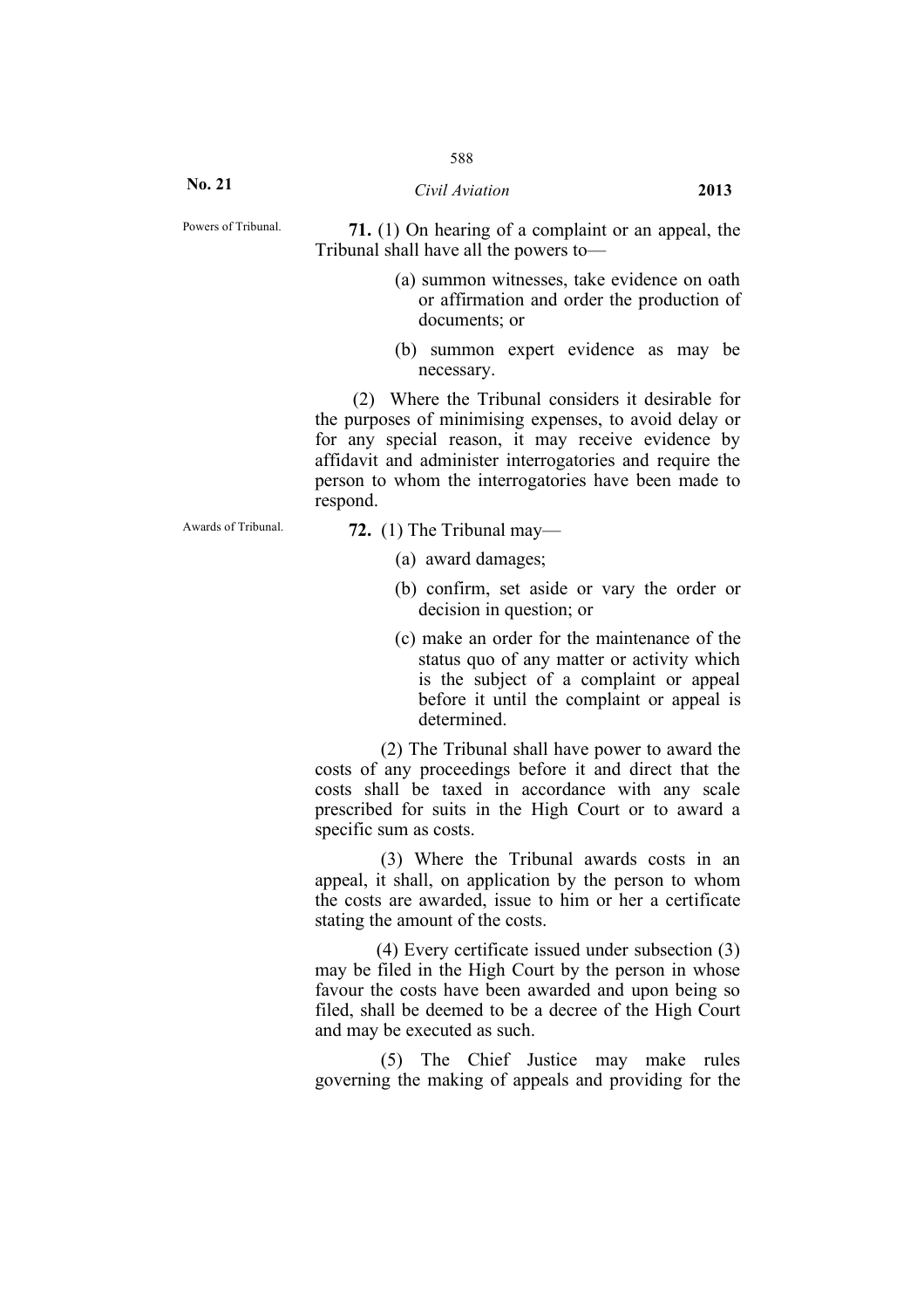Powers of Tribunal.

**71.** (1) On hearing of a complaint or an appeal, the Tribunal shall have all the powers to—

(a) summon witnesses, take evidence on oath or affirmation and order the production of documents; or

(b) summon expert evidence as may be necessary.

(2) Where the Tribunal considers it desirable for the purposes of minimising expenses, to avoid delay or for any special reason, it may receive evidence by affidavit and administer interrogatories and require the person to whom the interrogatories have been made to respond.

Awards of Tribunal.

**72.** (1) The Tribunal may—

(a) award damages;

(b) confirm, set aside or vary the order or decision in question; or

(c) make an order for the maintenance of the status quo of any matter or activity which is the subject of a complaint or appeal before it until the complaint or appeal is determined.

(2) The Tribunal shall have power to award the costs of any proceedings before it and direct that the costs shall be taxed in accordance with any scale prescribed for suits in the High Court or to award a specific sum as costs.

(3) Where the Tribunal awards costs in an appeal, it shall, on application by the person to whom the costs are awarded, issue to him or her a certificate stating the amount of the costs.

(4) Every certificate issued under subsection (3) may be filed in the High Court by the person in whose favour the costs have been awarded and upon being so filed, shall be deemed to be a decree of the High Court and may be executed as such.

(5) The Chief Justice may make rules governing the making of appeals and providing for the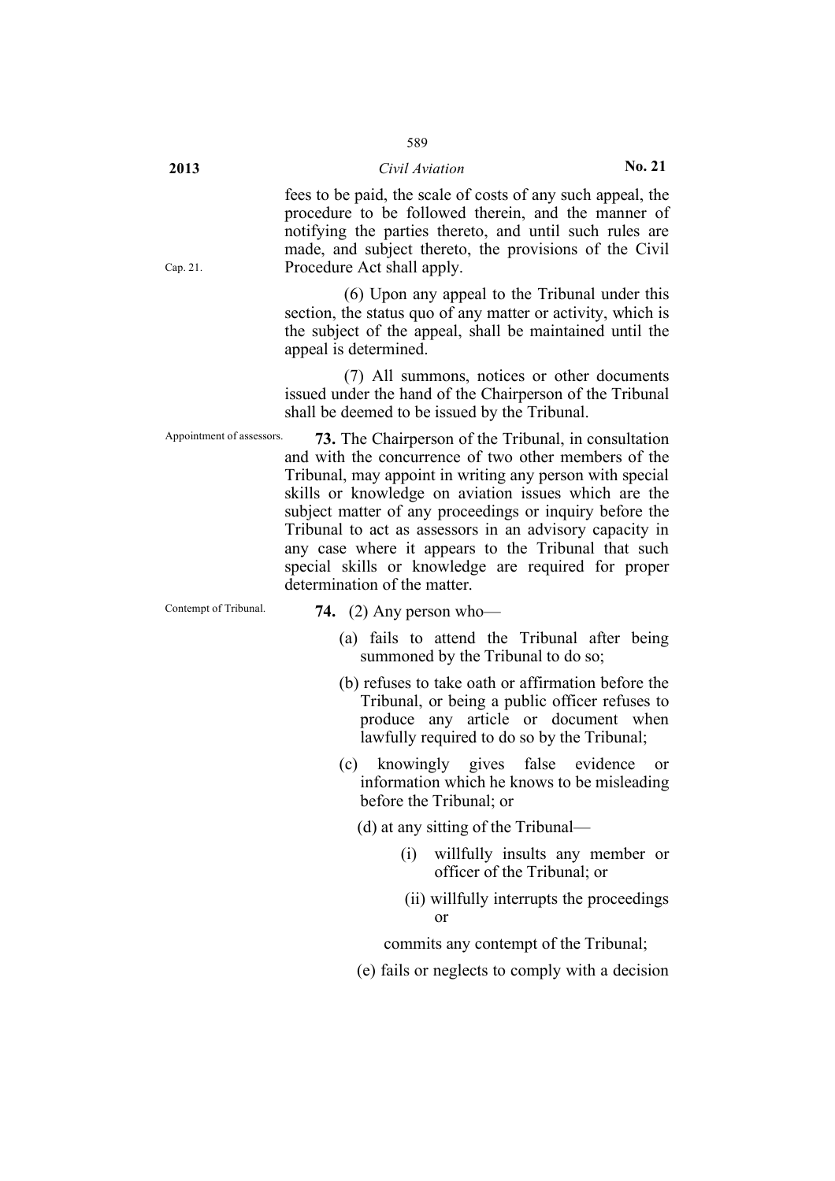fees to be paid, the scale of costs of any such appeal, the procedure to be followed therein, and the manner of notifying the parties thereto, and until such rules are made, and subject thereto, the provisions of the Civil Procedure Act shall apply.

Cap. 21.

(6) Upon any appeal to the Tribunal under this section, the status quo of any matter or activity, which is the subject of the appeal, shall be maintained until the appeal is determined.

(7) All summons, notices or other documents issued under the hand of the Chairperson of the Tribunal shall be deemed to be issued by the Tribunal.

Appointment of assessors.

**73.** The Chairperson of the Tribunal, in consultation and with the concurrence of two other members of the Tribunal, may appoint in writing any person with special skills or knowledge on aviation issues which are the subject matter of any proceedings or inquiry before the Tribunal to act as assessors in an advisory capacity in any case where it appears to the Tribunal that such special skills or knowledge are required for proper determination of the matter.

Contempt of Tribunal.

**74.** (2) Any person who—

(a) fails to attend the Tribunal after being summoned by the Tribunal to do so;

(b) refuses to take oath or affirmation before the Tribunal, or being a public officer refuses to produce any article or document when lawfully required to do so by the Tribunal;

(c) knowingly gives false evidence or information which he knows to be misleading before the Tribunal; or

(d) at any sitting of the Tribunal—

(i) willfully insults any member or officer of the Tribunal; or

(ii) willfully interrupts the proceedings or

commits any contempt of the Tribunal;

(e) fails or neglects to comply with a decision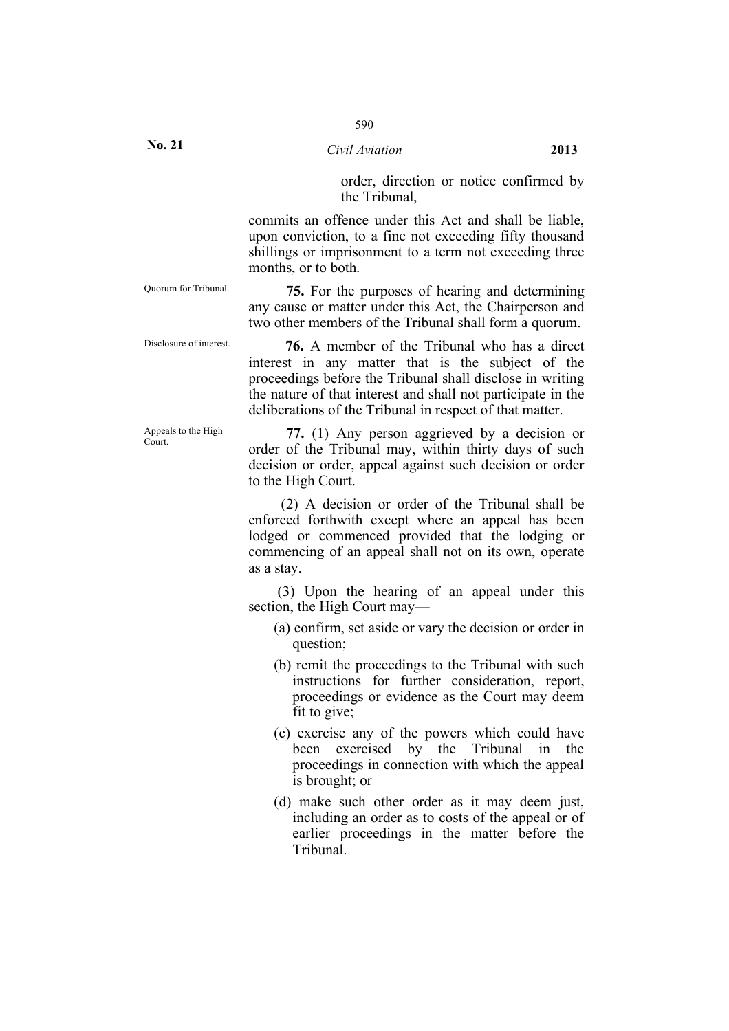order, direction or notice confirmed by the Tribunal,

commits an offence under this Act and shall be liable, upon conviction, to a fine not exceeding fifty thousand shillings or imprisonment to a term not exceeding three months, or to both.

Quorum for Tribunal.

**75.** For the purposes of hearing and determining any cause or matter under this Act, the Chairperson and two other members of the Tribunal shall form a quorum.

Disclosure of interest.

**76.** A member of the Tribunal who has a direct interest in any matter that is the subject of the proceedings before the Tribunal shall disclose in writing the nature of that interest and shall not participate in the deliberations of the Tribunal in respect of that matter.

Appeals to the High Court.

**77.** (1) Any person aggrieved by a decision or order of the Tribunal may, within thirty days of such decision or order, appeal against such decision or order to the High Court.

(2) A decision or order of the Tribunal shall be enforced forthwith except where an appeal has been lodged or commenced provided that the lodging or commencing of an appeal shall not on its own, operate as a stay.

(3) Upon the hearing of an appeal under this section, the High Court may—

(a) confirm, set aside or vary the decision or order in question;

(b) remit the proceedings to the Tribunal with such instructions for further consideration, report, proceedings or evidence as the Court may deem fit to give;

(c) exercise any of the powers which could have been exercised by the Tribunal in the proceedings in connection with which the appeal is brought; or

(d) make such other order as it may deem just, including an order as to costs of the appeal or of earlier proceedings in the matter before the Tribunal.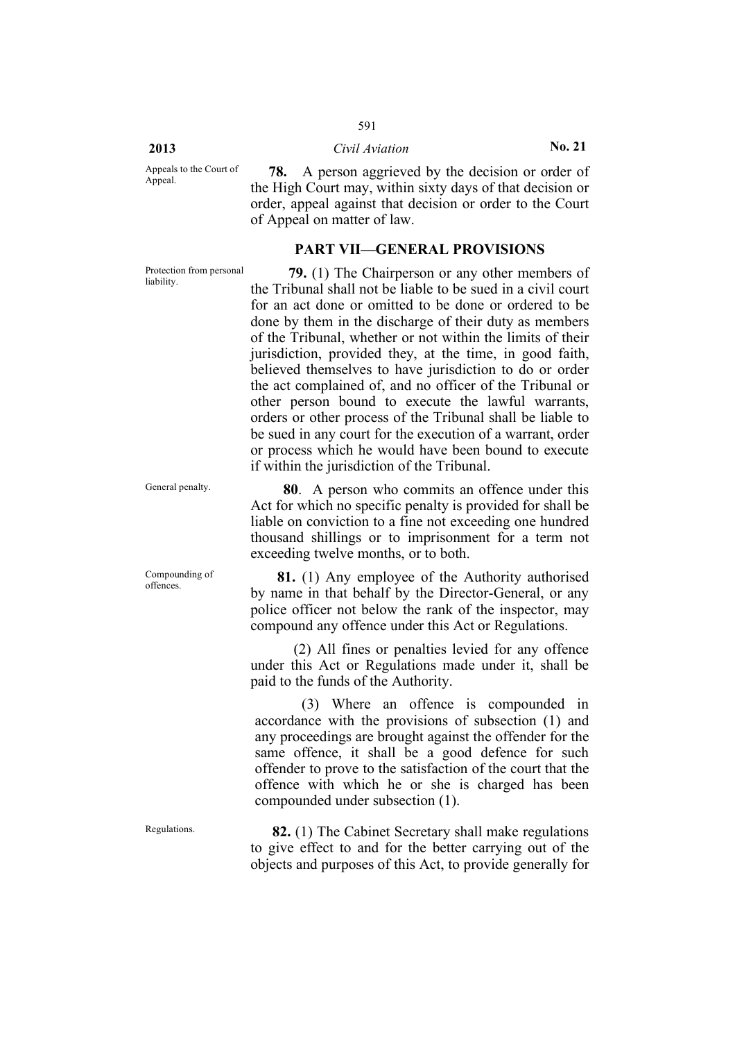**Appeals to the Court of Appeal.**

**78.** A person aggrieved by the decision or order of the High Court may, within sixty days of that decision or order, appeal against that decision or order to the Court of Appeal on matter of law.

## PART VII—GENERAL PROVISIONS

**Protection from personal liability.**

**79.** (1) The Chairperson or any other members of the Tribunal shall not be liable to be sued in a civil court for an act done or omitted to be done or ordered to be done by them in the discharge of their duty as members of the Tribunal, whether or not within the limits of their jurisdiction, provided they, at the time, in good faith, believed themselves to have jurisdiction to do or order the act complained of, and no officer of the Tribunal or other person bound to execute the lawful warrants, orders or other process of the Tribunal shall be liable to be sued in any court for the execution of a warrant, order or process which he would have been bound to execute if within the jurisdiction of the Tribunal.

**General penalty.**

**80**. A person who commits an offence under this Act for which no specific penalty is provided for shall be liable on conviction to a fine not exceeding one hundred thousand shillings or to imprisonment for a term not exceeding twelve months, or to both.

**Compounding of offences.**

**81.** (1) Any employee of the Authority authorised by name in that behalf by the Director-General, or any police officer not below the rank of the inspector, may compound any offence under this Act or Regulations.

(2) All fines or penalties levied for any offence under this Act or Regulations made under it, shall be paid to the funds of the Authority.

(3) Where an offence is compounded in accordance with the provisions of subsection (1) and any proceedings are brought against the offender for the same offence, it shall be a good defence for such offender to prove to the satisfaction of the court that the offence with which he or she is charged has been compounded under subsection (1).

**Regulations.**

**82.** (1) The Cabinet Secretary shall make regulations to give effect to and for the better carrying out of the objects and purposes of this Act, to provide generally for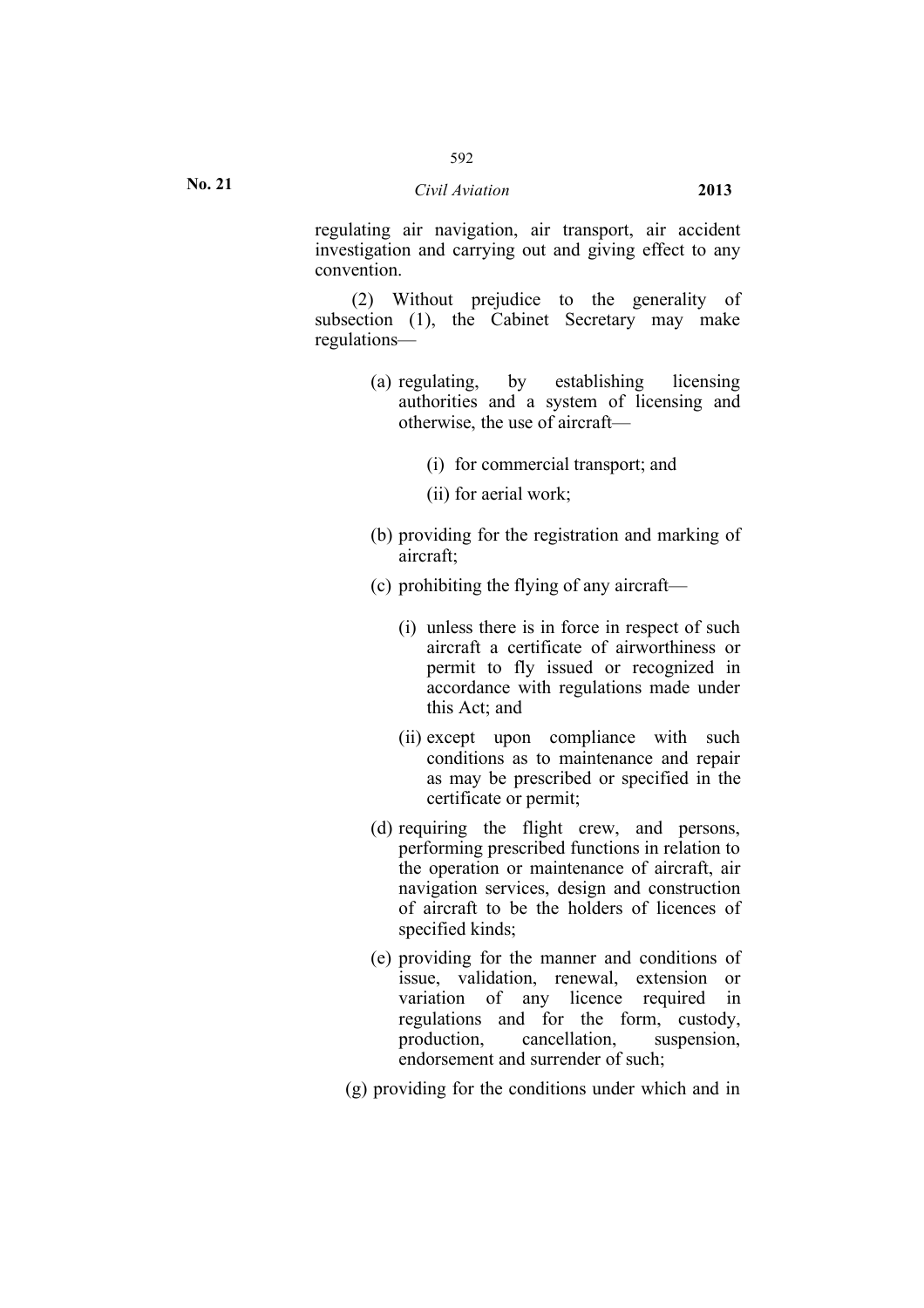regulating air navigation, air transport, air accident investigation and carrying out and giving effect to any convention.

(2) Without prejudice to the generality of subsection (1), the Cabinet Secretary may make regulations—

(a) regulating, by establishing licensing authorities and a system of licensing and otherwise, the use of aircraft—

(i) for commercial transport; and

(ii) for aerial work;

(b) providing for the registration and marking of aircraft;

(c) prohibiting the flying of any aircraft—

(i) unless there is in force in respect of such aircraft a certificate of airworthiness or permit to fly issued or recognized in accordance with regulations made under this Act; and

(ii) except upon compliance with such conditions as to maintenance and repair as may be prescribed or specified in the certificate or permit;

(d) requiring the flight crew, and persons, performing prescribed functions in relation to the operation or maintenance of aircraft, air navigation services, design and construction of aircraft to be the holders of licences of specified kinds;

(e) providing for the manner and conditions of issue, validation, renewal, extension or variation of any licence required in regulations and for the form, custody, production, cancellation, suspension, endorsement and surrender of such;

(g) providing for the conditions under which and in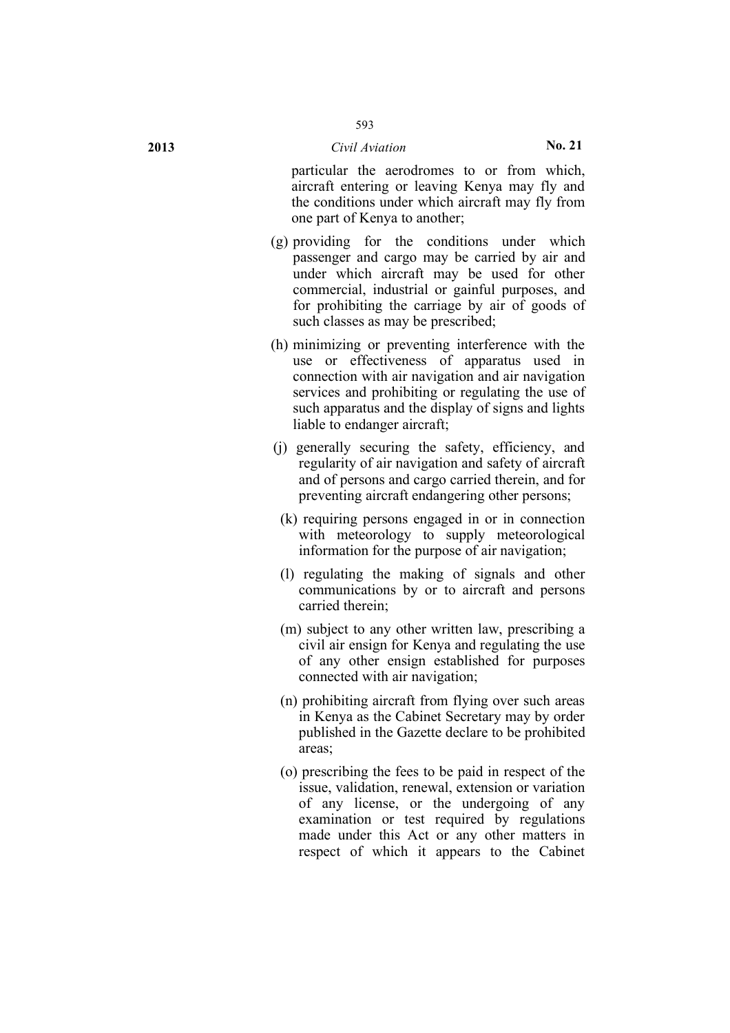particular the aerodromes to or from which, aircraft entering or leaving Kenya may fly and the conditions under which aircraft may fly from one part of Kenya to another;

(g) providing for the conditions under which passenger and cargo may be carried by air and under which aircraft may be used for other commercial, industrial or gainful purposes, and for prohibiting the carriage by air of goods of such classes as may be prescribed;

(h) minimizing or preventing interference with the use or effectiveness of apparatus used in connection with air navigation and air navigation services and prohibiting or regulating the use of such apparatus and the display of signs and lights liable to endanger aircraft;

(j) generally securing the safety, efficiency, and regularity of air navigation and safety of aircraft and of persons and cargo carried therein, and for preventing aircraft endangering other persons;

(k) requiring persons engaged in or in connection with meteorology to supply meteorological information for the purpose of air navigation;

(l) regulating the making of signals and other communications by or to aircraft and persons carried therein;

(m) subject to any other written law, prescribing a civil air ensign for Kenya and regulating the use of any other ensign established for purposes connected with air navigation;

(n) prohibiting aircraft from flying over such areas in Kenya as the Cabinet Secretary may by order published in the Gazette declare to be prohibited areas;

(o) prescribing the fees to be paid in respect of the issue, validation, renewal, extension or variation of any license, or the undergoing of any examination or test required by regulations made under this Act or any other matters in respect of which it appears to the Cabinet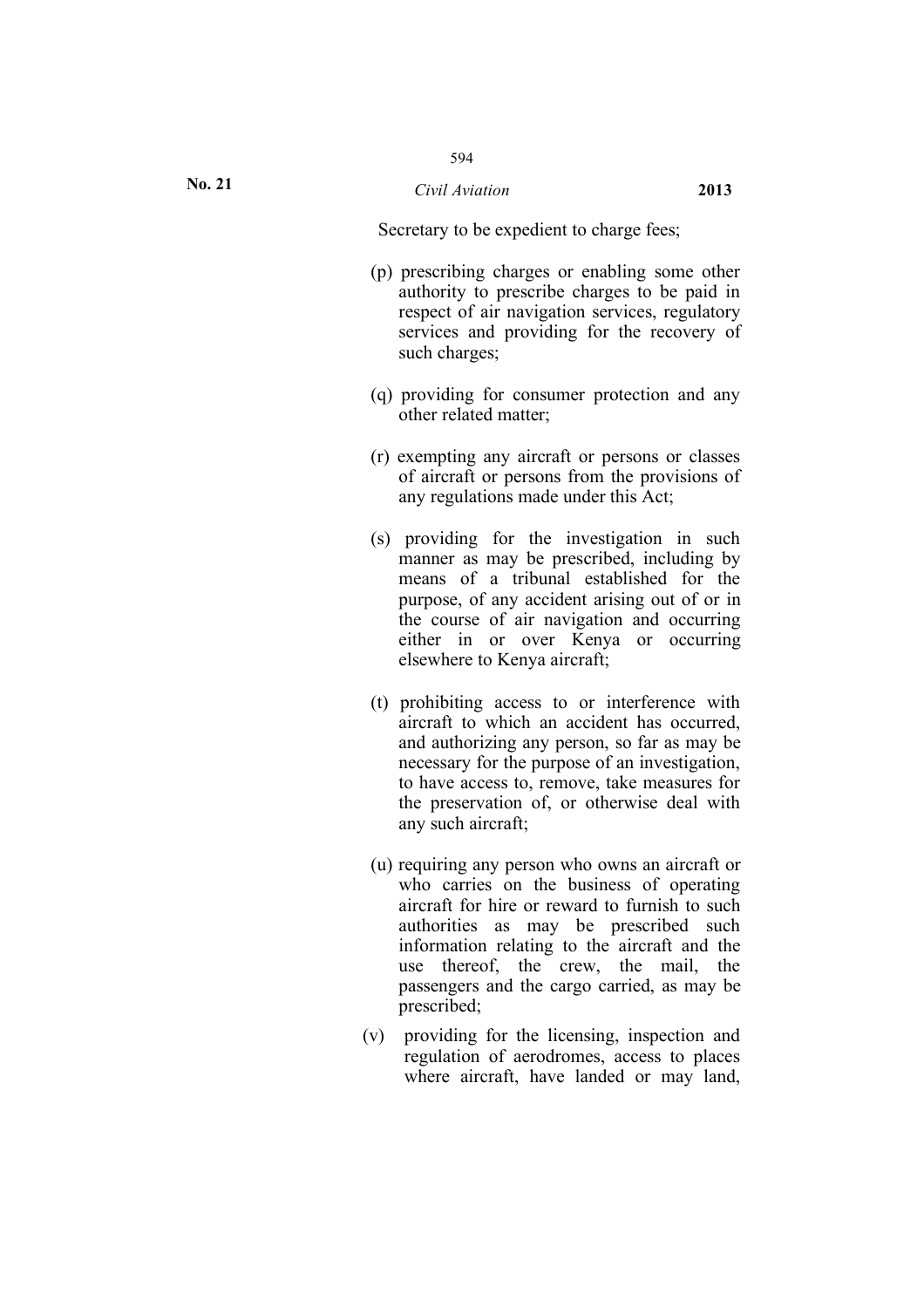Secretary to be expedient to charge fees;

(p) prescribing charges or enabling some other authority to prescribe charges to be paid in respect of air navigation services, regulatory services and providing for the recovery of such charges;

(q) providing for consumer protection and any other related matter;

(r) exempting any aircraft or persons or classes of aircraft or persons from the provisions of any regulations made under this Act;

(s) providing for the investigation in such manner as may be prescribed, including by means of a tribunal established for the purpose, of any accident arising out of or in the course of air navigation and occurring either in or over Kenya or occurring elsewhere to Kenya aircraft;

(t) prohibiting access to or interference with aircraft to which an accident has occurred, and authorizing any person, so far as may be necessary for the purpose of an investigation, to have access to, remove, take measures for the preservation of, or otherwise deal with any such aircraft;

(u) requiring any person who owns an aircraft or who carries on the business of operating aircraft for hire or reward to furnish to such authorities as may be prescribed such information relating to the aircraft and the use thereof, the crew, the mail, the passengers and the cargo carried, as may be prescribed;

(v) providing for the licensing, inspection and regulation of aerodromes, access to places where aircraft, have landed or may land,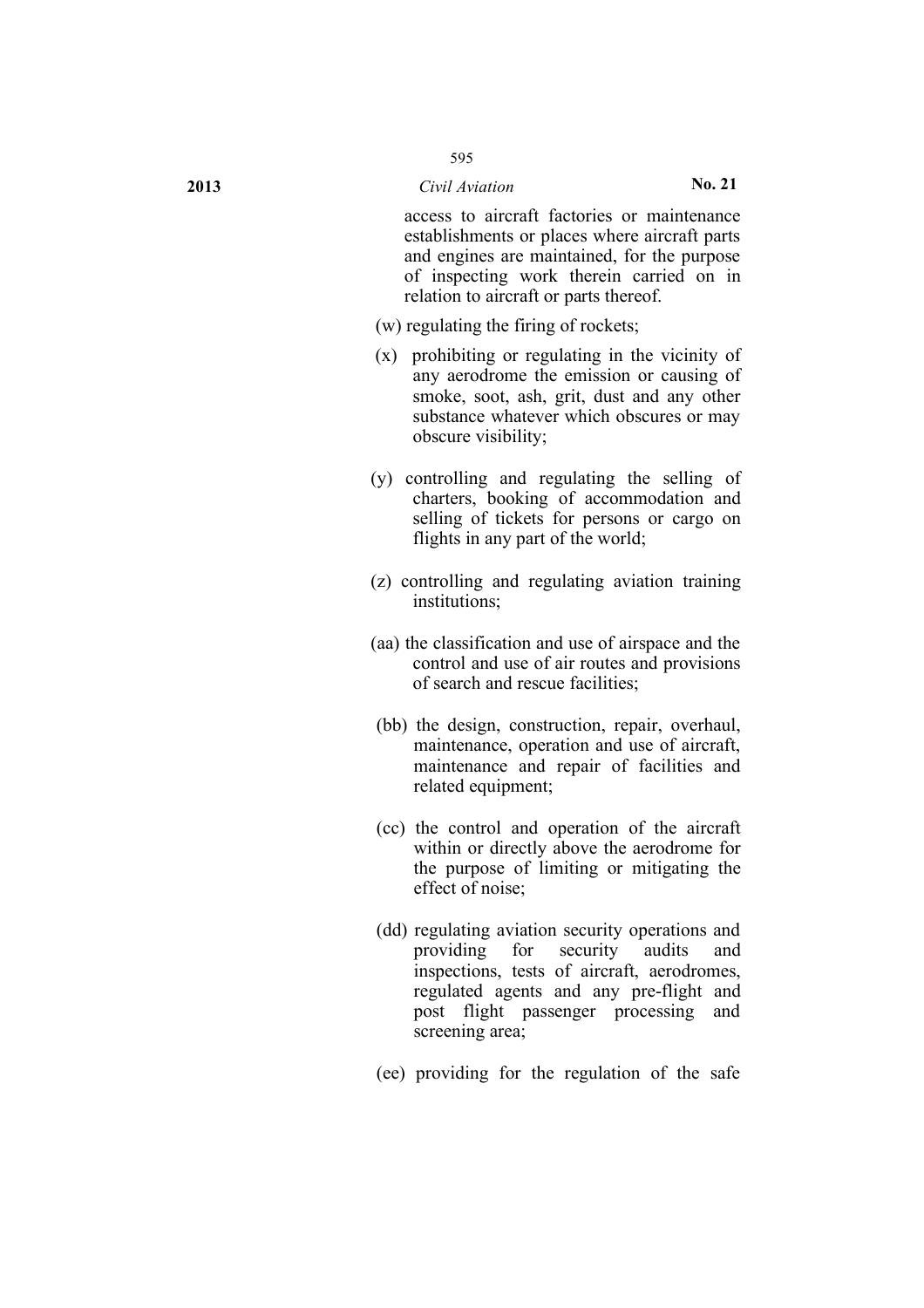access to aircraft factories or maintenance establishments or places where aircraft parts and engines are maintained, for the purpose of inspecting work therein carried on in relation to aircraft or parts thereof.

(w) regulating the firing of rockets;

(x) prohibiting or regulating in the vicinity of any aerodrome the emission or causing of smoke, soot, ash, grit, dust and any other substance whatever which obscures or may obscure visibility;

(y) controlling and regulating the selling of charters, booking of accommodation and selling of tickets for persons or cargo on flights in any part of the world;

(z) controlling and regulating aviation training institutions;

(aa) the classification and use of airspace and the control and use of air routes and provisions of search and rescue facilities;

(bb) the design, construction, repair, overhaul, maintenance, operation and use of aircraft, maintenance and repair of facilities and related equipment;

(cc) the control and operation of the aircraft within or directly above the aerodrome for the purpose of limiting or mitigating the effect of noise;

(dd) regulating aviation security operations and providing for security audits and inspections, tests of aircraft, aerodromes, regulated agents and any pre-flight and post flight passenger processing and screening area;

(ee) providing for the regulation of the safe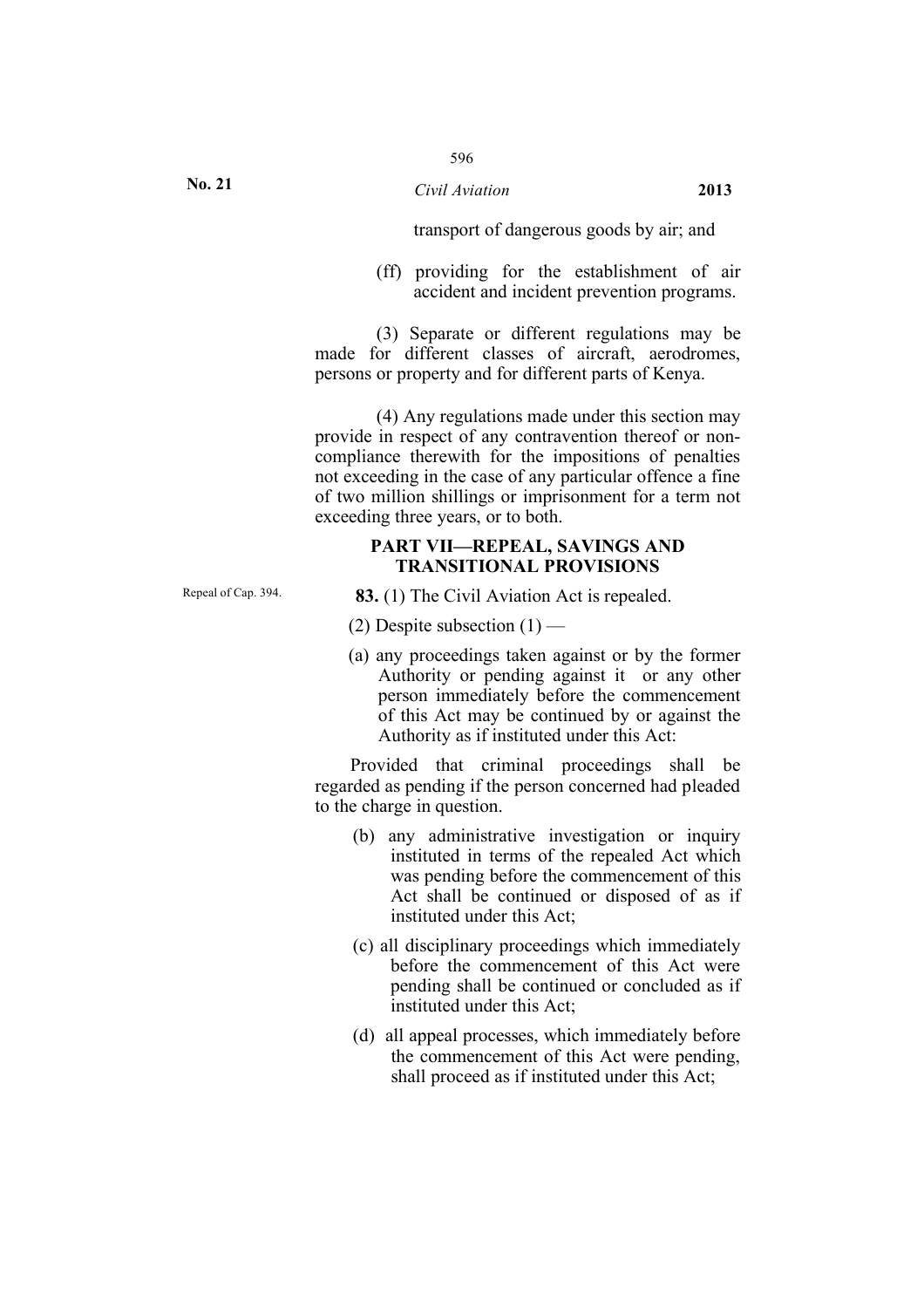transport of dangerous goods by air; and

(ff) providing for the establishment of air accident and incident prevention programs.

(3) Separate or different regulations may be made for different classes of aircraft, aerodromes, persons or property and for different parts of Kenya.

(4) Any regulations made under this section may provide in respect of any contravention thereof or non-compliance therewith for the impositions of penalties not exceeding in the case of any particular offence a fine of two million shillings or imprisonment for a term not exceeding three years, or to both.

## PART VII—REPEAL, SAVINGS AND TRANSITIONAL PROVISIONS

Repeal of Cap. 394.

**83.** (1) The Civil Aviation Act is repealed.

(2) Despite subsection (1) —

(a) any proceedings taken against or by the former Authority or pending against it or any other person immediately before the commencement of this Act may be continued by or against the Authority as if instituted under this Act:

Provided that criminal proceedings shall be regarded as pending if the person concerned had pleaded to the charge in question.

(b) any administrative investigation or inquiry instituted in terms of the repealed Act which was pending before the commencement of this Act shall be continued or disposed of as if instituted under this Act;

(c) all disciplinary proceedings which immediately before the commencement of this Act were pending shall be continued or concluded as if instituted under this Act;

(d) all appeal processes, which immediately before the commencement of this Act were pending, shall proceed as if instituted under this Act;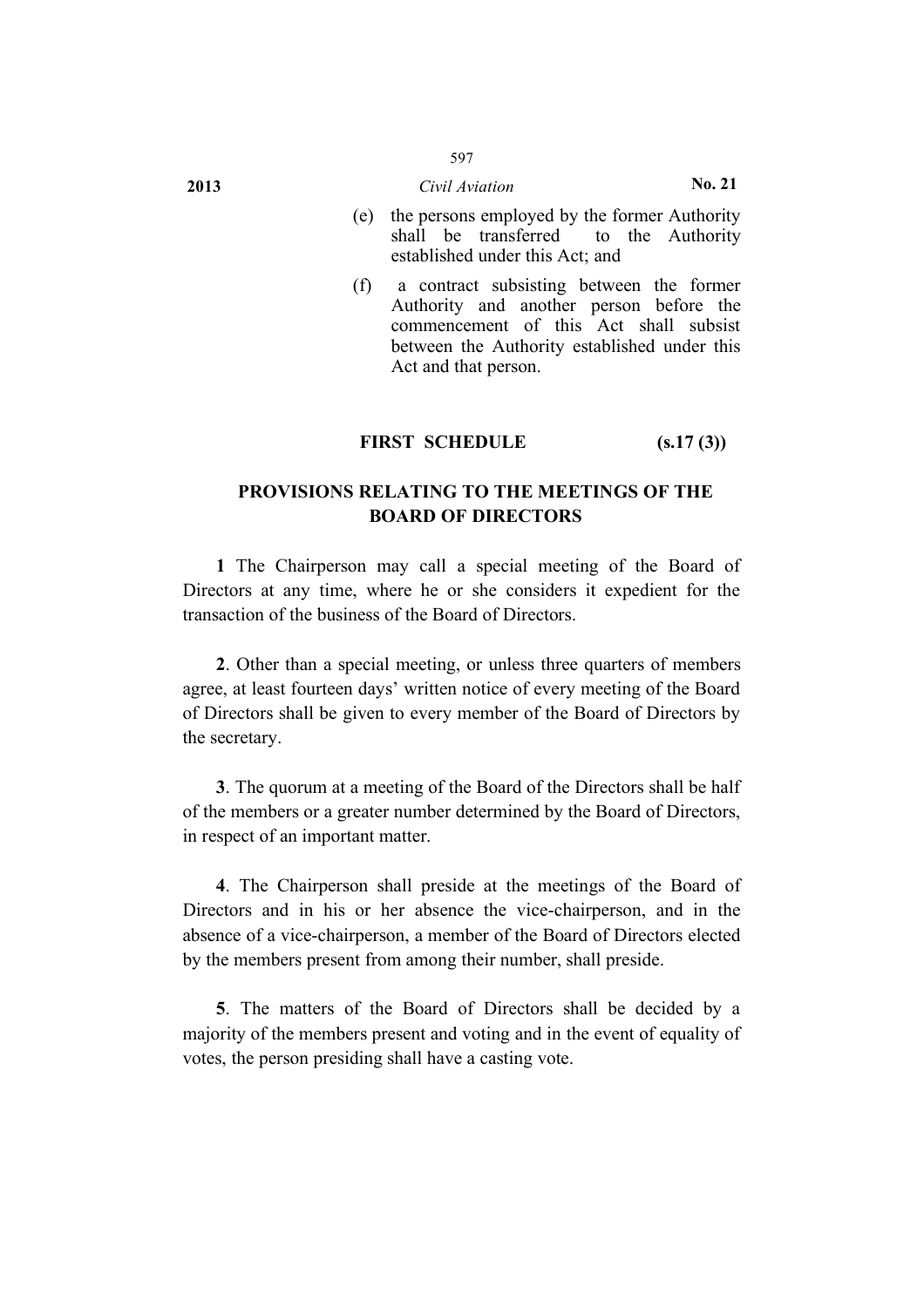(e) the persons employed by the former Authority shall be transferred to the Authority established under this Act; and

(f) a contract subsisting between the former Authority and another person before the commencement of this Act shall subsist between the Authority established under this Act and that person.

## FIRST SCHEDULE (s.17 (3))

## PROVISIONS RELATING TO THE MEETINGS OF THE BOARD OF DIRECTORS

**1** The Chairperson may call a special meeting of the Board of Directors at any time, where he or she considers it expedient for the transaction of the business of the Board of Directors.

**2**. Other than a special meeting, or unless three quarters of members agree, at least fourteen days' written notice of every meeting of the Board of Directors shall be given to every member of the Board of Directors by the secretary.

**3**. The quorum at a meeting of the Board of the Directors shall be half of the members or a greater number determined by the Board of Directors, in respect of an important matter.

**4**. The Chairperson shall preside at the meetings of the Board of Directors and in his or her absence the vice-chairperson, and in the absence of a vice-chairperson, a member of the Board of Directors elected by the members present from among their number, shall preside.

**5**. The matters of the Board of Directors shall be decided by a majority of the members present and voting and in the event of equality of votes, the person presiding shall have a casting vote.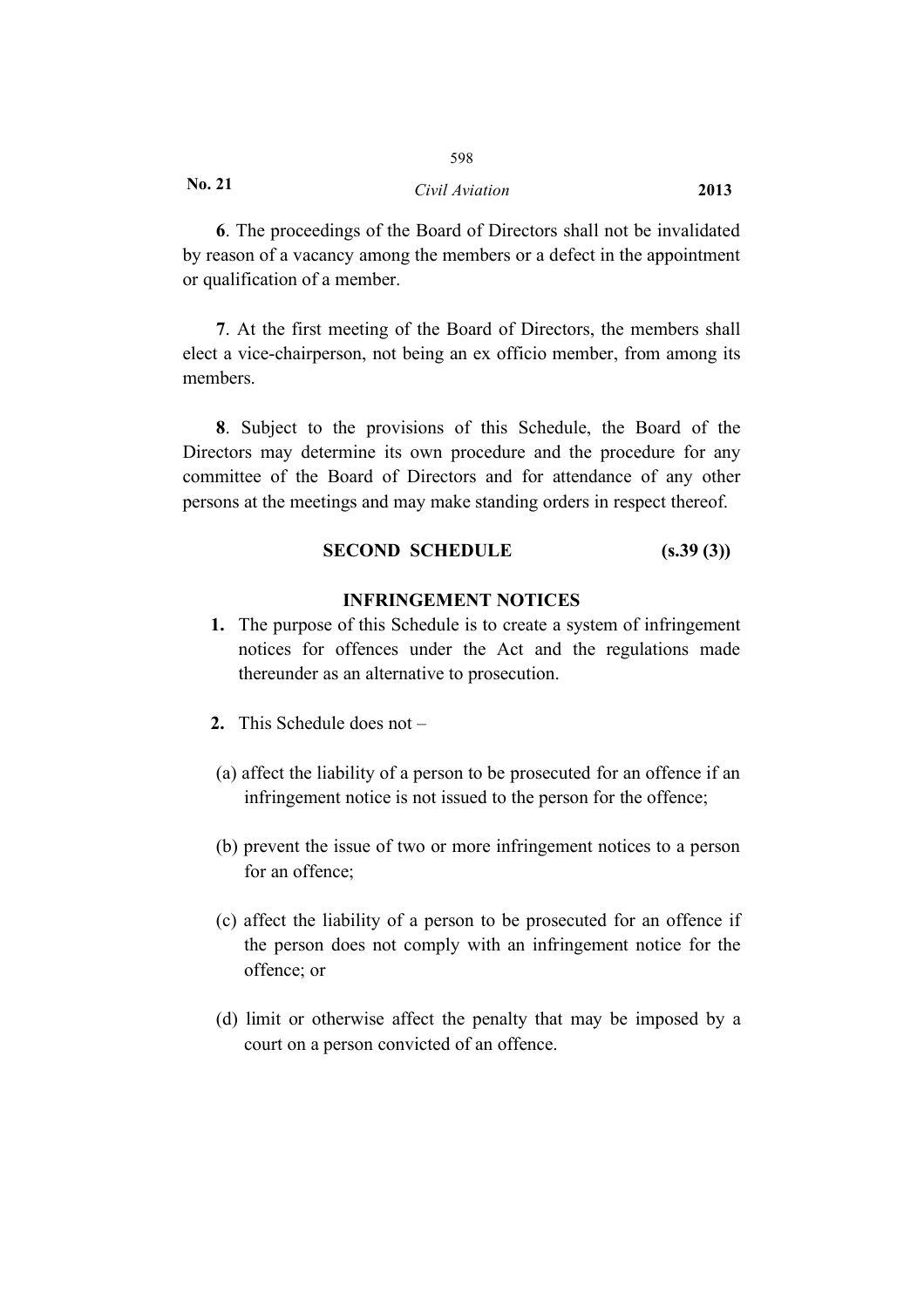**6**. The proceedings of the Board of Directors shall not be invalidated by reason of a vacancy among the members or a defect in the appointment or qualification of a member.

**7**. At the first meeting of the Board of Directors, the members shall elect a vice-chairperson, not being an ex officio member, from among its members.

**8**. Subject to the provisions of this Schedule, the Board of the Directors may determine its own procedure and the procedure for any committee of the Board of Directors and for attendance of any other persons at the meetings and may make standing orders in respect thereof.

## SECOND SCHEDULE (s.39 (3))

### INFRINGEMENT NOTICES

**1.** The purpose of this Schedule is to create a system of infringement notices for offences under the Act and the regulations made thereunder as an alternative to prosecution.

**2.** This Schedule does not –

(a) affect the liability of a person to be prosecuted for an offence if an infringement notice is not issued to the person for the offence;

(b) prevent the issue of two or more infringement notices to a person for an offence;

(c) affect the liability of a person to be prosecuted for an offence if the person does not comply with an infringement notice for the offence; or

(d) limit or otherwise affect the penalty that may be imposed by a court on a person convicted of an offence.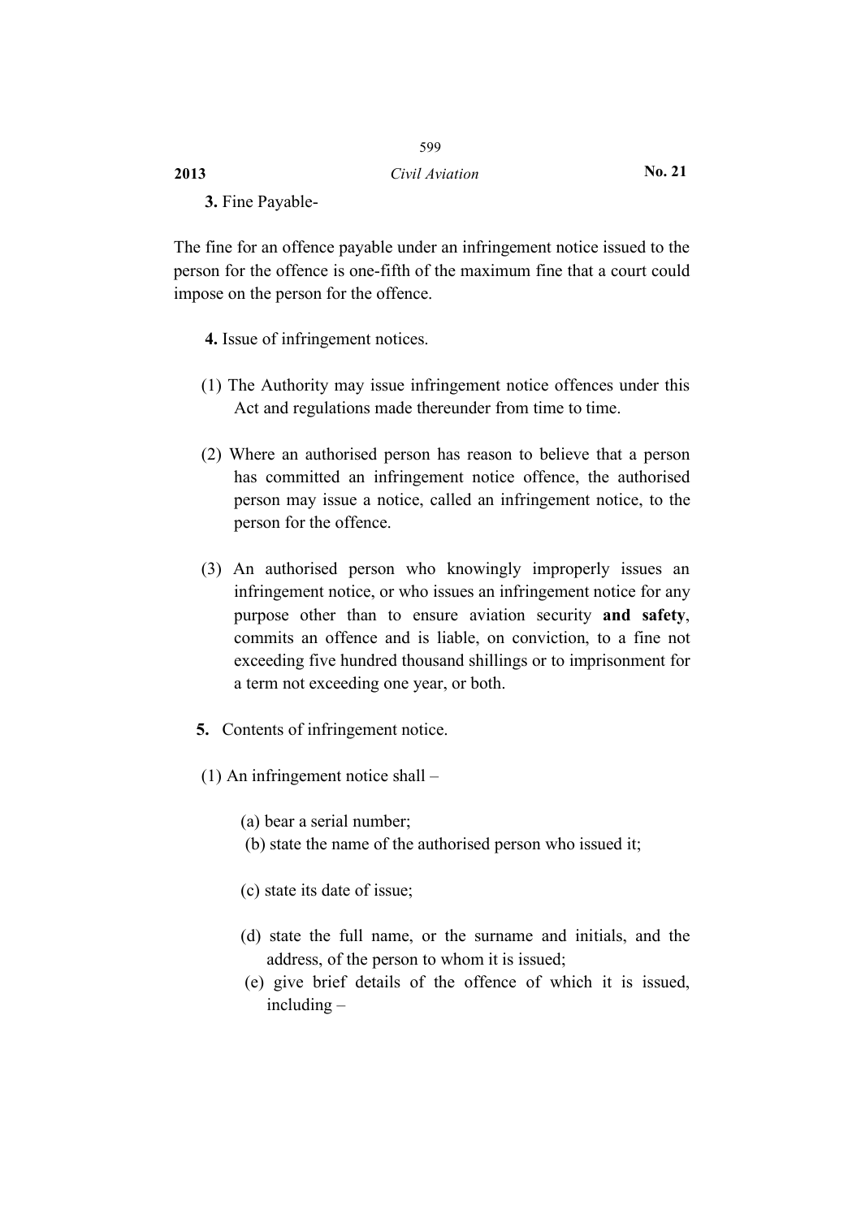**3.** Fine Payable-

The fine for an offence payable under an infringement notice issued to the person for the offence is one-fifth of the maximum fine that a court could impose on the person for the offence.

**4.** Issue of infringement notices.

(1) The Authority may issue infringement notice offences under this Act and regulations made thereunder from time to time.

(2) Where an authorised person has reason to believe that a person has committed an infringement notice offence, the authorised person may issue a notice, called an infringement notice, to the person for the offence.

(3) An authorised person who knowingly improperly issues an infringement notice, or who issues an infringement notice for any purpose other than to ensure aviation security **and safety**, commits an offence and is liable, on conviction, to a fine not exceeding five hundred thousand shillings or to imprisonment for a term not exceeding one year, or both.

**5.** Contents of infringement notice.

(1) An infringement notice shall –

(a) bear a serial number;

(b) state the name of the authorised person who issued it;

(c) state its date of issue;

(d) state the full name, or the surname and initials, and the address, of the person to whom it is issued;

(e) give brief details of the offence of which it is issued, including –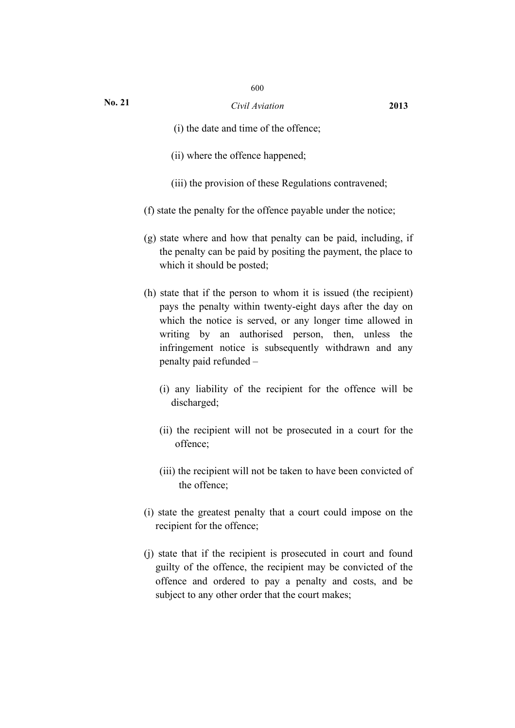(i) the date and time of the offence;

(ii) where the offence happened;

(iii) the provision of these Regulations contravened;

(f) state the penalty for the offence payable under the notice;

(g) state where and how that penalty can be paid, including, if the penalty can be paid by positing the payment, the place to which it should be posted;

(h) state that if the person to whom it is issued (the recipient) pays the penalty within twenty-eight days after the day on which the notice is served, or any longer time allowed in writing by an authorised person, then, unless the infringement notice is subsequently withdrawn and any penalty paid refunded –

(i) any liability of the recipient for the offence will be discharged;

(ii) the recipient will not be prosecuted in a court for the offence;

(iii) the recipient will not be taken to have been convicted of the offence;

(i) state the greatest penalty that a court could impose on the recipient for the offence;

(j) state that if the recipient is prosecuted in court and found guilty of the offence, the recipient may be convicted of the offence and ordered to pay a penalty and costs, and be subject to any other order that the court makes;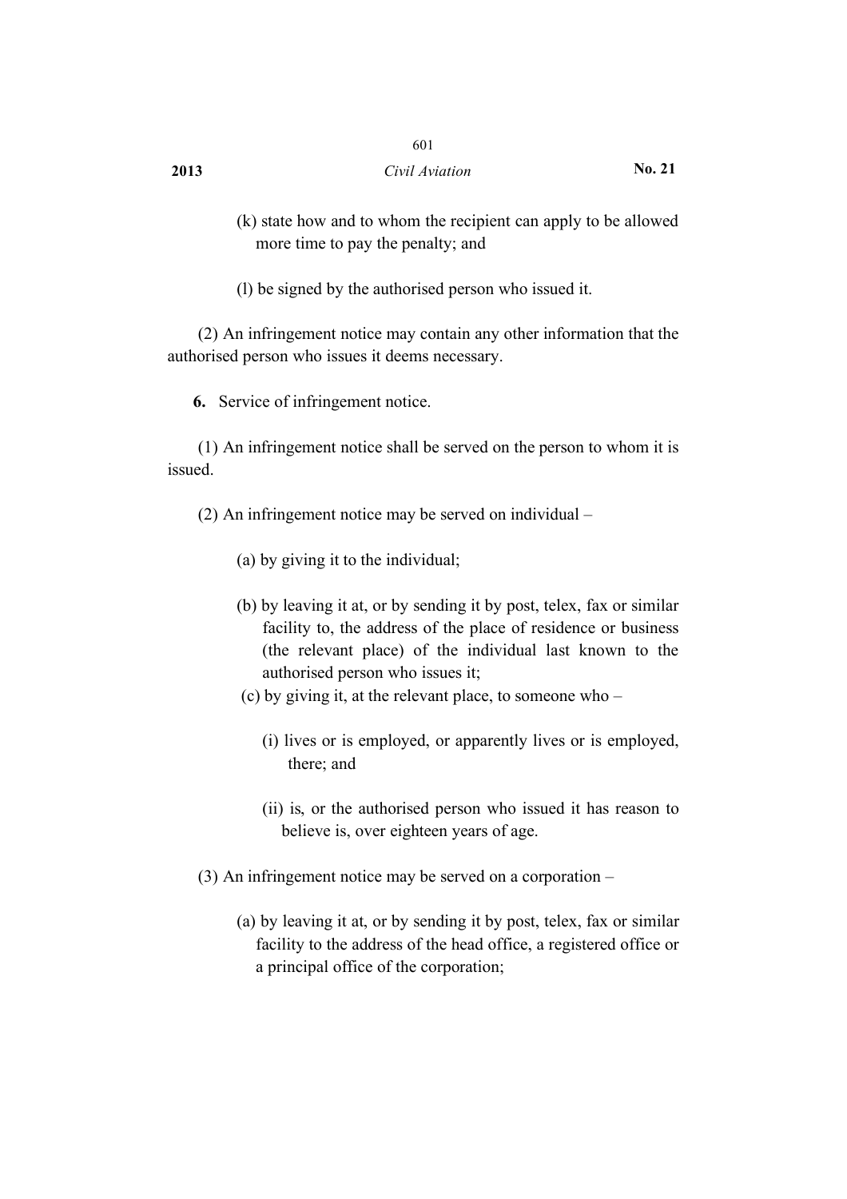(k) state how and to whom the recipient can apply to be allowed more time to pay the penalty; and

(l) be signed by the authorised person who issued it.

(2) An infringement notice may contain any other information that the authorised person who issues it deems necessary.

**6.** Service of infringement notice.

(1) An infringement notice shall be served on the person to whom it is issued.

(2) An infringement notice may be served on individual –

(a) by giving it to the individual;

(b) by leaving it at, or by sending it by post, telex, fax or similar facility to, the address of the place of residence or business (the relevant place) of the individual last known to the authorised person who issues it;

(c) by giving it, at the relevant place, to someone who –

(i) lives or is employed, or apparently lives or is employed, there; and

(ii) is, or the authorised person who issued it has reason to believe is, over eighteen years of age.

(3) An infringement notice may be served on a corporation –

(a) by leaving it at, or by sending it by post, telex, fax or similar facility to the address of the head office, a registered office or a principal office of the corporation;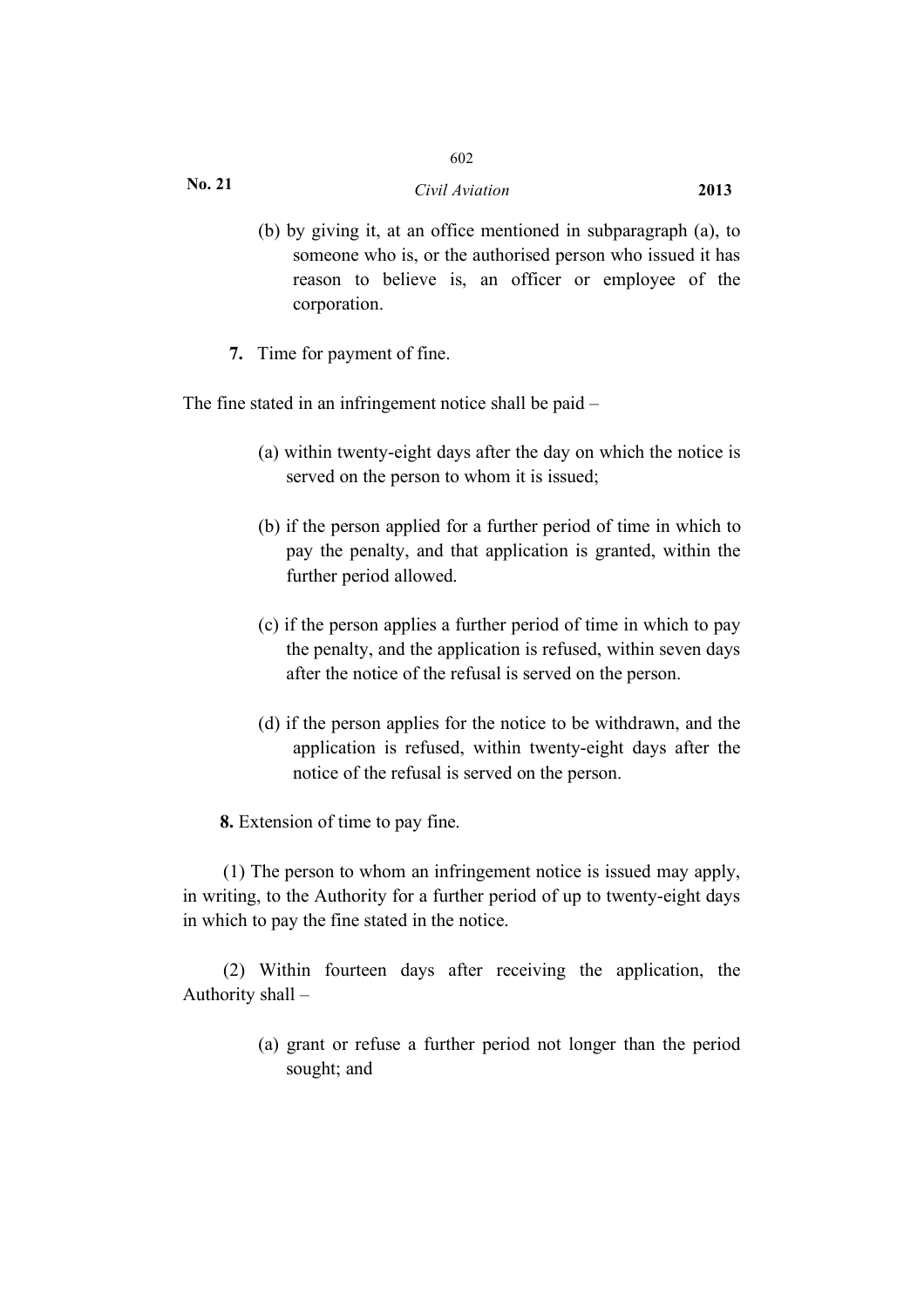(b) by giving it, at an office mentioned in subparagraph (a), to someone who is, or the authorised person who issued it has reason to believe is, an officer or employee of the corporation.

**7.** Time for payment of fine.

The fine stated in an infringement notice shall be paid –

(a) within twenty-eight days after the day on which the notice is served on the person to whom it is issued;

(b) if the person applied for a further period of time in which to pay the penalty, and that application is granted, within the further period allowed.

(c) if the person applies a further period of time in which to pay the penalty, and the application is refused, within seven days after the notice of the refusal is served on the person.

(d) if the person applies for the notice to be withdrawn, and the application is refused, within twenty-eight days after the notice of the refusal is served on the person.

**8.** Extension of time to pay fine.

(1) The person to whom an infringement notice is issued may apply, in writing, to the Authority for a further period of up to twenty-eight days in which to pay the fine stated in the notice.

(2) Within fourteen days after receiving the application, the Authority shall –

(a) grant or refuse a further period not longer than the period sought; and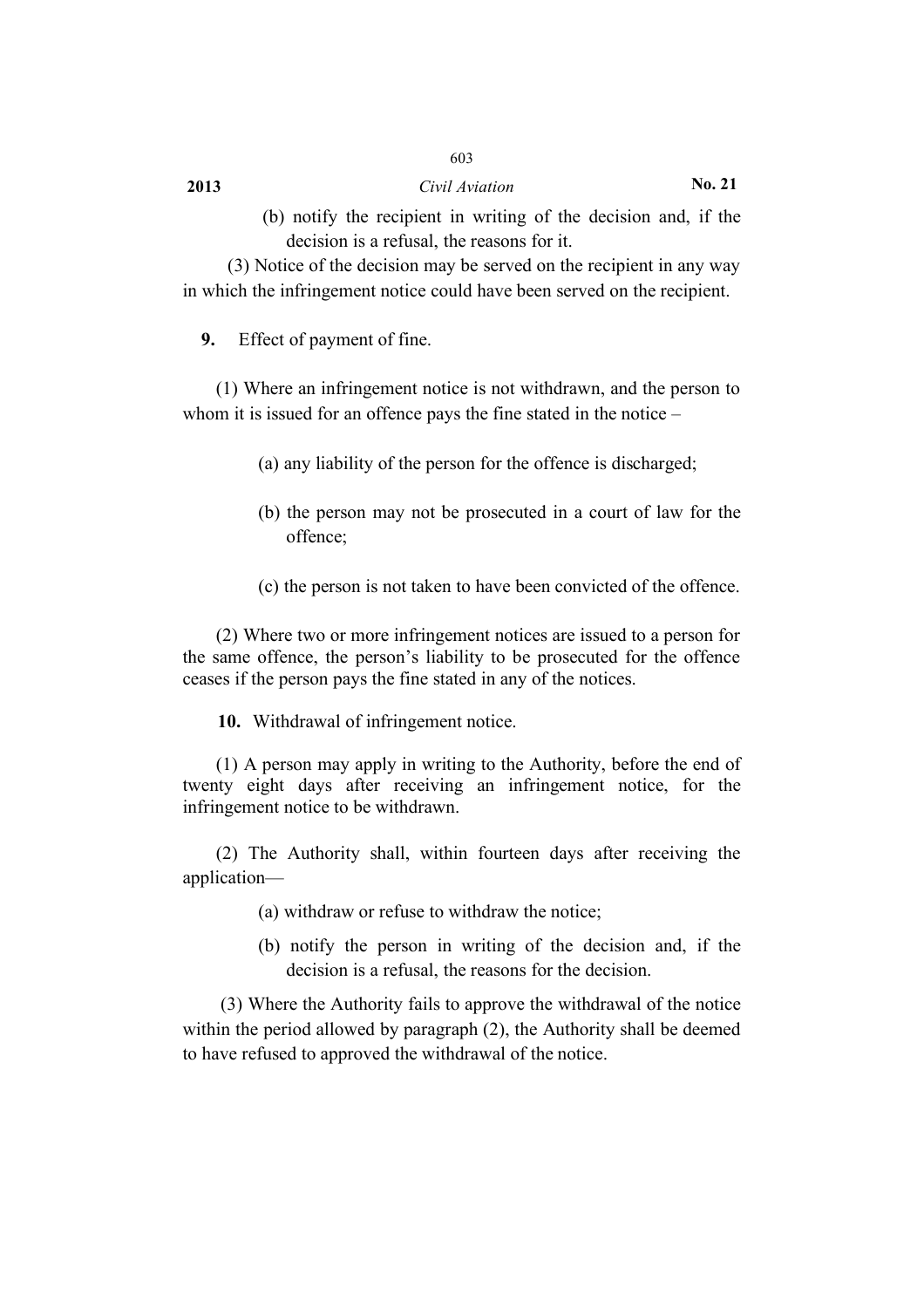(b) notify the recipient in writing of the decision and, if the decision is a refusal, the reasons for it.

(3) Notice of the decision may be served on the recipient in any way in which the infringement notice could have been served on the recipient.

**9.** Effect of payment of fine.

(1) Where an infringement notice is not withdrawn, and the person to whom it is issued for an offence pays the fine stated in the notice –

(a) any liability of the person for the offence is discharged;

(b) the person may not be prosecuted in a court of law for the offence;

(c) the person is not taken to have been convicted of the offence.

(2) Where two or more infringement notices are issued to a person for the same offence, the person's liability to be prosecuted for the offence ceases if the person pays the fine stated in any of the notices.

**10.** Withdrawal of infringement notice.

(1) A person may apply in writing to the Authority, before the end of twenty eight days after receiving an infringement notice, for the infringement notice to be withdrawn.

(2) The Authority shall, within fourteen days after receiving the application—

(a) withdraw or refuse to withdraw the notice;

(b) notify the person in writing of the decision and, if the decision is a refusal, the reasons for the decision.

(3) Where the Authority fails to approve the withdrawal of the notice within the period allowed by paragraph (2), the Authority shall be deemed to have refused to approved the withdrawal of the notice.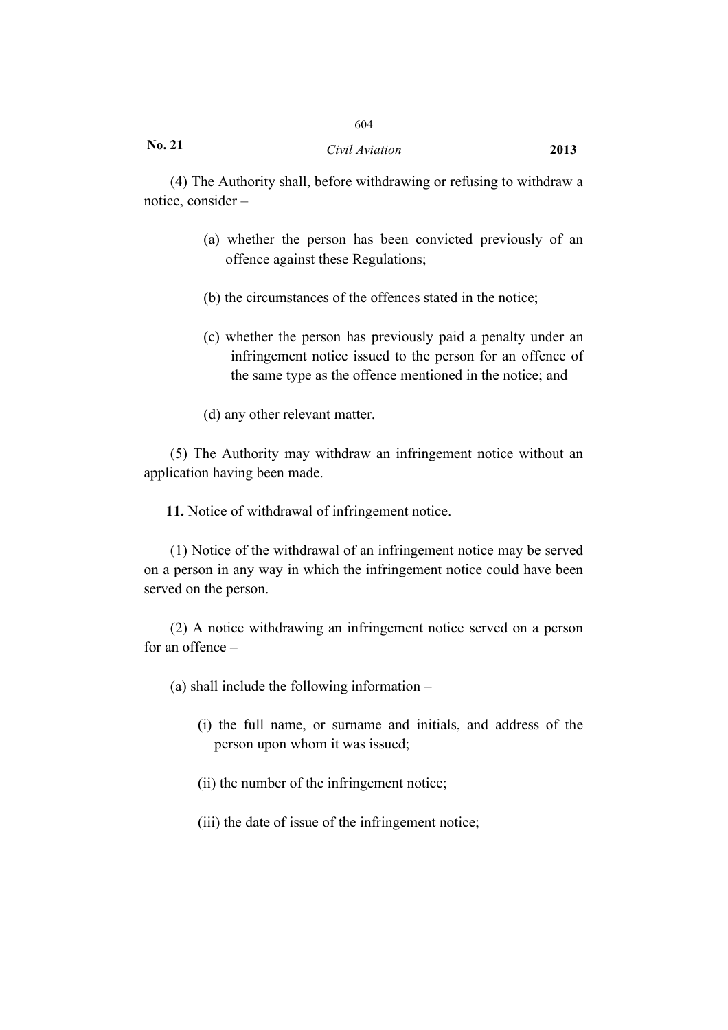(4) The Authority shall, before withdrawing or refusing to withdraw a notice, consider –

(a) whether the person has been convicted previously of an offence against these Regulations;

(b) the circumstances of the offences stated in the notice;

(c) whether the person has previously paid a penalty under an infringement notice issued to the person for an offence of the same type as the offence mentioned in the notice; and

(d) any other relevant matter.

(5) The Authority may withdraw an infringement notice without an application having been made.

**11.** Notice of withdrawal of infringement notice.

(1) Notice of the withdrawal of an infringement notice may be served on a person in any way in which the infringement notice could have been served on the person.

(2) A notice withdrawing an infringement notice served on a person for an offence –

(a) shall include the following information –

(i) the full name, or surname and initials, and address of the person upon whom it was issued;

(ii) the number of the infringement notice;

(iii) the date of issue of the infringement notice;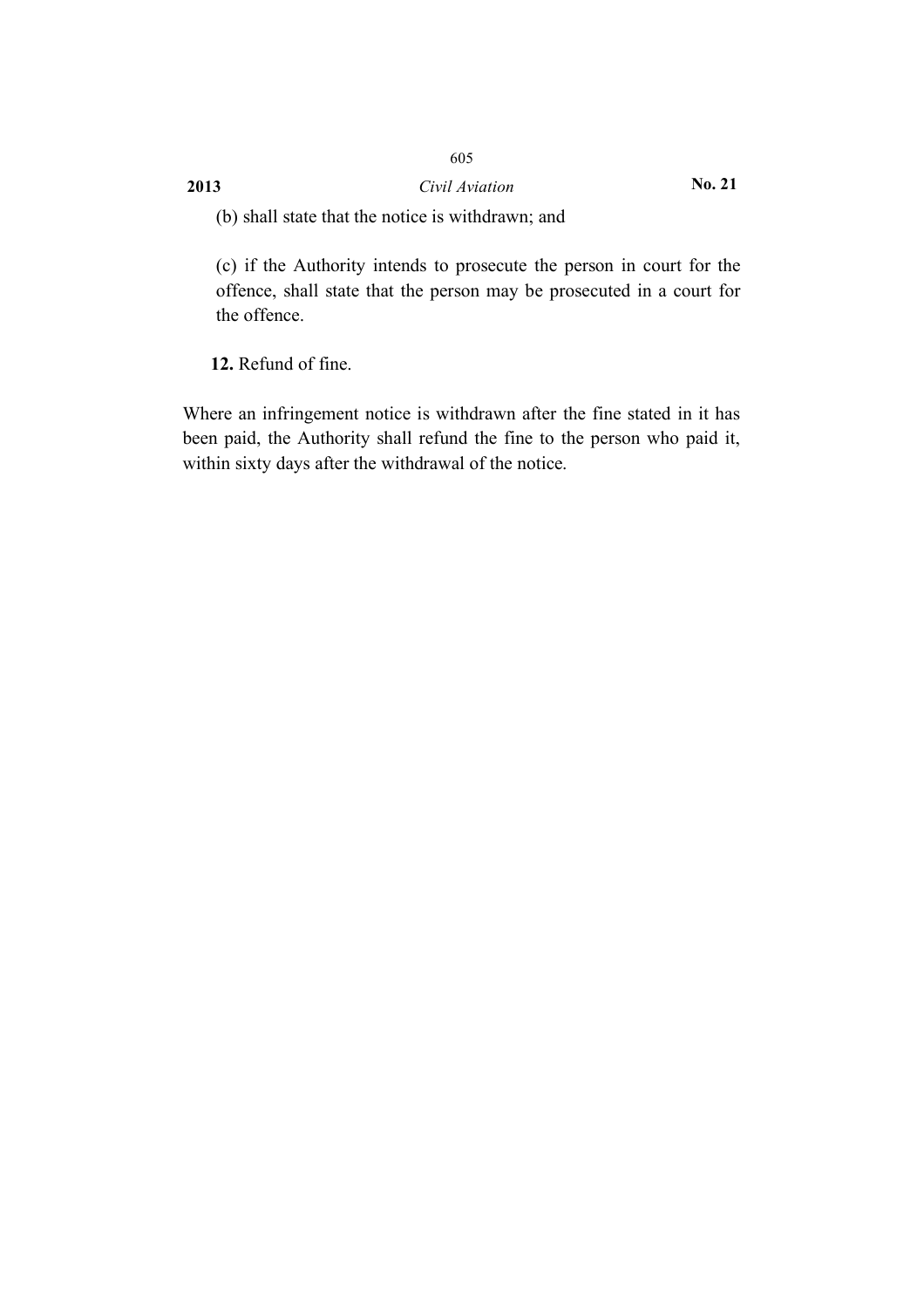(b) shall state that the notice is withdrawn; and

(c) if the Authority intends to prosecute the person in court for the offence, shall state that the person may be prosecuted in a court for the offence.

**12.** Refund of fine.

Where an infringement notice is withdrawn after the fine stated in it has been paid, the Authority shall refund the fine to the person who paid it, within sixty days after the withdrawal of the notice.